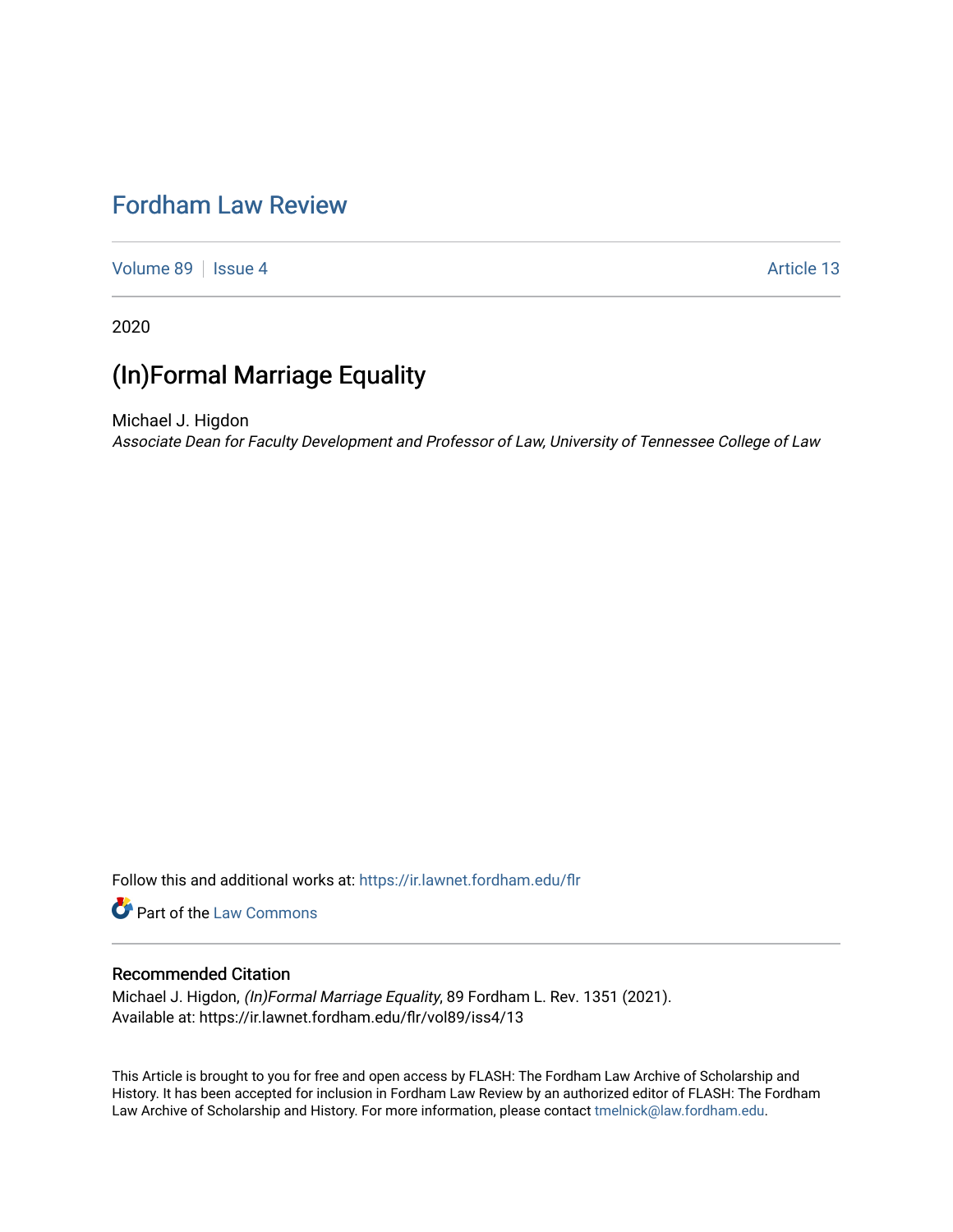# Fordham Law Review

Volume 89 | Issue 4 Article 13

2020

## (In)Formal Marriage Equality

Michael J. Higdon

*Associate Dean for Faculty Development and Professor of Law, University of Tennessee College of Law*

Follow this and additional works at: https://ir.lawnet.fordham.edu/flr

Part of the Law Commons

### Recommended Citation

Michael J. Higdon, *(In)Formal Marriage Equality*, 89 Fordham L. Rev. 1351 (2021).
Available at: https://ir.lawnet.fordham.edu/flr/vol89/iss4/13

This Article is brought to you for free and open access by FLASH: The Fordham Law Archive of Scholarship and History. It has been accepted for inclusion in Fordham Law Review by an authorized editor of FLASH: The Fordham Law Archive of Scholarship and History. For more information, please contact tmelnick@law.fordham.edu.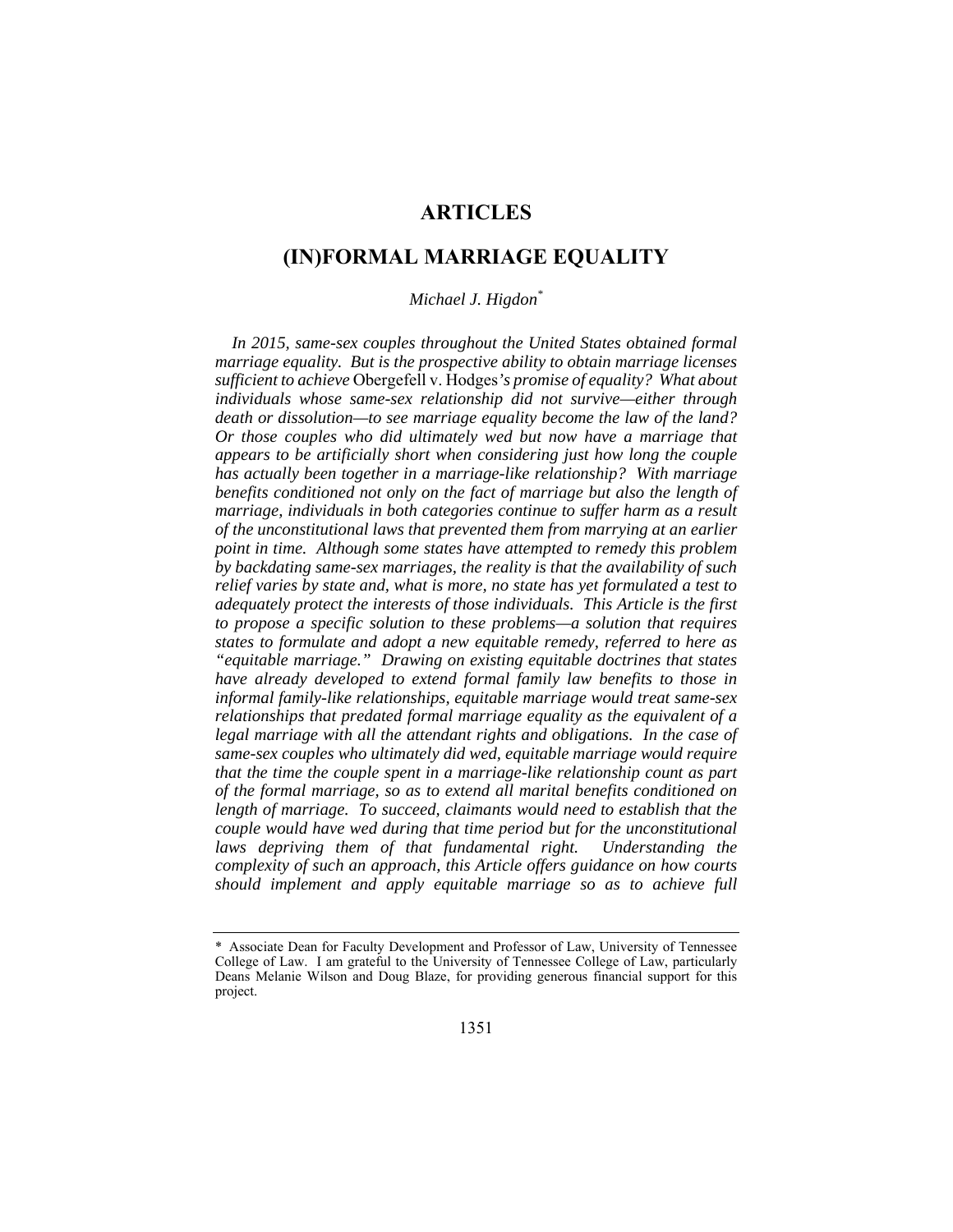# ARTICLES

## (IN)FORMAL MARRIAGE EQUALITY

*Michael J. Higdon*[*]

*In 2015, same-sex couples throughout the United States obtained formal marriage equality. But is the prospective ability to obtain marriage licenses sufficient to achieve* Obergefell v. Hodges*'s promise of equality? What about individuals whose same-sex relationship did not survive—either through death or dissolution—to see marriage equality become the law of the land? Or those couples who did ultimately wed but now have a marriage that appears to be artificially short when considering just how long the couple has actually been together in a marriage-like relationship? With marriage benefits conditioned not only on the fact of marriage but also the length of marriage, individuals in both categories continue to suffer harm as a result of the unconstitutional laws that prevented them from marrying at an earlier point in time. Although some states have attempted to remedy this problem by backdating same-sex marriages, the reality is that the availability of such relief varies by state and, what is more, no state has yet formulated a test to adequately protect the interests of those individuals. This Article is the first to propose a specific solution to these problems—a solution that requires states to formulate and adopt a new equitable remedy, referred to here as "equitable marriage." Drawing on existing equitable doctrines that states have already developed to extend formal family law benefits to those in informal family-like relationships, equitable marriage would treat same-sex relationships that predated formal marriage equality as the equivalent of a legal marriage with all the attendant rights and obligations. In the case of same-sex couples who ultimately did wed, equitable marriage would require that the time the couple spent in a marriage-like relationship count as part of the formal marriage, so as to extend all marital benefits conditioned on length of marriage. To succeed, claimants would need to establish that the couple would have wed during that time period but for the unconstitutional laws depriving them of that fundamental right. Understanding the complexity of such an approach, this Article offers guidance on how courts should implement and apply equitable marriage so as to achieve full*

[*] Associate Dean for Faculty Development and Professor of Law, University of Tennessee College of Law. I am grateful to the University of Tennessee College of Law, particularly Deans Melanie Wilson and Doug Blaze, for providing generous financial support for this project.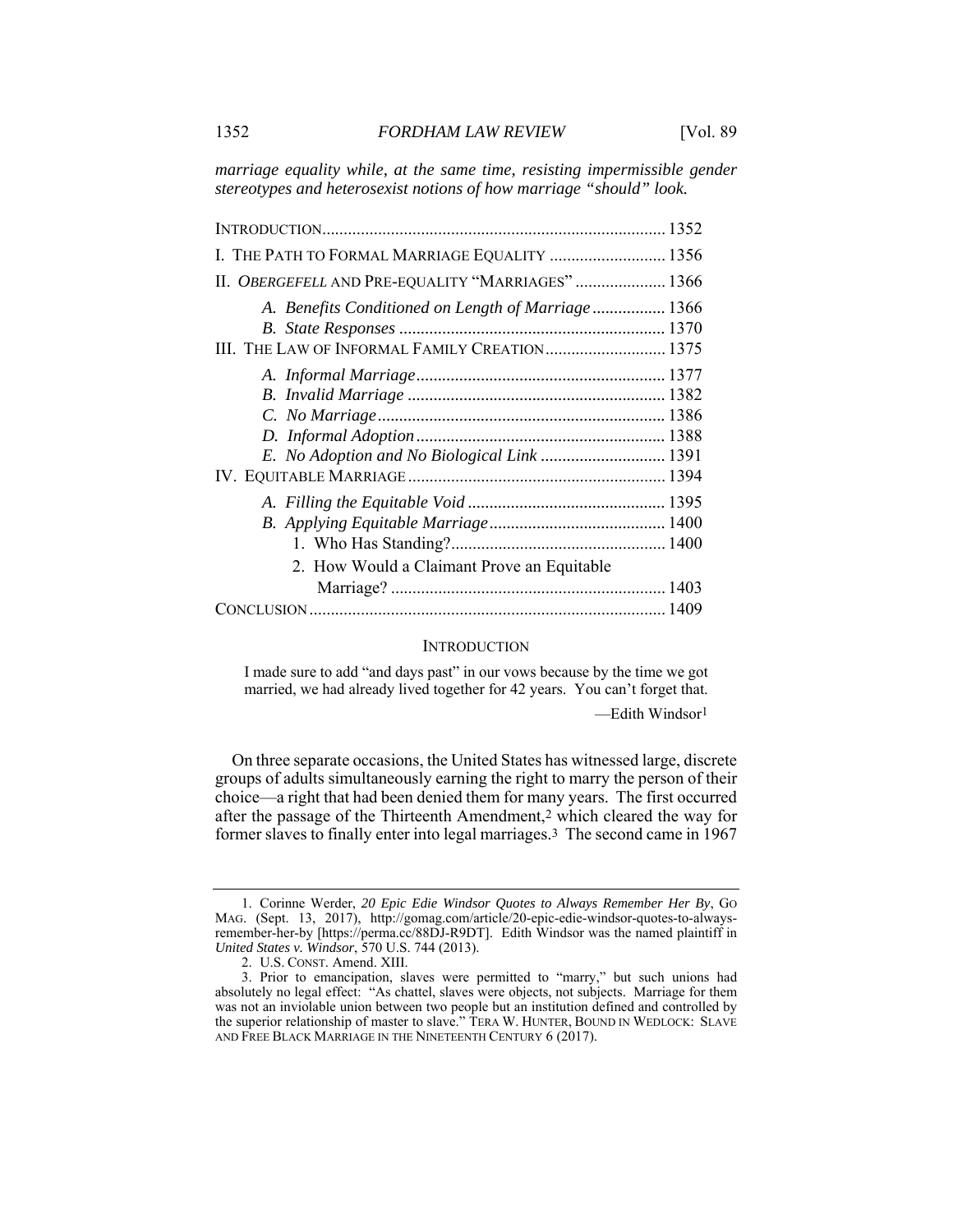*marriage equality while, at the same time, resisting impermissible gender stereotypes and heterosexist notions of how marriage "should" look.*

| | |
|---|---|
| INTRODUCTION | 1352 |
| I. THE PATH TO FORMAL MARRIAGE EQUALITY | 1356 |
| II. *OBERGEFELL* AND PRE-EQUALITY "MARRIAGES" | 1366 |
| *A. Benefits Conditioned on Length of Marriage* | 1366 |
| *B. State Responses* | 1370 |
| III. THE LAW OF INFORMAL FAMILY CREATION | 1375 |
| *A. Informal Marriage* | 1377 |
| *B. Invalid Marriage* | 1382 |
| *C. No Marriage* | 1386 |
| *D. Informal Adoption* | 1388 |
| *E. No Adoption and No Biological Link* | 1391 |
| IV. EQUITABLE MARRIAGE | 1394 |
| *A. Filling the Equitable Void* | 1395 |
| *B. Applying Equitable Marriage* | 1400 |
| 1. Who Has Standing? | 1400 |
| 2. How Would a Claimant Prove an Equitable Marriage? | 1403 |
| CONCLUSION | 1409 |

## INTRODUCTION

> I made sure to add "and days past" in our vows because by the time we got married, we had already lived together for 42 years. You can't forget that.
>
> —Edith Windsor[1]

On three separate occasions, the United States has witnessed large, discrete groups of adults simultaneously earning the right to marry the person of their choice—a right that had been denied them for many years. The first occurred after the passage of the Thirteenth Amendment,[2] which cleared the way for former slaves to finally enter into legal marriages.[3] The second came in 1967

---

1. Corinne Werder, *20 Epic Edie Windsor Quotes to Always Remember Her By*, GO MAG. (Sept. 13, 2017), http://gomag.com/article/20-epic-edie-windsor-quotes-to-always-remember-her-by [https://perma.cc/88DJ-R9DT]. Edith Windsor was the named plaintiff in *United States v. Windsor*, 570 U.S. 744 (2013).

2. U.S. CONST. Amend. XIII.

3. Prior to emancipation, slaves were permitted to "marry," but such unions had absolutely no legal effect: "As chattel, slaves were objects, not subjects. Marriage for them was not an inviolable union between two people but an institution defined and controlled by the superior relationship of master to slave." TERA W. HUNTER, BOUND IN WEDLOCK: SLAVE AND FREE BLACK MARRIAGE IN THE NINETEENTH CENTURY 6 (2017).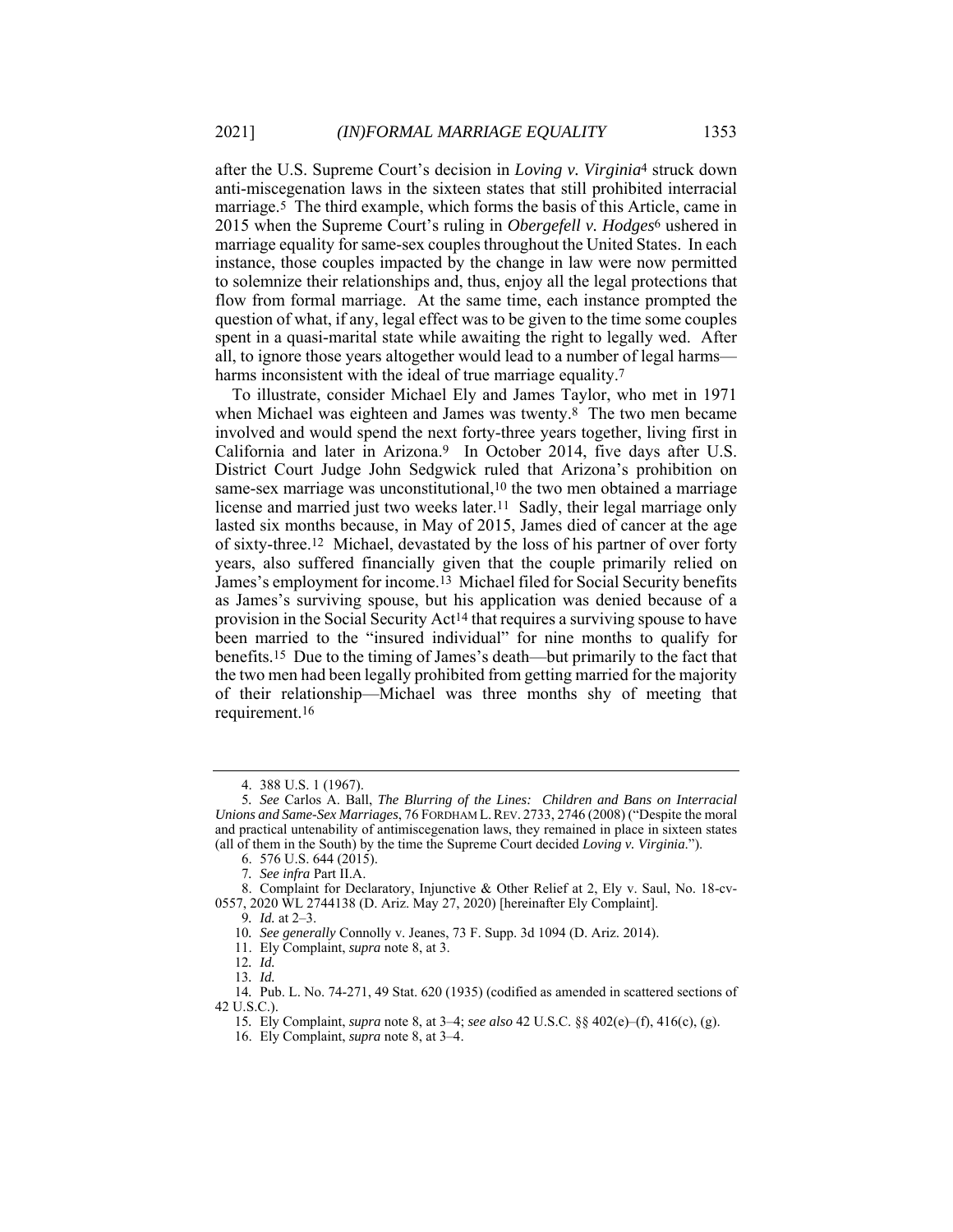after the U.S. Supreme Court's decision in *Loving v. Virginia*[4] struck down anti-miscegenation laws in the sixteen states that still prohibited interracial marriage.[5] The third example, which forms the basis of this Article, came in 2015 when the Supreme Court's ruling in *Obergefell v. Hodges*[6] ushered in marriage equality for same-sex couples throughout the United States. In each instance, those couples impacted by the change in law were now permitted to solemnize their relationships and, thus, enjoy all the legal protections that flow from formal marriage. At the same time, each instance prompted the question of what, if any, legal effect was to be given to the time some couples spent in a quasi-marital state while awaiting the right to legally wed. After all, to ignore those years altogether would lead to a number of legal harms—harms inconsistent with the ideal of true marriage equality.[7]

To illustrate, consider Michael Ely and James Taylor, who met in 1971 when Michael was eighteen and James was twenty.[8] The two men became involved and would spend the next forty-three years together, living first in California and later in Arizona.[9] In October 2014, five days after U.S. District Court Judge John Sedgwick ruled that Arizona's prohibition on same-sex marriage was unconstitutional,[10] the two men obtained a marriage license and married just two weeks later.[11] Sadly, their legal marriage only lasted six months because, in May of 2015, James died of cancer at the age of sixty-three.[12] Michael, devastated by the loss of his partner of over forty years, also suffered financially given that the couple primarily relied on James's employment for income.[13] Michael filed for Social Security benefits as James's surviving spouse, but his application was denied because of a provision in the Social Security Act[14] that requires a surviving spouse to have been married to the "insured individual" for nine months to qualify for benefits.[15] Due to the timing of James's death—but primarily to the fact that the two men had been legally prohibited from getting married for the majority of their relationship—Michael was three months shy of meeting that requirement.[16]

---

4. 388 U.S. 1 (1967).

5. *See* Carlos A. Ball, *The Blurring of the Lines: Children and Bans on Interracial Unions and Same-Sex Marriages*, 76 FORDHAM L. REV. 2733, 2746 (2008) ("Despite the moral and practical untenability of antimiscegenation laws, they remained in place in sixteen states (all of them in the South) by the time the Supreme Court decided *Loving v. Virginia*.").

6. 576 U.S. 644 (2015).

7. *See infra* Part II.A.

8. Complaint for Declaratory, Injunctive & Other Relief at 2, Ely v. Saul, No. 18-cv-0557, 2020 WL 2744138 (D. Ariz. May 27, 2020) [hereinafter Ely Complaint].

9. *Id.* at 2–3.

10. *See generally* Connolly v. Jeanes, 73 F. Supp. 3d 1094 (D. Ariz. 2014).

11. Ely Complaint, *supra* note 8, at 3.

12. *Id.*

13. *Id.*

14. Pub. L. No. 74-271, 49 Stat. 620 (1935) (codified as amended in scattered sections of 42 U.S.C.).

15. Ely Complaint, *supra* note 8, at 3–4; *see also* 42 U.S.C. §§ 402(e)–(f), 416(c), (g).

16. Ely Complaint, *supra* note 8, at 3–4.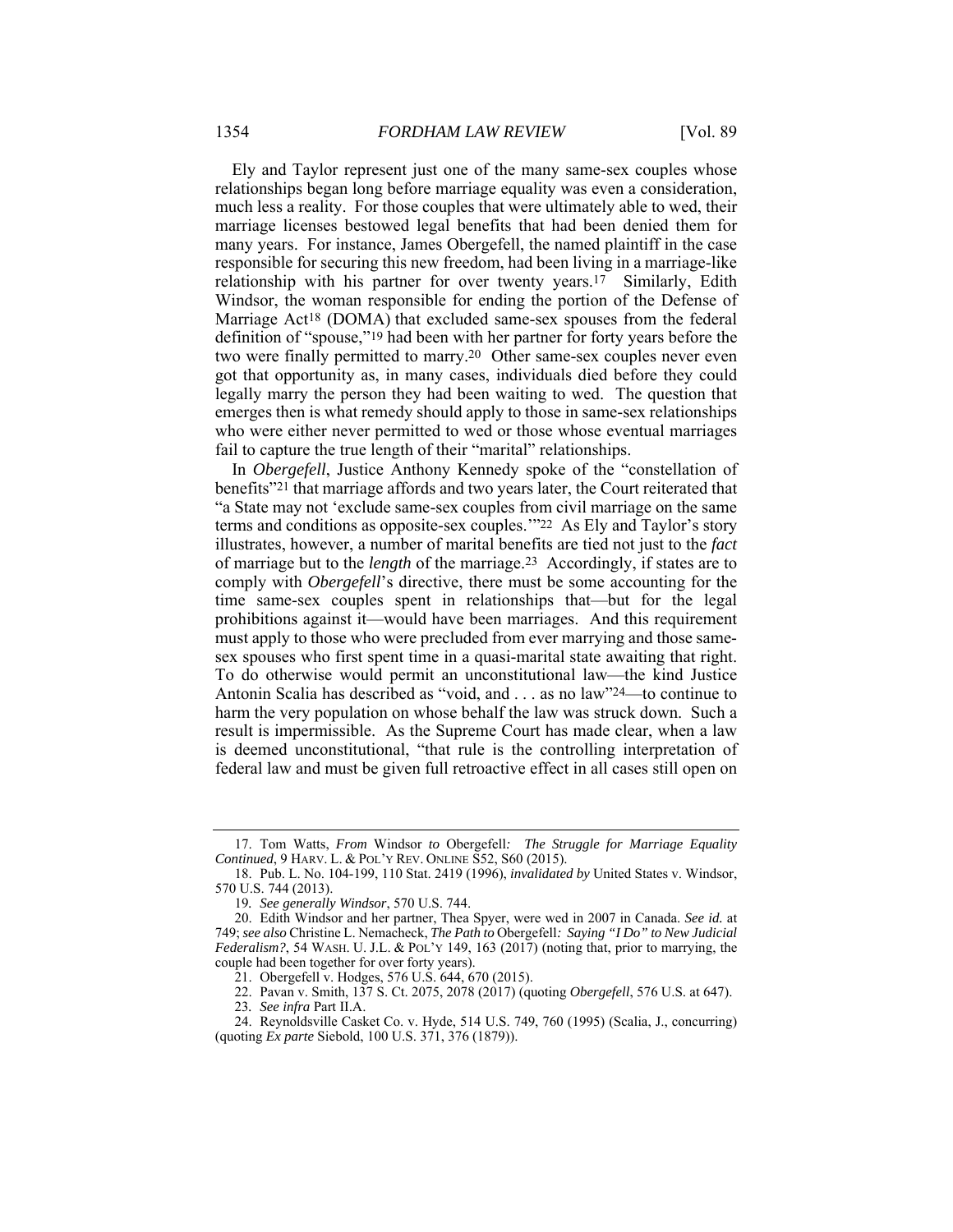Ely and Taylor represent just one of the many same-sex couples whose relationships began long before marriage equality was even a consideration, much less a reality. For those couples that were ultimately able to wed, their marriage licenses bestowed legal benefits that had been denied them for many years. For instance, James Obergefell, the named plaintiff in the case responsible for securing this new freedom, had been living in a marriage-like relationship with his partner for over twenty years.[17] Similarly, Edith Windsor, the woman responsible for ending the portion of the Defense of Marriage Act[18] (DOMA) that excluded same-sex spouses from the federal definition of "spouse,"[19] had been with her partner for forty years before the two were finally permitted to marry.[20] Other same-sex couples never even got that opportunity as, in many cases, individuals died before they could legally marry the person they had been waiting to wed. The question that emerges then is what remedy should apply to those in same-sex relationships who were either never permitted to wed or those whose eventual marriages fail to capture the true length of their "marital" relationships.

In *Obergefell*, Justice Anthony Kennedy spoke of the "constellation of benefits"[21] that marriage affords and two years later, the Court reiterated that "a State may not 'exclude same-sex couples from civil marriage on the same terms and conditions as opposite-sex couples.'"[22] As Ely and Taylor's story illustrates, however, a number of marital benefits are tied not just to the *fact* of marriage but to the *length* of the marriage.[23] Accordingly, if states are to comply with *Obergefell*'s directive, there must be some accounting for the time same-sex couples spent in relationships that—but for the legal prohibitions against it—would have been marriages. And this requirement must apply to those who were precluded from ever marrying and those same-sex spouses who first spent time in a quasi-marital state awaiting that right. To do otherwise would permit an unconstitutional law—the kind Justice Antonin Scalia has described as "void, and . . . as no law"[24]—to continue to harm the very population on whose behalf the law was struck down. Such a result is impermissible. As the Supreme Court has made clear, when a law is deemed unconstitutional, "that rule is the controlling interpretation of federal law and must be given full retroactive effect in all cases still open on

---

17. Tom Watts, *From* Windsor *to* Obergefell*: The Struggle for Marriage Equality Continued*, 9 HARV. L. & POL'Y REV. ONLINE S52, S60 (2015).

18. Pub. L. No. 104-199, 110 Stat. 2419 (1996), *invalidated by* United States v. Windsor, 570 U.S. 744 (2013).

19. *See generally Windsor*, 570 U.S. 744.

20. Edith Windsor and her partner, Thea Spyer, were wed in 2007 in Canada. *See id.* at 749; *see also* Christine L. Nemacheck, *The Path to* Obergefell*: Saying "I Do" to New Judicial Federalism?*, 54 WASH. U. J.L. & POL'Y 149, 163 (2017) (noting that, prior to marrying, the couple had been together for over forty years).

21. Obergefell v. Hodges, 576 U.S. 644, 670 (2015).

22. Pavan v. Smith, 137 S. Ct. 2075, 2078 (2017) (quoting *Obergefell*, 576 U.S. at 647).

23. *See infra* Part II.A.

24. Reynoldsville Casket Co. v. Hyde, 514 U.S. 749, 760 (1995) (Scalia, J., concurring) (quoting *Ex parte* Siebold, 100 U.S. 371, 376 (1879)).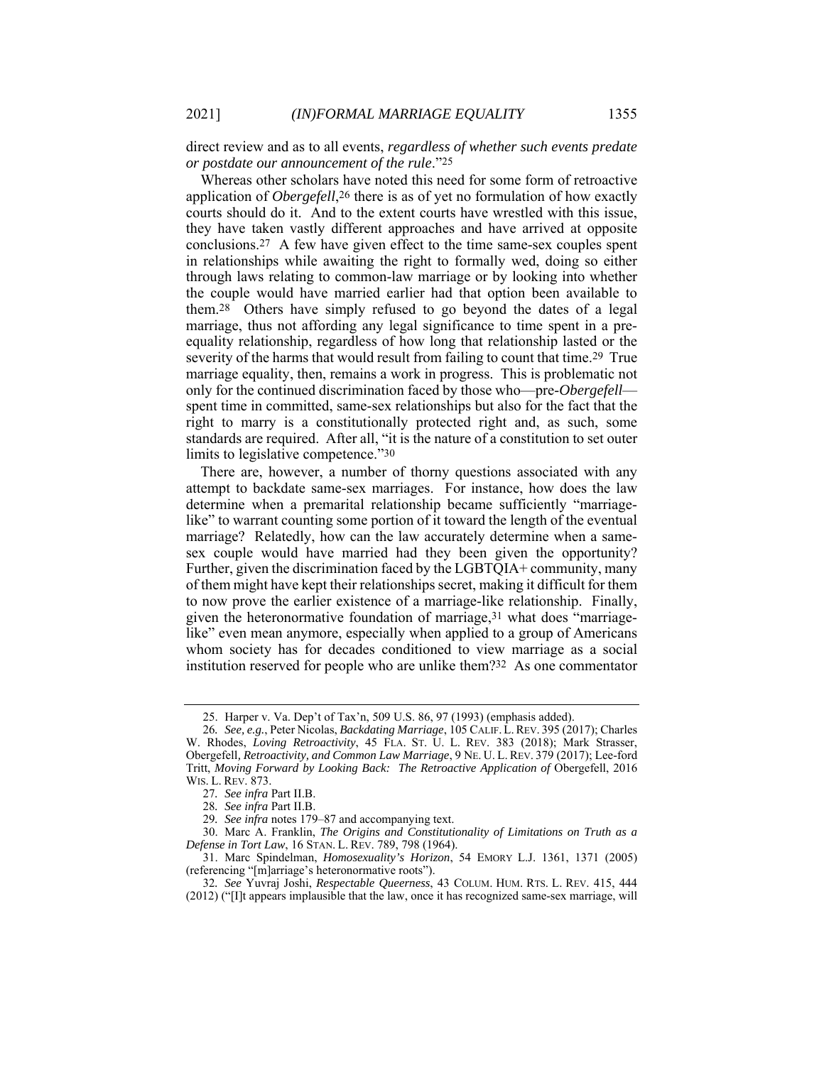direct review and as to all events, *regardless of whether such events predate or postdate our announcement of the rule*."[25]

Whereas other scholars have noted this need for some form of retroactive application of *Obergefell*,[26] there is as of yet no formulation of how exactly courts should do it. And to the extent courts have wrestled with this issue, they have taken vastly different approaches and have arrived at opposite conclusions.[27] A few have given effect to the time same-sex couples spent in relationships while awaiting the right to formally wed, doing so either through laws relating to common-law marriage or by looking into whether the couple would have married earlier had that option been available to them.[28] Others have simply refused to go beyond the dates of a legal marriage, thus not affording any legal significance to time spent in a pre-equality relationship, regardless of how long that relationship lasted or the severity of the harms that would result from failing to count that time.[29] True marriage equality, then, remains a work in progress. This is problematic not only for the continued discrimination faced by those who—pre-*Obergefell*—spent time in committed, same-sex relationships but also for the fact that the right to marry is a constitutionally protected right and, as such, some standards are required. After all, "it is the nature of a constitution to set outer limits to legislative competence."[30]

There are, however, a number of thorny questions associated with any attempt to backdate same-sex marriages. For instance, how does the law determine when a premarital relationship became sufficiently "marriage-like" to warrant counting some portion of it toward the length of the eventual marriage? Relatedly, how can the law accurately determine when a same-sex couple would have married had they been given the opportunity? Further, given the discrimination faced by the LGBTQIA+ community, many of them might have kept their relationships secret, making it difficult for them to now prove the earlier existence of a marriage-like relationship. Finally, given the heteronormative foundation of marriage,[31] what does "marriage-like" even mean anymore, especially when applied to a group of Americans whom society has for decades conditioned to view marriage as a social institution reserved for people who are unlike them?[32] As one commentator

---

25. Harper v. Va. Dep't of Tax'n, 509 U.S. 86, 97 (1993) (emphasis added).

26. *See, e.g.*, Peter Nicolas, *Backdating Marriage*, 105 CALIF. L. REV. 395 (2017); Charles W. Rhodes, *Loving Retroactivity*, 45 FLA. ST. U. L. REV. 383 (2018); Mark Strasser, Obergefell*, Retroactivity, and Common Law Marriage*, 9 NE. U. L. REV. 379 (2017); Lee-ford Tritt, *Moving Forward by Looking Back: The Retroactive Application of* Obergefell, 2016 WIS. L. REV. 873.

27. *See infra* Part II.B.

28. *See infra* Part II.B.

29. *See infra* notes 179–87 and accompanying text.

30. Marc A. Franklin, *The Origins and Constitutionality of Limitations on Truth as a Defense in Tort Law*, 16 STAN. L. REV. 789, 798 (1964).

31. Marc Spindelman, *Homosexuality's Horizon*, 54 EMORY L.J. 1361, 1371 (2005) (referencing "[m]arriage's heteronormative roots").

32. *See* Yuvraj Joshi, *Respectable Queerness*, 43 COLUM. HUM. RTS. L. REV. 415, 444 (2012) ("[I]t appears implausible that the law, once it has recognized same-sex marriage, will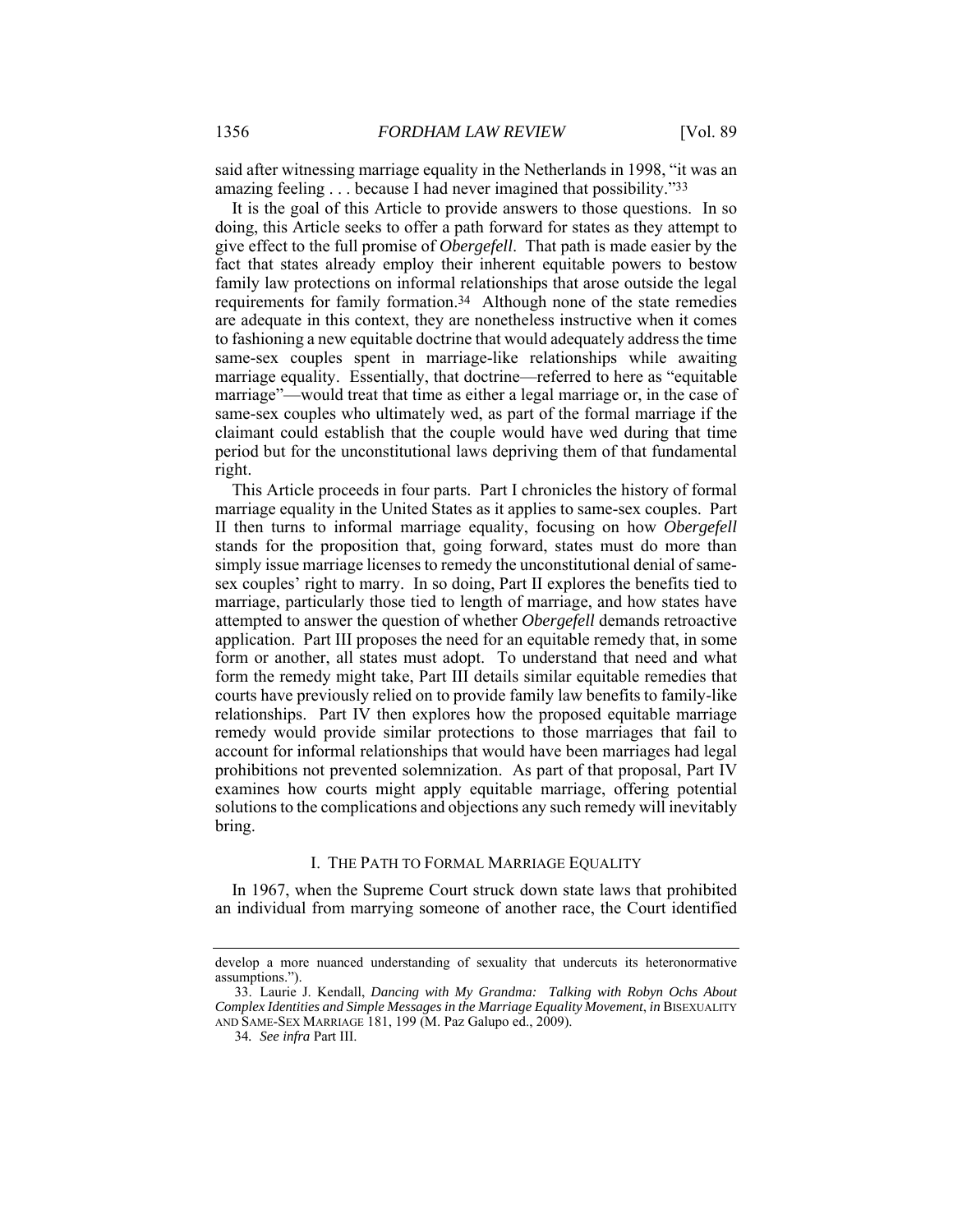said after witnessing marriage equality in the Netherlands in 1998, "it was an amazing feeling . . . because I had never imagined that possibility."[33]

It is the goal of this Article to provide answers to those questions. In so doing, this Article seeks to offer a path forward for states as they attempt to give effect to the full promise of *Obergefell*. That path is made easier by the fact that states already employ their inherent equitable powers to bestow family law protections on informal relationships that arose outside the legal requirements for family formation.[34] Although none of the state remedies are adequate in this context, they are nonetheless instructive when it comes to fashioning a new equitable doctrine that would adequately address the time same-sex couples spent in marriage-like relationships while awaiting marriage equality. Essentially, that doctrine—referred to here as "equitable marriage"—would treat that time as either a legal marriage or, in the case of same-sex couples who ultimately wed, as part of the formal marriage if the claimant could establish that the couple would have wed during that time period but for the unconstitutional laws depriving them of that fundamental right.

This Article proceeds in four parts. Part I chronicles the history of formal marriage equality in the United States as it applies to same-sex couples. Part II then turns to informal marriage equality, focusing on how *Obergefell* stands for the proposition that, going forward, states must do more than simply issue marriage licenses to remedy the unconstitutional denial of same-sex couples' right to marry. In so doing, Part II explores the benefits tied to marriage, particularly those tied to length of marriage, and how states have attempted to answer the question of whether *Obergefell* demands retroactive application. Part III proposes the need for an equitable remedy that, in some form or another, all states must adopt. To understand that need and what form the remedy might take, Part III details similar equitable remedies that courts have previously relied on to provide family law benefits to family-like relationships. Part IV then explores how the proposed equitable marriage remedy would provide similar protections to those marriages that fail to account for informal relationships that would have been marriages had legal prohibitions not prevented solemnization. As part of that proposal, Part IV examines how courts might apply equitable marriage, offering potential solutions to the complications and objections any such remedy will inevitably bring.

## I. THE PATH TO FORMAL MARRIAGE EQUALITY

In 1967, when the Supreme Court struck down state laws that prohibited an individual from marrying someone of another race, the Court identified

---

develop a more nuanced understanding of sexuality that undercuts its heteronormative assumptions.").

33. Laurie J. Kendall, *Dancing with My Grandma: Talking with Robyn Ochs About Complex Identities and Simple Messages in the Marriage Equality Movement*, *in* BISEXUALITY AND SAME-SEX MARRIAGE 181, 199 (M. Paz Galupo ed., 2009).

34. *See infra* Part III.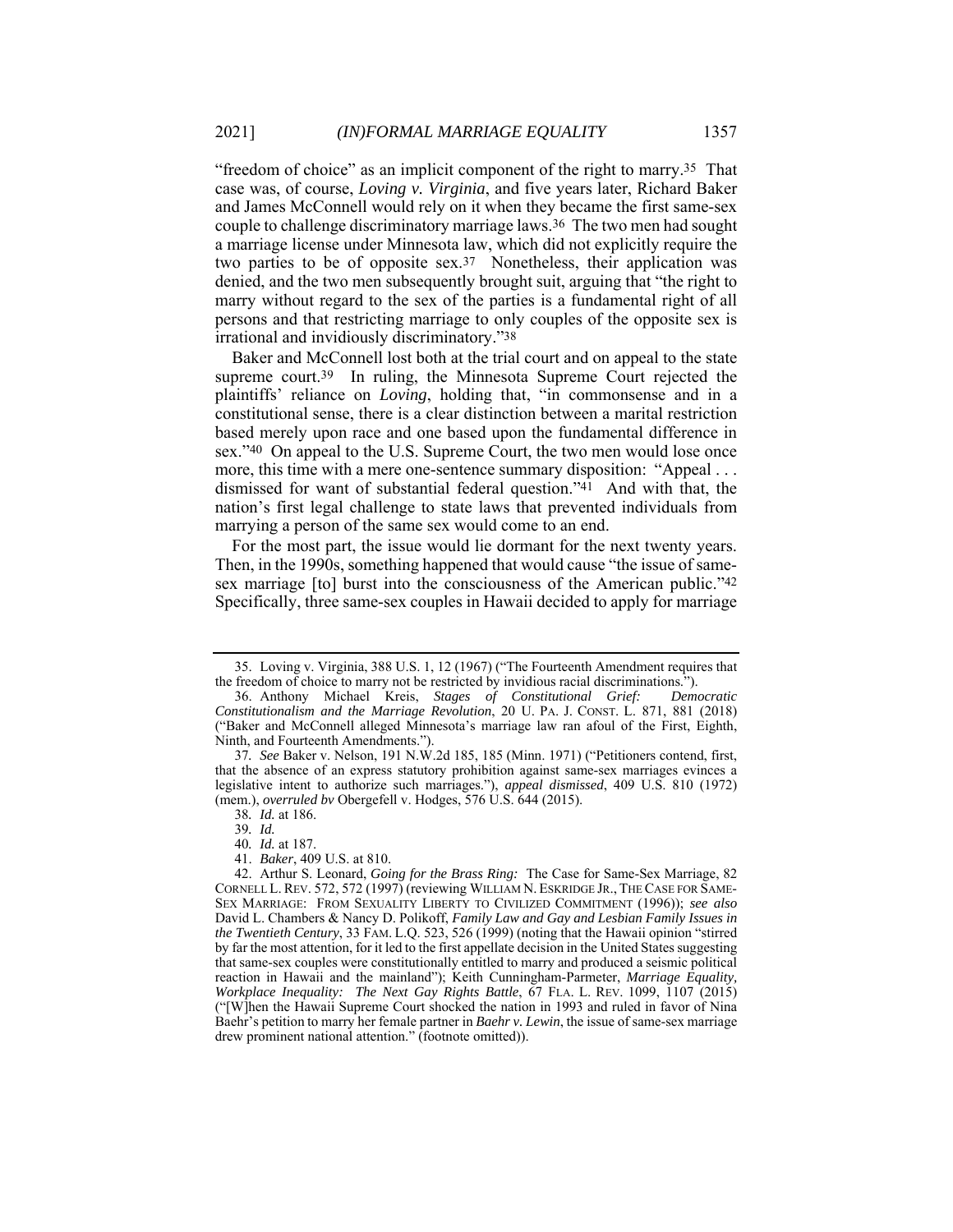"freedom of choice" as an implicit component of the right to marry.[35] That case was, of course, *Loving v. Virginia*, and five years later, Richard Baker and James McConnell would rely on it when they became the first same-sex couple to challenge discriminatory marriage laws.[36] The two men had sought a marriage license under Minnesota law, which did not explicitly require the two parties to be of opposite sex.[37] Nonetheless, their application was denied, and the two men subsequently brought suit, arguing that "the right to marry without regard to the sex of the parties is a fundamental right of all persons and that restricting marriage to only couples of the opposite sex is irrational and invidiously discriminatory."[38]

Baker and McConnell lost both at the trial court and on appeal to the state supreme court.[39] In ruling, the Minnesota Supreme Court rejected the plaintiffs' reliance on *Loving*, holding that, "in commonsense and in a constitutional sense, there is a clear distinction between a marital restriction based merely upon race and one based upon the fundamental difference in sex."[40] On appeal to the U.S. Supreme Court, the two men would lose once more, this time with a mere one-sentence summary disposition: "Appeal . . . dismissed for want of substantial federal question."[41] And with that, the nation's first legal challenge to state laws that prevented individuals from marrying a person of the same sex would come to an end.

For the most part, the issue would lie dormant for the next twenty years. Then, in the 1990s, something happened that would cause "the issue of same-sex marriage [to] burst into the consciousness of the American public."[42] Specifically, three same-sex couples in Hawaii decided to apply for marriage

---

35. Loving v. Virginia, 388 U.S. 1, 12 (1967) ("The Fourteenth Amendment requires that the freedom of choice to marry not be restricted by invidious racial discriminations.").

36. Anthony Michael Kreis, *Stages of Constitutional Grief: Democratic Constitutionalism and the Marriage Revolution*, 20 U. PA. J. CONST. L. 871, 881 (2018) ("Baker and McConnell alleged Minnesota's marriage law ran afoul of the First, Eighth, Ninth, and Fourteenth Amendments.").

37. *See* Baker v. Nelson, 191 N.W.2d 185, 185 (Minn. 1971) ("Petitioners contend, first, that the absence of an express statutory prohibition against same-sex marriages evinces a legislative intent to authorize such marriages."), *appeal dismissed*, 409 U.S. 810 (1972) (mem.), *overruled by* Obergefell v. Hodges, 576 U.S. 644 (2015).

38. *Id.* at 186.

39. *Id.*

40. *Id.* at 187.

41. *Baker*, 409 U.S. at 810.

42. Arthur S. Leonard, *Going for the Brass Ring:* The Case for Same-Sex Marriage, 82 CORNELL L. REV. 572, 572 (1997) (reviewing WILLIAM N. ESKRIDGE JR., THE CASE FOR SAME-SEX MARRIAGE: FROM SEXUALITY LIBERTY TO CIVILIZED COMMITMENT (1996)); *see also* David L. Chambers & Nancy D. Polikoff, *Family Law and Gay and Lesbian Family Issues in the Twentieth Century*, 33 FAM. L.Q. 523, 526 (1999) (noting that the Hawaii opinion "stirred by far the most attention, for it led to the first appellate decision in the United States suggesting that same-sex couples were constitutionally entitled to marry and produced a seismic political reaction in Hawaii and the mainland"); Keith Cunningham-Parmeter, *Marriage Equality, Workplace Inequality: The Next Gay Rights Battle*, 67 FLA. L. REV. 1099, 1107 (2015) ("[W]hen the Hawaii Supreme Court shocked the nation in 1993 and ruled in favor of Nina Baehr's petition to marry her female partner in *Baehr v. Lewin*, the issue of same-sex marriage drew prominent national attention." (footnote omitted)).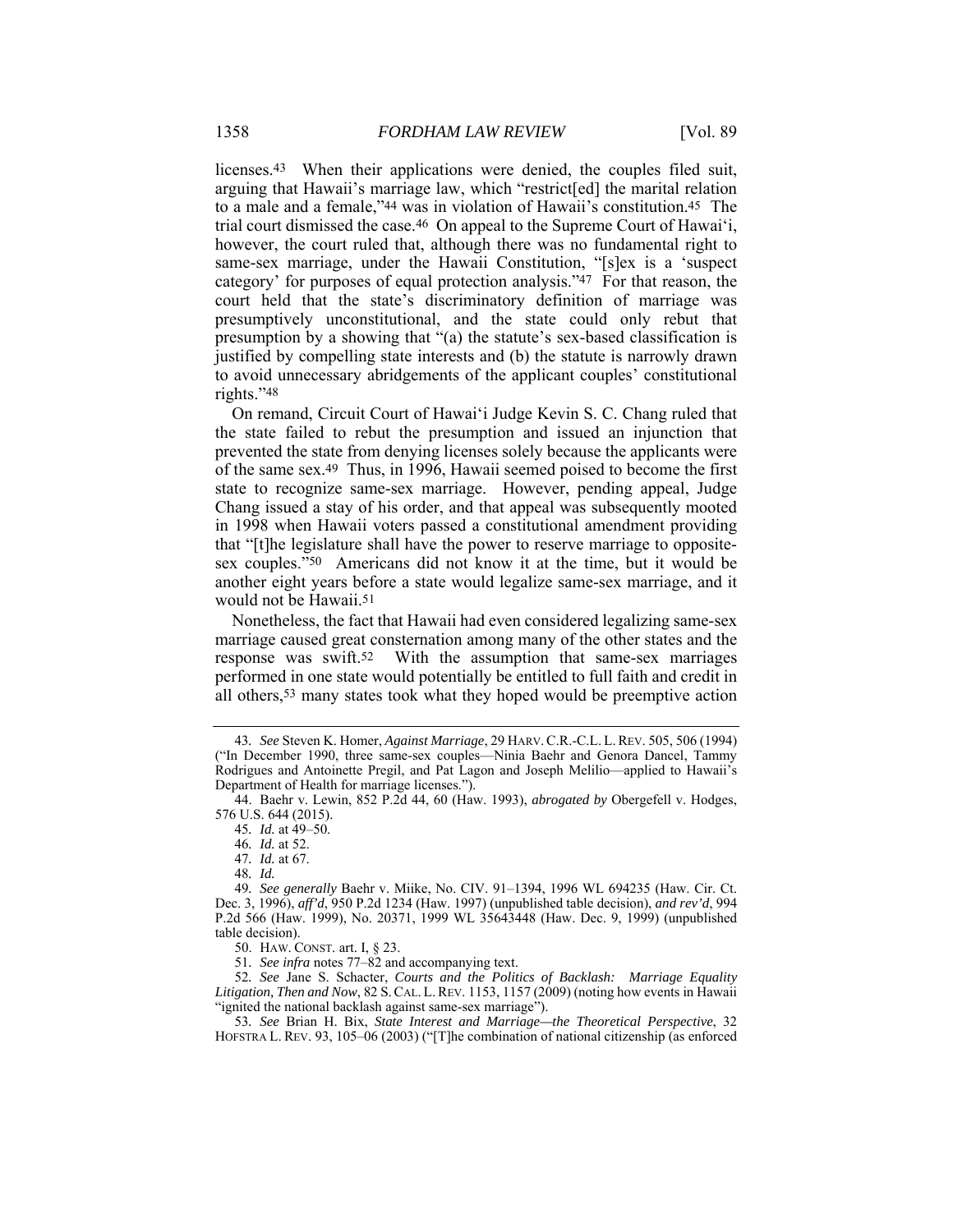licenses.[43] When their applications were denied, the couples filed suit, arguing that Hawaii's marriage law, which "restrict[ed] the marital relation to a male and a female,"[44] was in violation of Hawaii's constitution.[45] The trial court dismissed the case.[46] On appeal to the Supreme Court of Hawai'i, however, the court ruled that, although there was no fundamental right to same-sex marriage, under the Hawaii Constitution, "[s]ex is a 'suspect category' for purposes of equal protection analysis."[47] For that reason, the court held that the state's discriminatory definition of marriage was presumptively unconstitutional, and the state could only rebut that presumption by a showing that "(a) the statute's sex-based classification is justified by compelling state interests and (b) the statute is narrowly drawn to avoid unnecessary abridgements of the applicant couples' constitutional rights."[48]

On remand, Circuit Court of Hawai'i Judge Kevin S. C. Chang ruled that the state failed to rebut the presumption and issued an injunction that prevented the state from denying licenses solely because the applicants were of the same sex.[49] Thus, in 1996, Hawaii seemed poised to become the first state to recognize same-sex marriage. However, pending appeal, Judge Chang issued a stay of his order, and that appeal was subsequently mooted in 1998 when Hawaii voters passed a constitutional amendment providing that "[t]he legislature shall have the power to reserve marriage to opposite-sex couples."[50] Americans did not know it at the time, but it would be another eight years before a state would legalize same-sex marriage, and it would not be Hawaii.[51]

Nonetheless, the fact that Hawaii had even considered legalizing same-sex marriage caused great consternation among many of the other states and the response was swift.[52] With the assumption that same-sex marriages performed in one state would potentially be entitled to full faith and credit in all others,[53] many states took what they hoped would be preemptive action

---

43. *See* Steven K. Homer, *Against Marriage*, 29 HARV. C.R.-C.L. L. REV. 505, 506 (1994) ("In December 1990, three same-sex couples—Ninia Baehr and Genora Dancel, Tammy Rodrigues and Antoinette Pregil, and Pat Lagon and Joseph Melilio—applied to Hawaii's Department of Health for marriage licenses.").

44. Baehr v. Lewin, 852 P.2d 44, 60 (Haw. 1993), *abrogated by* Obergefell v. Hodges, 576 U.S. 644 (2015).

45. *Id.* at 49–50.

46. *Id.* at 52.

47. *Id.* at 67.

48. *Id.*

49. *See generally* Baehr v. Miike, No. CIV. 91–1394, 1996 WL 694235 (Haw. Cir. Ct. Dec. 3, 1996), *aff'd*, 950 P.2d 1234 (Haw. 1997) (unpublished table decision), *and rev'd*, 994 P.2d 566 (Haw. 1999), No. 20371, 1999 WL 35643448 (Haw. Dec. 9, 1999) (unpublished table decision).

50. HAW. CONST. art. I, § 23.

51. *See infra* notes 77–82 and accompanying text.

52. *See* Jane S. Schacter, *Courts and the Politics of Backlash: Marriage Equality Litigation, Then and Now*, 82 S. CAL. L. REV. 1153, 1157 (2009) (noting how events in Hawaii "ignited the national backlash against same-sex marriage").

53. *See* Brian H. Bix, *State Interest and Marriage—the Theoretical Perspective*, 32 HOFSTRA L. REV. 93, 105–06 (2003) ("[T]he combination of national citizenship (as enforced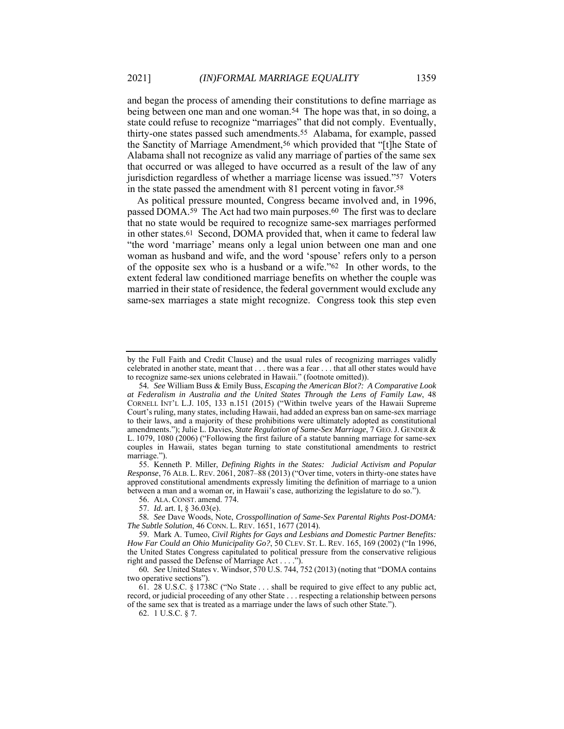and began the process of amending their constitutions to define marriage as being between one man and one woman.[54] The hope was that, in so doing, a state could refuse to recognize "marriages" that did not comply. Eventually, thirty-one states passed such amendments.[55] Alabama, for example, passed the Sanctity of Marriage Amendment,[56] which provided that "[t]he State of Alabama shall not recognize as valid any marriage of parties of the same sex that occurred or was alleged to have occurred as a result of the law of any jurisdiction regardless of whether a marriage license was issued."[57] Voters in the state passed the amendment with 81 percent voting in favor.[58]

As political pressure mounted, Congress became involved and, in 1996, passed DOMA.[59] The Act had two main purposes.[60] The first was to declare that no state would be required to recognize same-sex marriages performed in other states.[61] Second, DOMA provided that, when it came to federal law "the word 'marriage' means only a legal union between one man and one woman as husband and wife, and the word 'spouse' refers only to a person of the opposite sex who is a husband or a wife."[62] In other words, to the extent federal law conditioned marriage benefits on whether the couple was married in their state of residence, the federal government would exclude any same-sex marriages a state might recognize. Congress took this step even

---

by the Full Faith and Credit Clause) and the usual rules of recognizing marriages validly celebrated in another state, meant that . . . there was a fear . . . that all other states would have to recognize same-sex unions celebrated in Hawaii." (footnote omitted)).

54. *See* William Buss & Emily Buss, *Escaping the American Blot?: A Comparative Look at Federalism in Australia and the United States Through the Lens of Family Law*, 48 CORNELL INT'L L.J. 105, 133 n.151 (2015) ("Within twelve years of the Hawaii Supreme Court's ruling, many states, including Hawaii, had added an express ban on same-sex marriage to their laws, and a majority of these prohibitions were ultimately adopted as constitutional amendments."); Julie L. Davies, *State Regulation of Same-Sex Marriage*, 7 GEO. J. GENDER & L. 1079, 1080 (2006) ("Following the first failure of a statute banning marriage for same-sex couples in Hawaii, states began turning to state constitutional amendments to restrict marriage.").

55. Kenneth P. Miller, *Defining Rights in the States: Judicial Activism and Popular Response*, 76 ALB. L. REV. 2061, 2087–88 (2013) ("Over time, voters in thirty-one states have approved constitutional amendments expressly limiting the definition of marriage to a union between a man and a woman or, in Hawaii's case, authorizing the legislature to do so.").

56. ALA. CONST. amend. 774.

57. *Id.* art. I, § 36.03(e).

58. *See* Dave Woods, Note, *Crosspollination of Same-Sex Parental Rights Post-DOMA: The Subtle Solution*, 46 CONN. L. REV. 1651, 1677 (2014).

59. Mark A. Tumeo, *Civil Rights for Gays and Lesbians and Domestic Partner Benefits: How Far Could an Ohio Municipality Go?*, 50 CLEV. ST. L. REV. 165, 169 (2002) ("In 1996, the United States Congress capitulated to political pressure from the conservative religious right and passed the Defense of Marriage Act . . . .").

60. *See* United States v. Windsor, 570 U.S. 744, 752 (2013) (noting that "DOMA contains two operative sections").

61. 28 U.S.C. § 1738C ("No State . . . shall be required to give effect to any public act, record, or judicial proceeding of any other State . . . respecting a relationship between persons of the same sex that is treated as a marriage under the laws of such other State.").

62. 1 U.S.C. § 7.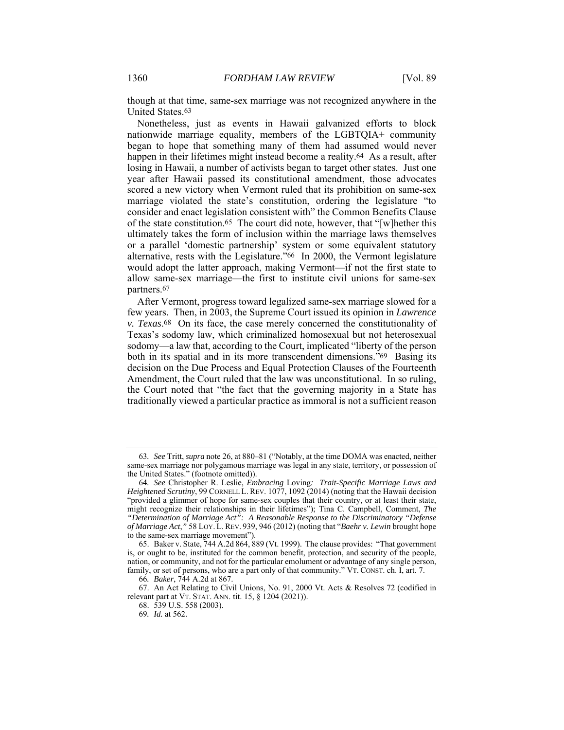though at that time, same-sex marriage was not recognized anywhere in the United States.[63]

Nonetheless, just as events in Hawaii galvanized efforts to block nationwide marriage equality, members of the LGBTQIA+ community began to hope that something many of them had assumed would never happen in their lifetimes might instead become a reality.[64] As a result, after losing in Hawaii, a number of activists began to target other states. Just one year after Hawaii passed its constitutional amendment, those advocates scored a new victory when Vermont ruled that its prohibition on same-sex marriage violated the state's constitution, ordering the legislature "to consider and enact legislation consistent with" the Common Benefits Clause of the state constitution.[65] The court did note, however, that "[w]hether this ultimately takes the form of inclusion within the marriage laws themselves or a parallel 'domestic partnership' system or some equivalent statutory alternative, rests with the Legislature."[66] In 2000, the Vermont legislature would adopt the latter approach, making Vermont—if not the first state to allow same-sex marriage—the first to institute civil unions for same-sex partners.[67]

After Vermont, progress toward legalized same-sex marriage slowed for a few years. Then, in 2003, the Supreme Court issued its opinion in *Lawrence v. Texas*.[68] On its face, the case merely concerned the constitutionality of Texas's sodomy law, which criminalized homosexual but not heterosexual sodomy—a law that, according to the Court, implicated "liberty of the person both in its spatial and in its more transcendent dimensions."[69] Basing its decision on the Due Process and Equal Protection Clauses of the Fourteenth Amendment, the Court ruled that the law was unconstitutional. In so ruling, the Court noted that "the fact that the governing majority in a State has traditionally viewed a particular practice as immoral is not a sufficient reason

---

63. *See* Tritt, *supra* note 26, at 880–81 ("Notably, at the time DOMA was enacted, neither same-sex marriage nor polygamous marriage was legal in any state, territory, or possession of the United States." (footnote omitted)).

64. *See* Christopher R. Leslie, *Embracing* Loving*: Trait-Specific Marriage Laws and Heightened Scrutiny*, 99 CORNELL L. REV. 1077, 1092 (2014) (noting that the Hawaii decision "provided a glimmer of hope for same-sex couples that their country, or at least their state, might recognize their relationships in their lifetimes"); Tina C. Campbell, Comment, *The "Determination of Marriage Act": A Reasonable Response to the Discriminatory "Defense of Marriage Act*,*"* 58 LOY. L. REV. 939, 946 (2012) (noting that "*Baehr v. Lewin* brought hope to the same-sex marriage movement").

65. Baker v. State, 744 A.2d 864, 889 (Vt. 1999). The clause provides: "That government is, or ought to be, instituted for the common benefit, protection, and security of the people, nation, or community, and not for the particular emolument or advantage of any single person, family, or set of persons, who are a part only of that community." VT. CONST. ch. I, art. 7.

66. *Baker*, 744 A.2d at 867.

67. An Act Relating to Civil Unions, No. 91, 2000 Vt. Acts & Resolves 72 (codified in relevant part at VT. STAT. ANN. tit. 15, § 1204 (2021)).

68. 539 U.S. 558 (2003).

69. *Id.* at 562.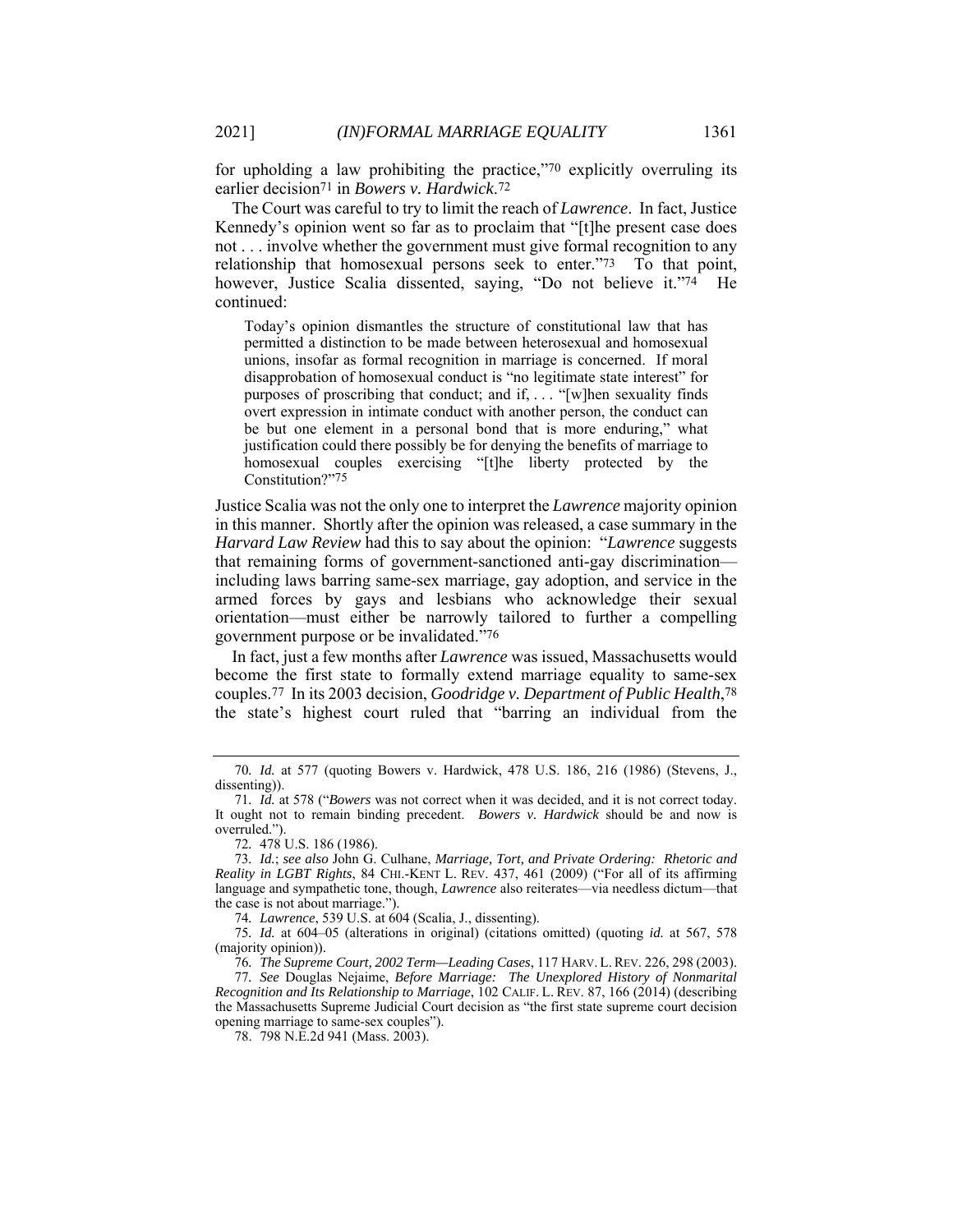for upholding a law prohibiting the practice,"[70] explicitly overruling its earlier decision[71] in *Bowers v. Hardwick*.[72]

The Court was careful to try to limit the reach of *Lawrence*. In fact, Justice Kennedy's opinion went so far as to proclaim that "[t]he present case does not . . . involve whether the government must give formal recognition to any relationship that homosexual persons seek to enter."[73] To that point, however, Justice Scalia dissented, saying, "Do not believe it."[74] He continued:

> Today's opinion dismantles the structure of constitutional law that has permitted a distinction to be made between heterosexual and homosexual unions, insofar as formal recognition in marriage is concerned. If moral disapprobation of homosexual conduct is "no legitimate state interest" for purposes of proscribing that conduct; and if, . . . "[w]hen sexuality finds overt expression in intimate conduct with another person, the conduct can be but one element in a personal bond that is more enduring," what justification could there possibly be for denying the benefits of marriage to homosexual couples exercising "[t]he liberty protected by the Constitution?"[75]

Justice Scalia was not the only one to interpret the *Lawrence* majority opinion in this manner. Shortly after the opinion was released, a case summary in the *Harvard Law Review* had this to say about the opinion: "*Lawrence* suggests that remaining forms of government-sanctioned anti-gay discrimination—including laws barring same-sex marriage, gay adoption, and service in the armed forces by gays and lesbians who acknowledge their sexual orientation—must either be narrowly tailored to further a compelling government purpose or be invalidated."[76]

In fact, just a few months after *Lawrence* was issued, Massachusetts would become the first state to formally extend marriage equality to same-sex couples.[77] In its 2003 decision, *Goodridge v. Department of Public Health*,[78] the state's highest court ruled that "barring an individual from the

---

70. *Id.* at 577 (quoting Bowers v. Hardwick, 478 U.S. 186, 216 (1986) (Stevens, J., dissenting)).

71. *Id.* at 578 ("*Bowers* was not correct when it was decided, and it is not correct today. It ought not to remain binding precedent. *Bowers v. Hardwick* should be and now is overruled.").

72. 478 U.S. 186 (1986).

73. *Id.*; *see also* John G. Culhane, *Marriage, Tort, and Private Ordering: Rhetoric and Reality in LGBT Rights*, 84 CHI.-KENT L. REV. 437, 461 (2009) ("For all of its affirming language and sympathetic tone, though, *Lawrence* also reiterates—via needless dictum—that the case is not about marriage.").

74. *Lawrence*, 539 U.S. at 604 (Scalia, J., dissenting).

75. *Id.* at 604–05 (alterations in original) (citations omitted) (quoting *id.* at 567, 578 (majority opinion)).

76. *The Supreme Court, 2002 Term—Leading Cases*, 117 HARV. L. REV. 226, 298 (2003).

77. *See* Douglas Nejaime, *Before Marriage: The Unexplored History of Nonmarital Recognition and Its Relationship to Marriage*, 102 CALIF. L. REV. 87, 166 (2014) (describing the Massachusetts Supreme Judicial Court decision as "the first state supreme court decision opening marriage to same-sex couples").

78. 798 N.E.2d 941 (Mass. 2003).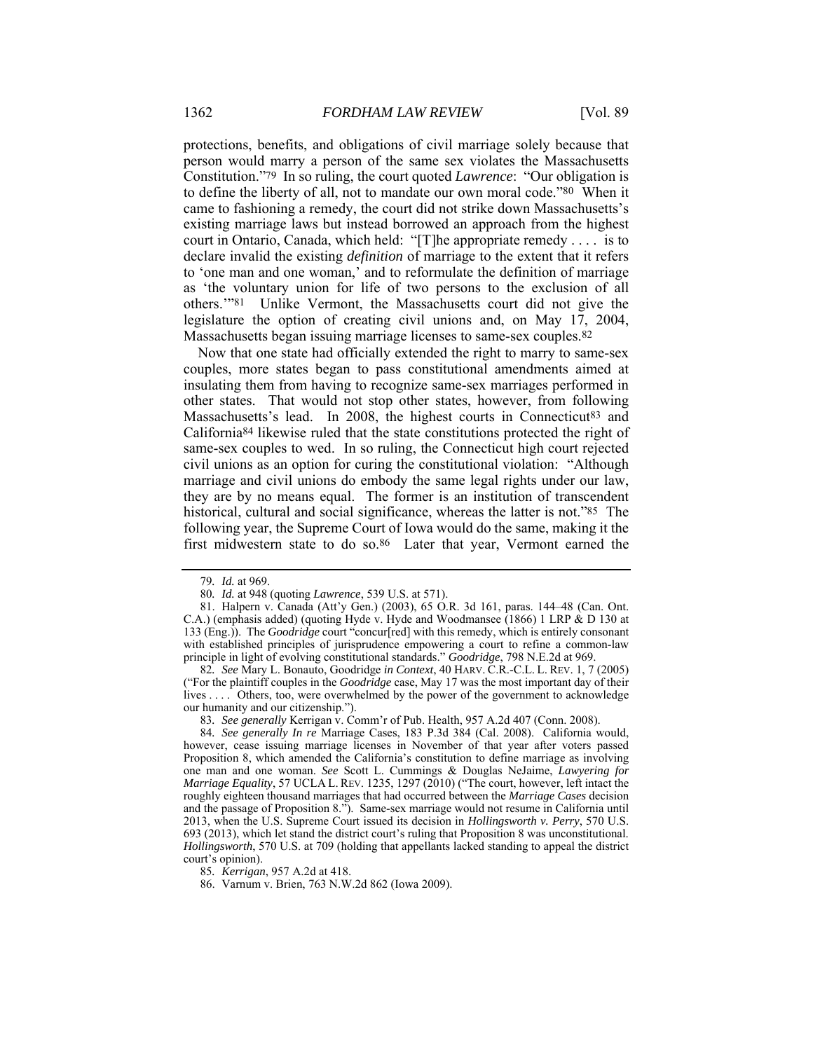protections, benefits, and obligations of civil marriage solely because that person would marry a person of the same sex violates the Massachusetts Constitution."[79] In so ruling, the court quoted *Lawrence*: "Our obligation is to define the liberty of all, not to mandate our own moral code."[80] When it came to fashioning a remedy, the court did not strike down Massachusetts's existing marriage laws but instead borrowed an approach from the highest court in Ontario, Canada, which held: "[T]he appropriate remedy . . . . is to declare invalid the existing *definition* of marriage to the extent that it refers to 'one man and one woman,' and to reformulate the definition of marriage as 'the voluntary union for life of two persons to the exclusion of all others.'"[81] Unlike Vermont, the Massachusetts court did not give the legislature the option of creating civil unions and, on May 17, 2004, Massachusetts began issuing marriage licenses to same-sex couples.[82]

Now that one state had officially extended the right to marry to same-sex couples, more states began to pass constitutional amendments aimed at insulating them from having to recognize same-sex marriages performed in other states. That would not stop other states, however, from following Massachusetts's lead. In 2008, the highest courts in Connecticut[83] and California[84] likewise ruled that the state constitutions protected the right of same-sex couples to wed. In so ruling, the Connecticut high court rejected civil unions as an option for curing the constitutional violation: "Although marriage and civil unions do embody the same legal rights under our law, they are by no means equal. The former is an institution of transcendent historical, cultural and social significance, whereas the latter is not."[85] The following year, the Supreme Court of Iowa would do the same, making it the first midwestern state to do so.[86] Later that year, Vermont earned the

---

79. *Id.* at 969.

80. *Id.* at 948 (quoting *Lawrence*, 539 U.S. at 571).

81. Halpern v. Canada (Att'y Gen.) (2003), 65 O.R. 3d 161, paras. 144–48 (Can. Ont. C.A.) (emphasis added) (quoting Hyde v. Hyde and Woodmansee (1866) 1 LRP & D 130 at 133 (Eng.)). The *Goodridge* court "concur[red] with this remedy, which is entirely consonant with established principles of jurisprudence empowering a court to refine a common-law principle in light of evolving constitutional standards." *Goodridge*, 798 N.E.2d at 969.

82. *See* Mary L. Bonauto, Goodridge *in Context*, 40 HARV. C.R.-C.L. L. REV. 1, 7 (2005) ("For the plaintiff couples in the *Goodridge* case, May 17 was the most important day of their lives . . . . Others, too, were overwhelmed by the power of the government to acknowledge our humanity and our citizenship.").

83. *See generally* Kerrigan v. Comm'r of Pub. Health, 957 A.2d 407 (Conn. 2008).

84. *See generally In re* Marriage Cases, 183 P.3d 384 (Cal. 2008). California would, however, cease issuing marriage licenses in November of that year after voters passed Proposition 8, which amended the California's constitution to define marriage as involving one man and one woman. *See* Scott L. Cummings & Douglas NeJaime, *Lawyering for Marriage Equality*, 57 UCLA L. REV. 1235, 1297 (2010) ("The court, however, left intact the roughly eighteen thousand marriages that had occurred between the *Marriage Cases* decision and the passage of Proposition 8."). Same-sex marriage would not resume in California until 2013, when the U.S. Supreme Court issued its decision in *Hollingsworth v. Perry*, 570 U.S. 693 (2013), which let stand the district court's ruling that Proposition 8 was unconstitutional. *Hollingsworth*, 570 U.S. at 709 (holding that appellants lacked standing to appeal the district court's opinion).

85. *Kerrigan*, 957 A.2d at 418.

86. Varnum v. Brien, 763 N.W.2d 862 (Iowa 2009).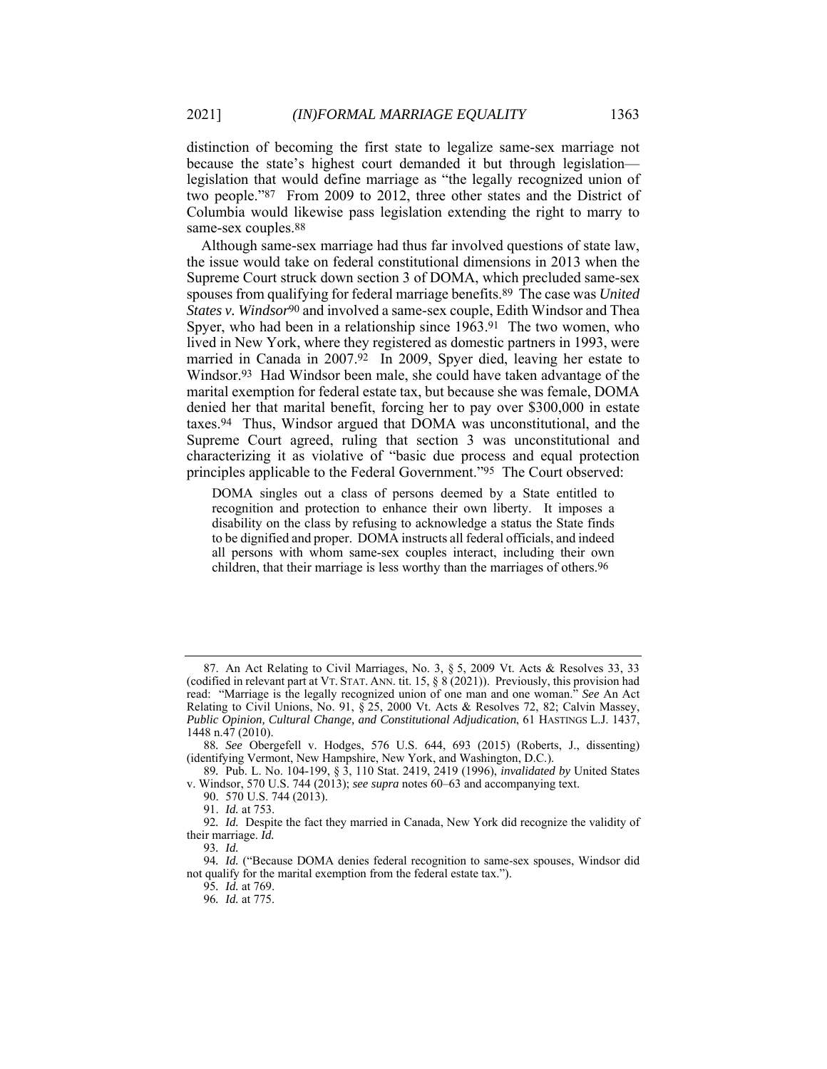distinction of becoming the first state to legalize same-sex marriage not because the state's highest court demanded it but through legislation—legislation that would define marriage as "the legally recognized union of two people."[87] From 2009 to 2012, three other states and the District of Columbia would likewise pass legislation extending the right to marry to same-sex couples.[88]

Although same-sex marriage had thus far involved questions of state law, the issue would take on federal constitutional dimensions in 2013 when the Supreme Court struck down section 3 of DOMA, which precluded same-sex spouses from qualifying for federal marriage benefits.[89] The case was *United States v. Windsor*[90] and involved a same-sex couple, Edith Windsor and Thea Spyer, who had been in a relationship since 1963.[91] The two women, who lived in New York, where they registered as domestic partners in 1993, were married in Canada in 2007.[92] In 2009, Spyer died, leaving her estate to Windsor.[93] Had Windsor been male, she could have taken advantage of the marital exemption for federal estate tax, but because she was female, DOMA denied her that marital benefit, forcing her to pay over $300,000 in estate taxes.[94] Thus, Windsor argued that DOMA was unconstitutional, and the Supreme Court agreed, ruling that section 3 was unconstitutional and characterizing it as violative of "basic due process and equal protection principles applicable to the Federal Government."[95] The Court observed:

> DOMA singles out a class of persons deemed by a State entitled to recognition and protection to enhance their own liberty. It imposes a disability on the class by refusing to acknowledge a status the State finds to be dignified and proper. DOMA instructs all federal officials, and indeed all persons with whom same-sex couples interact, including their own children, that their marriage is less worthy than the marriages of others.[96]

---

87. An Act Relating to Civil Marriages, No. 3, § 5, 2009 Vt. Acts & Resolves 33, 33 (codified in relevant part at VT. STAT. ANN. tit. 15, § 8 (2021)). Previously, this provision had read: "Marriage is the legally recognized union of one man and one woman." *See* An Act Relating to Civil Unions, No. 91, § 25, 2000 Vt. Acts & Resolves 72, 82; Calvin Massey, *Public Opinion, Cultural Change, and Constitutional Adjudication*, 61 HASTINGS L.J. 1437, 1448 n.47 (2010).

88. *See* Obergefell v. Hodges, 576 U.S. 644, 693 (2015) (Roberts, J., dissenting) (identifying Vermont, New Hampshire, New York, and Washington, D.C.).

89. Pub. L. No. 104-199, § 3, 110 Stat. 2419, 2419 (1996), *invalidated by* United States v. Windsor, 570 U.S. 744 (2013); *see supra* notes 60–63 and accompanying text.

90. 570 U.S. 744 (2013).

91. *Id.* at 753.

92. *Id.* Despite the fact they married in Canada, New York did recognize the validity of their marriage. *Id.*

93. *Id.*

94. *Id.* ("Because DOMA denies federal recognition to same-sex spouses, Windsor did not qualify for the marital exemption from the federal estate tax.").

95. *Id.* at 769.

96. *Id.* at 775.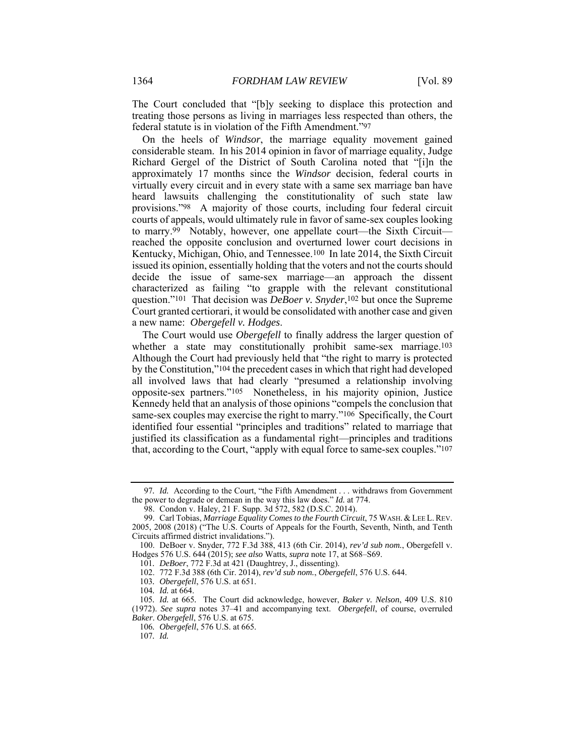The Court concluded that "[b]y seeking to displace this protection and treating those persons as living in marriages less respected than others, the federal statute is in violation of the Fifth Amendment."[97]

On the heels of *Windsor*, the marriage equality movement gained considerable steam. In his 2014 opinion in favor of marriage equality, Judge Richard Gergel of the District of South Carolina noted that "[i]n the approximately 17 months since the *Windsor* decision, federal courts in virtually every circuit and in every state with a same sex marriage ban have heard lawsuits challenging the constitutionality of such state law provisions."[98] A majority of those courts, including four federal circuit courts of appeals, would ultimately rule in favor of same-sex couples looking to marry.[99] Notably, however, one appellate court—the Sixth Circuit—reached the opposite conclusion and overturned lower court decisions in Kentucky, Michigan, Ohio, and Tennessee.[100] In late 2014, the Sixth Circuit issued its opinion, essentially holding that the voters and not the courts should decide the issue of same-sex marriage—an approach the dissent characterized as failing "to grapple with the relevant constitutional question."[101] That decision was *DeBoer v. Snyder*,[102] but once the Supreme Court granted certiorari, it would be consolidated with another case and given a new name: *Obergefell v. Hodges*.

The Court would use *Obergefell* to finally address the larger question of whether a state may constitutionally prohibit same-sex marriage.[103] Although the Court had previously held that "the right to marry is protected by the Constitution,"[104] the precedent cases in which that right had developed all involved laws that had clearly "presumed a relationship involving opposite-sex partners."[105] Nonetheless, in his majority opinion, Justice Kennedy held that an analysis of those opinions "compels the conclusion that same-sex couples may exercise the right to marry."[106] Specifically, the Court identified four essential "principles and traditions" related to marriage that justified its classification as a fundamental right—principles and traditions that, according to the Court, "apply with equal force to same-sex couples."[107]

---

97. *Id.* According to the Court, "the Fifth Amendment . . . withdraws from Government the power to degrade or demean in the way this law does." *Id.* at 774.

98. Condon v. Haley, 21 F. Supp. 3d 572, 582 (D.S.C. 2014).

99. Carl Tobias, *Marriage Equality Comes to the Fourth Circuit*, 75 WASH. & LEE L. REV. 2005, 2008 (2018) ("The U.S. Courts of Appeals for the Fourth, Seventh, Ninth, and Tenth Circuits affirmed district invalidations.").

100. DeBoer v. Snyder, 772 F.3d 388, 413 (6th Cir. 2014), *rev'd sub nom.*, Obergefell v. Hodges 576 U.S. 644 (2015); *see also* Watts, *supra* note 17, at S68–S69.

101. *DeBoer*, 772 F.3d at 421 (Daughtrey, J., dissenting).

102. 772 F.3d 388 (6th Cir. 2014), *rev'd sub nom.*, *Obergefell*, 576 U.S. 644.

103. *Obergefell*, 576 U.S. at 651.

104. *Id.* at 664.

105. *Id.* at 665. The Court did acknowledge, however, *Baker v. Nelson*, 409 U.S. 810 (1972). *See supra* notes 37–41 and accompanying text. *Obergefell*, of course, overruled *Baker*. *Obergefell*, 576 U.S. at 675.

106. *Obergefell*, 576 U.S. at 665.

107. *Id.*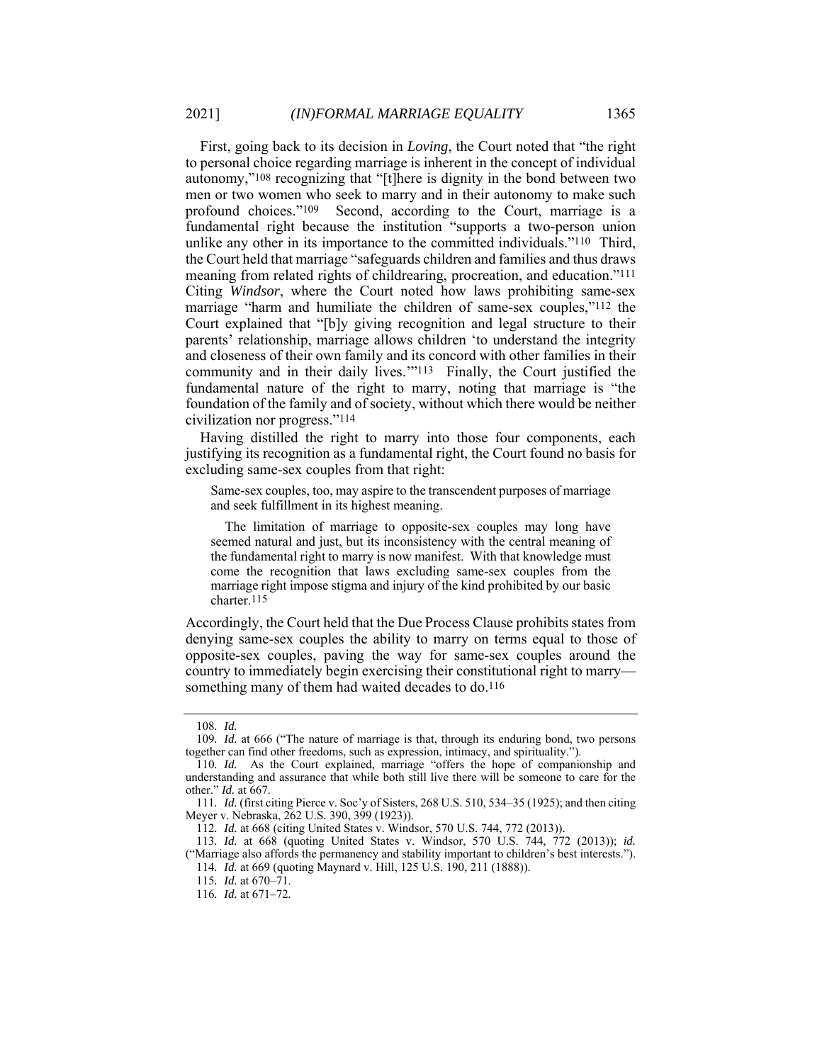First, going back to its decision in *Loving*, the Court noted that "the right to personal choice regarding marriage is inherent in the concept of individual autonomy,"[108] recognizing that "[t]here is dignity in the bond between two men or two women who seek to marry and in their autonomy to make such profound choices."[109] Second, according to the Court, marriage is a fundamental right because the institution "supports a two-person union unlike any other in its importance to the committed individuals."[110] Third, the Court held that marriage "safeguards children and families and thus draws meaning from related rights of childrearing, procreation, and education."[111] Citing *Windsor*, where the Court noted how laws prohibiting same-sex marriage "harm and humiliate the children of same-sex couples,"[112] the Court explained that "[b]y giving recognition and legal structure to their parents' relationship, marriage allows children 'to understand the integrity and closeness of their own family and its concord with other families in their community and in their daily lives.'"[113] Finally, the Court justified the fundamental nature of the right to marry, noting that marriage is "the foundation of the family and of society, without which there would be neither civilization nor progress."[114]

Having distilled the right to marry into those four components, each justifying its recognition as a fundamental right, the Court found no basis for excluding same-sex couples from that right:

> Same-sex couples, too, may aspire to the transcendent purposes of marriage and seek fulfillment in its highest meaning.
>
> The limitation of marriage to opposite-sex couples may long have seemed natural and just, but its inconsistency with the central meaning of the fundamental right to marry is now manifest. With that knowledge must come the recognition that laws excluding same-sex couples from the marriage right impose stigma and injury of the kind prohibited by our basic charter.[115]

Accordingly, the Court held that the Due Process Clause prohibits states from denying same-sex couples the ability to marry on terms equal to those of opposite-sex couples, paving the way for same-sex couples around the country to immediately begin exercising their constitutional right to marry—something many of them had waited decades to do.[116]

---

108. *Id.*

109. *Id.* at 666 ("The nature of marriage is that, through its enduring bond, two persons together can find other freedoms, such as expression, intimacy, and spirituality.").

110. *Id.* As the Court explained, marriage "offers the hope of companionship and understanding and assurance that while both still live there will be someone to care for the other." *Id.* at 667.

111. *Id.* (first citing Pierce v. Soc'y of Sisters, 268 U.S. 510, 534–35 (1925); and then citing Meyer v. Nebraska, 262 U.S. 390, 399 (1923)).

112. *Id.* at 668 (citing United States v. Windsor, 570 U.S. 744, 772 (2013)).

113. *Id.* at 668 (quoting United States v. Windsor, 570 U.S. 744, 772 (2013)); *id.* ("Marriage also affords the permanency and stability important to children's best interests.").

114. *Id.* at 669 (quoting Maynard v. Hill, 125 U.S. 190, 211 (1888)).

115. *Id.* at 670–71.

116. *Id.* at 671–72.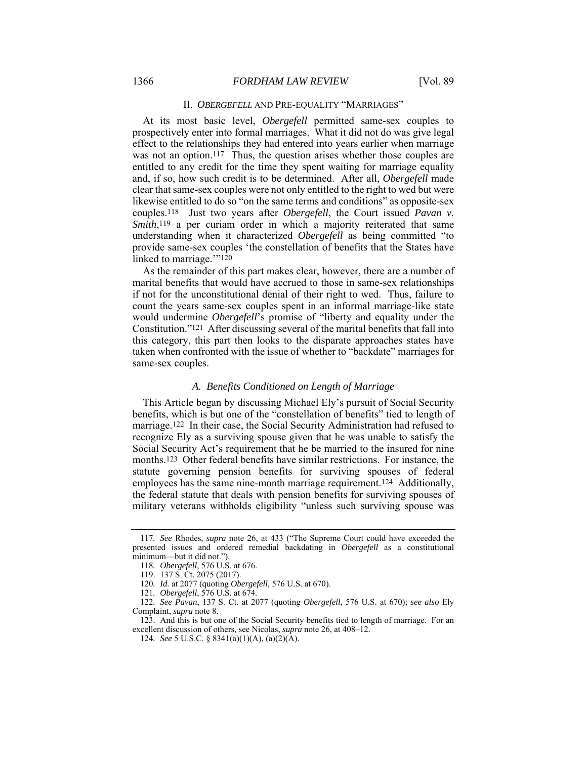## II. *OBERGEFELL* AND PRE-EQUALITY "MARRIAGES"

At its most basic level, *Obergefell* permitted same-sex couples to prospectively enter into formal marriages. What it did not do was give legal effect to the relationships they had entered into years earlier when marriage was not an option.[117] Thus, the question arises whether those couples are entitled to any credit for the time they spent waiting for marriage equality and, if so, how such credit is to be determined. After all, *Obergefell* made clear that same-sex couples were not only entitled to the right to wed but were likewise entitled to do so "on the same terms and conditions" as opposite-sex couples.[118] Just two years after *Obergefell*, the Court issued *Pavan v. Smith*,[119] a per curiam order in which a majority reiterated that same understanding when it characterized *Obergefell* as being committed "to provide same-sex couples 'the constellation of benefits that the States have linked to marriage.'"[120]

As the remainder of this part makes clear, however, there are a number of marital benefits that would have accrued to those in same-sex relationships if not for the unconstitutional denial of their right to wed. Thus, failure to count the years same-sex couples spent in an informal marriage-like state would undermine *Obergefell*'s promise of "liberty and equality under the Constitution."[121] After discussing several of the marital benefits that fall into this category, this part then looks to the disparate approaches states have taken when confronted with the issue of whether to "backdate" marriages for same-sex couples.

### *A. Benefits Conditioned on Length of Marriage*

This Article began by discussing Michael Ely's pursuit of Social Security benefits, which is but one of the "constellation of benefits" tied to length of marriage.[122] In their case, the Social Security Administration had refused to recognize Ely as a surviving spouse given that he was unable to satisfy the Social Security Act's requirement that he be married to the insured for nine months.[123] Other federal benefits have similar restrictions. For instance, the statute governing pension benefits for surviving spouses of federal employees has the same nine-month marriage requirement.[124] Additionally, the federal statute that deals with pension benefits for surviving spouses of military veterans withholds eligibility "unless such surviving spouse was

---

117. *See* Rhodes, *supra* note 26, at 433 ("The Supreme Court could have exceeded the presented issues and ordered remedial backdating in *Obergefell* as a constitutional minimum—but it did not.").

118. *Obergefell*, 576 U.S. at 676.

119. 137 S. Ct. 2075 (2017).

120. *Id.* at 2077 (quoting *Obergefell*, 576 U.S. at 670).

121. *Obergefell*, 576 U.S. at 674.

122. *See Pavan*, 137 S. Ct. at 2077 (quoting *Obergefell*, 576 U.S. at 670); *see also* Ely Complaint, *supra* note 8.

123. And this is but one of the Social Security benefits tied to length of marriage. For an excellent discussion of others, see Nicolas, *supra* note 26, at 408–12.

124. *See* 5 U.S.C. § 8341(a)(1)(A), (a)(2)(A).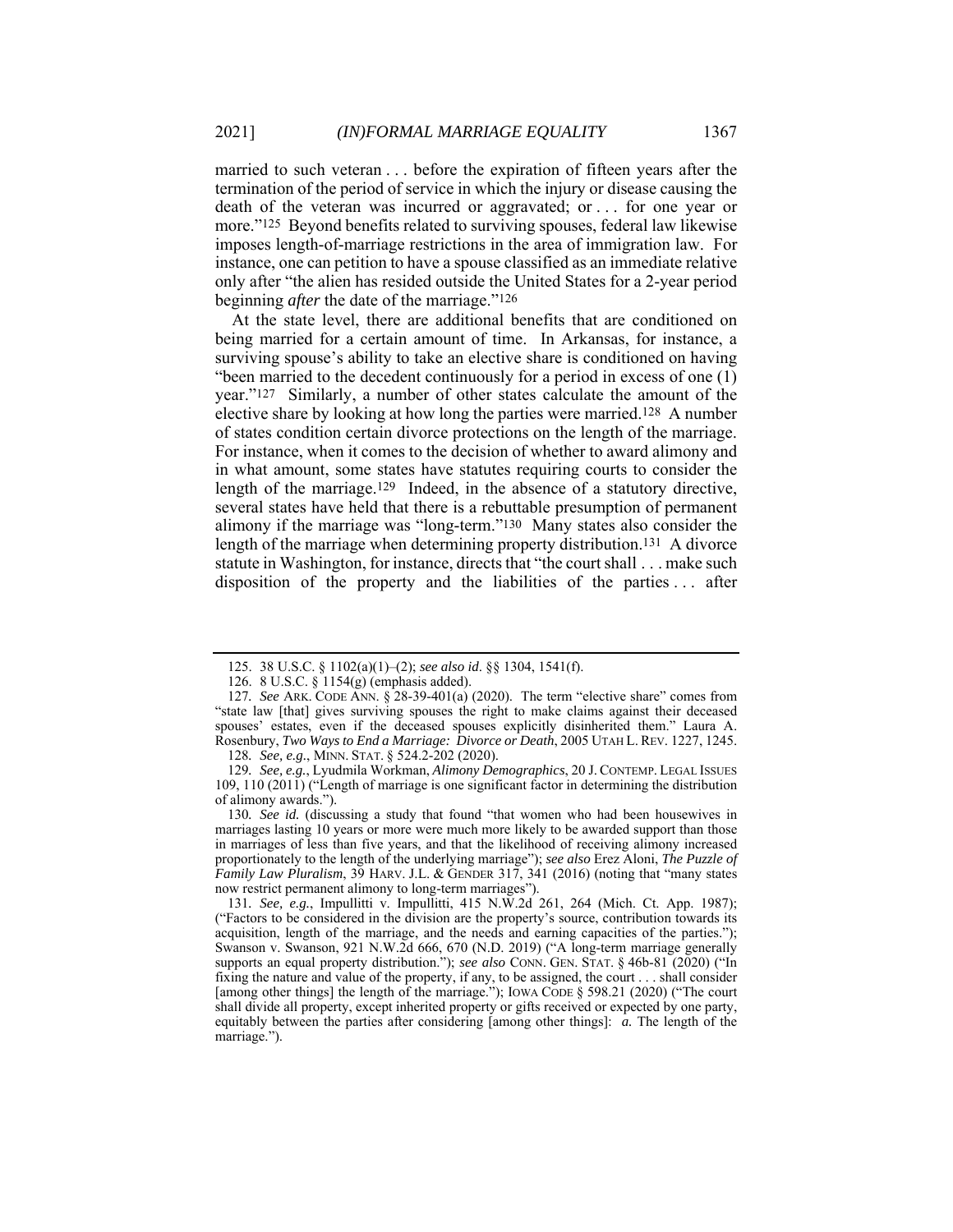married to such veteran . . . before the expiration of fifteen years after the termination of the period of service in which the injury or disease causing the death of the veteran was incurred or aggravated; or . . . for one year or more."[125] Beyond benefits related to surviving spouses, federal law likewise imposes length-of-marriage restrictions in the area of immigration law. For instance, one can petition to have a spouse classified as an immediate relative only after "the alien has resided outside the United States for a 2-year period beginning *after* the date of the marriage."[126]

At the state level, there are additional benefits that are conditioned on being married for a certain amount of time. In Arkansas, for instance, a surviving spouse's ability to take an elective share is conditioned on having "been married to the decedent continuously for a period in excess of one (1) year."[127] Similarly, a number of other states calculate the amount of the elective share by looking at how long the parties were married.[128] A number of states condition certain divorce protections on the length of the marriage. For instance, when it comes to the decision of whether to award alimony and in what amount, some states have statutes requiring courts to consider the length of the marriage.[129] Indeed, in the absence of a statutory directive, several states have held that there is a rebuttable presumption of permanent alimony if the marriage was "long-term."[130] Many states also consider the length of the marriage when determining property distribution.[131] A divorce statute in Washington, for instance, directs that "the court shall . . . make such disposition of the property and the liabilities of the parties . . . after

---

125. 38 U.S.C. § 1102(a)(1)–(2); *see also id*. §§ 1304, 1541(f).

126. 8 U.S.C. § 1154(g) (emphasis added).

127. *See* ARK. CODE ANN. § 28-39-401(a) (2020). The term "elective share" comes from "state law [that] gives surviving spouses the right to make claims against their deceased spouses' estates, even if the deceased spouses explicitly disinherited them." Laura A. Rosenbury, *Two Ways to End a Marriage: Divorce or Death*, 2005 UTAH L. REV. 1227, 1245.

128. *See, e.g.*, MINN. STAT. § 524.2-202 (2020).

129. *See, e.g.*, Lyudmila Workman, *Alimony Demographics*, 20 J. CONTEMP. LEGAL ISSUES 109, 110 (2011) ("Length of marriage is one significant factor in determining the distribution of alimony awards.").

130. *See id.* (discussing a study that found "that women who had been housewives in marriages lasting 10 years or more were much more likely to be awarded support than those in marriages of less than five years, and that the likelihood of receiving alimony increased proportionately to the length of the underlying marriage"); *see also* Erez Aloni, *The Puzzle of Family Law Pluralism*, 39 HARV. J.L. & GENDER 317, 341 (2016) (noting that "many states now restrict permanent alimony to long-term marriages").

131. *See, e.g.*, Impullitti v. Impullitti, 415 N.W.2d 261, 264 (Mich. Ct. App. 1987); ("Factors to be considered in the division are the property's source, contribution towards its acquisition, length of the marriage, and the needs and earning capacities of the parties."); Swanson v. Swanson, 921 N.W.2d 666, 670 (N.D. 2019) ("A long-term marriage generally supports an equal property distribution."); *see also* CONN. GEN. STAT. § 46b-81 (2020) ("In fixing the nature and value of the property, if any, to be assigned, the court . . . shall consider [among other things] the length of the marriage."); IOWA CODE § 598.21 (2020) ("The court shall divide all property, except inherited property or gifts received or expected by one party, equitably between the parties after considering [among other things]: *a.* The length of the marriage.").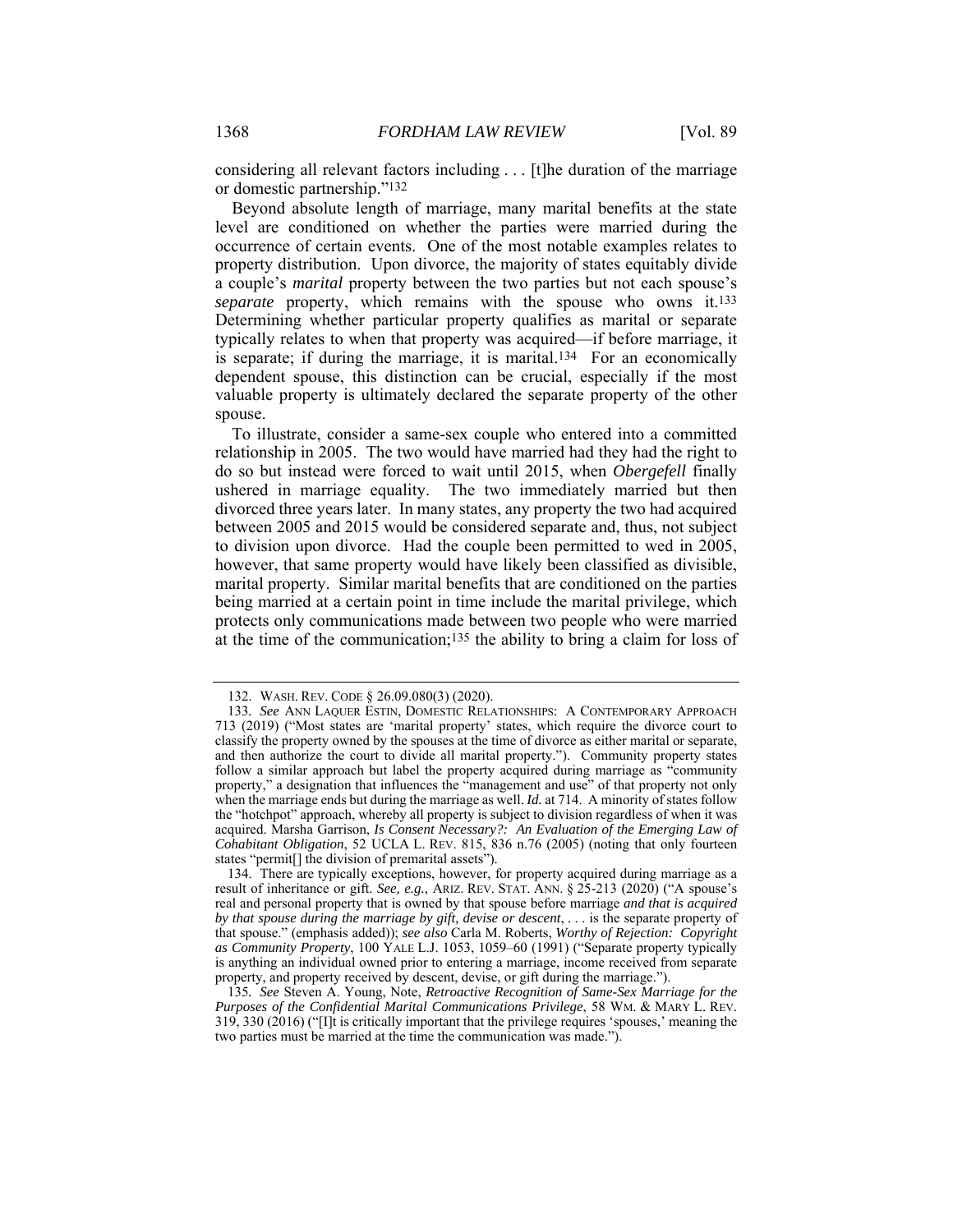considering all relevant factors including . . . [t]he duration of the marriage or domestic partnership."[132]

Beyond absolute length of marriage, many marital benefits at the state level are conditioned on whether the parties were married during the occurrence of certain events. One of the most notable examples relates to property distribution. Upon divorce, the majority of states equitably divide a couple's *marital* property between the two parties but not each spouse's *separate* property, which remains with the spouse who owns it.[133] Determining whether particular property qualifies as marital or separate typically relates to when that property was acquired—if before marriage, it is separate; if during the marriage, it is marital.[134] For an economically dependent spouse, this distinction can be crucial, especially if the most valuable property is ultimately declared the separate property of the other spouse.

To illustrate, consider a same-sex couple who entered into a committed relationship in 2005. The two would have married had they had the right to do so but instead were forced to wait until 2015, when *Obergefell* finally ushered in marriage equality. The two immediately married but then divorced three years later. In many states, any property the two had acquired between 2005 and 2015 would be considered separate and, thus, not subject to division upon divorce. Had the couple been permitted to wed in 2005, however, that same property would have likely been classified as divisible, marital property. Similar marital benefits that are conditioned on the parties being married at a certain point in time include the marital privilege, which protects only communications made between two people who were married at the time of the communication;[135] the ability to bring a claim for loss of

---

132. WASH. REV. CODE § 26.09.080(3) (2020).

133. *See* ANN LAQUER ESTIN, DOMESTIC RELATIONSHIPS: A CONTEMPORARY APPROACH 713 (2019) ("Most states are 'marital property' states, which require the divorce court to classify the property owned by the spouses at the time of divorce as either marital or separate, and then authorize the court to divide all marital property."). Community property states follow a similar approach but label the property acquired during marriage as "community property," a designation that influences the "management and use" of that property not only when the marriage ends but during the marriage as well. *Id.* at 714. A minority of states follow the "hotchpot" approach, whereby all property is subject to division regardless of when it was acquired. Marsha Garrison, *Is Consent Necessary?: An Evaluation of the Emerging Law of Cohabitant Obligation*, 52 UCLA L. REV. 815, 836 n.76 (2005) (noting that only fourteen states "permit[] the division of premarital assets").

134. There are typically exceptions, however, for property acquired during marriage as a result of inheritance or gift. *See, e.g.*, ARIZ. REV. STAT. ANN. § 25-213 (2020) ("A spouse's real and personal property that is owned by that spouse before marriage *and that is acquired by that spouse during the marriage by gift, devise or descent*, . . . is the separate property of that spouse." (emphasis added)); *see also* Carla M. Roberts, *Worthy of Rejection: Copyright as Community Property*, 100 YALE L.J. 1053, 1059–60 (1991) ("Separate property typically is anything an individual owned prior to entering a marriage, income received from separate property, and property received by descent, devise, or gift during the marriage.").

135. *See* Steven A. Young, Note, *Retroactive Recognition of Same-Sex Marriage for the Purposes of the Confidential Marital Communications Privilege*, 58 WM. & MARY L. REV. 319, 330 (2016) ("[I]t is critically important that the privilege requires 'spouses,' meaning the two parties must be married at the time the communication was made.").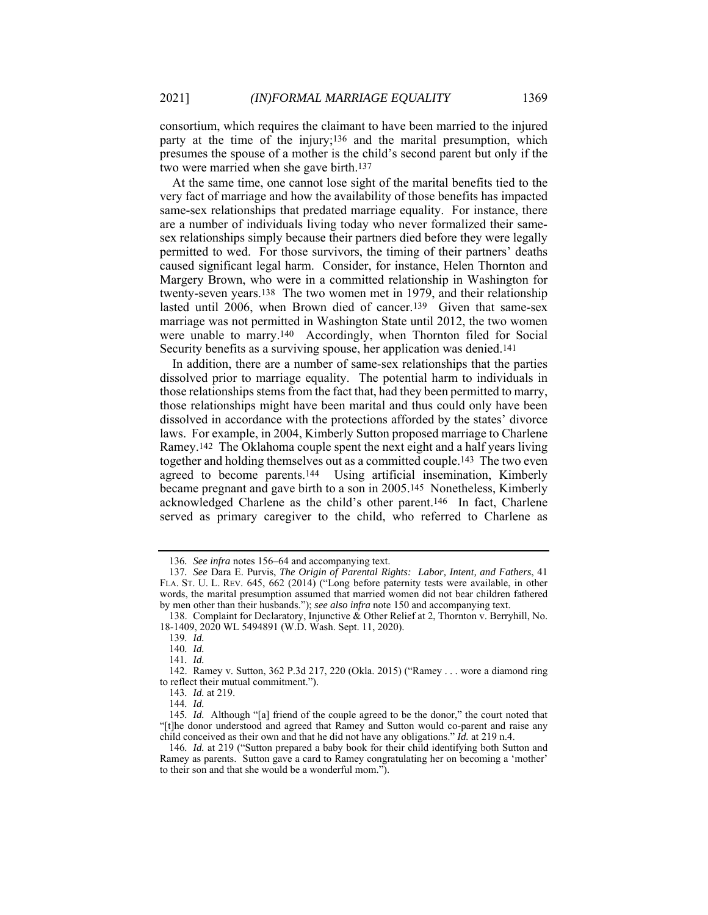consortium, which requires the claimant to have been married to the injured party at the time of the injury;[136] and the marital presumption, which presumes the spouse of a mother is the child's second parent but only if the two were married when she gave birth.[137]

At the same time, one cannot lose sight of the marital benefits tied to the very fact of marriage and how the availability of those benefits has impacted same-sex relationships that predated marriage equality. For instance, there are a number of individuals living today who never formalized their same-sex relationships simply because their partners died before they were legally permitted to wed. For those survivors, the timing of their partners' deaths caused significant legal harm. Consider, for instance, Helen Thornton and Margery Brown, who were in a committed relationship in Washington for twenty-seven years.[138] The two women met in 1979, and their relationship lasted until 2006, when Brown died of cancer.[139] Given that same-sex marriage was not permitted in Washington State until 2012, the two women were unable to marry.[140] Accordingly, when Thornton filed for Social Security benefits as a surviving spouse, her application was denied.[141]

In addition, there are a number of same-sex relationships that the parties dissolved prior to marriage equality. The potential harm to individuals in those relationships stems from the fact that, had they been permitted to marry, those relationships might have been marital and thus could only have been dissolved in accordance with the protections afforded by the states' divorce laws. For example, in 2004, Kimberly Sutton proposed marriage to Charlene Ramey.[142] The Oklahoma couple spent the next eight and a half years living together and holding themselves out as a committed couple.[143] The two even agreed to become parents.[144] Using artificial insemination, Kimberly became pregnant and gave birth to a son in 2005.[145] Nonetheless, Kimberly acknowledged Charlene as the child's other parent.[146] In fact, Charlene served as primary caregiver to the child, who referred to Charlene as

---

136. *See infra* notes 156–64 and accompanying text.

137. *See* Dara E. Purvis, *The Origin of Parental Rights: Labor, Intent, and Fathers*, 41 FLA. ST. U. L. REV. 645, 662 (2014) ("Long before paternity tests were available, in other words, the marital presumption assumed that married women did not bear children fathered by men other than their husbands."); *see also infra* note 150 and accompanying text.

138. Complaint for Declaratory, Injunctive & Other Relief at 2, Thornton v. Berryhill, No. 18-1409, 2020 WL 5494891 (W.D. Wash. Sept. 11, 2020).

139. *Id.*

140. *Id.*

141. *Id.*

142. Ramey v. Sutton, 362 P.3d 217, 220 (Okla. 2015) ("Ramey . . . wore a diamond ring to reflect their mutual commitment.").

143. *Id.* at 219.

144. *Id.*

145. *Id.* Although "[a] friend of the couple agreed to be the donor," the court noted that "[t]he donor understood and agreed that Ramey and Sutton would co-parent and raise any child conceived as their own and that he did not have any obligations." *Id.* at 219 n.4.

146. *Id.* at 219 ("Sutton prepared a baby book for their child identifying both Sutton and Ramey as parents. Sutton gave a card to Ramey congratulating her on becoming a 'mother' to their son and that she would be a wonderful mom.").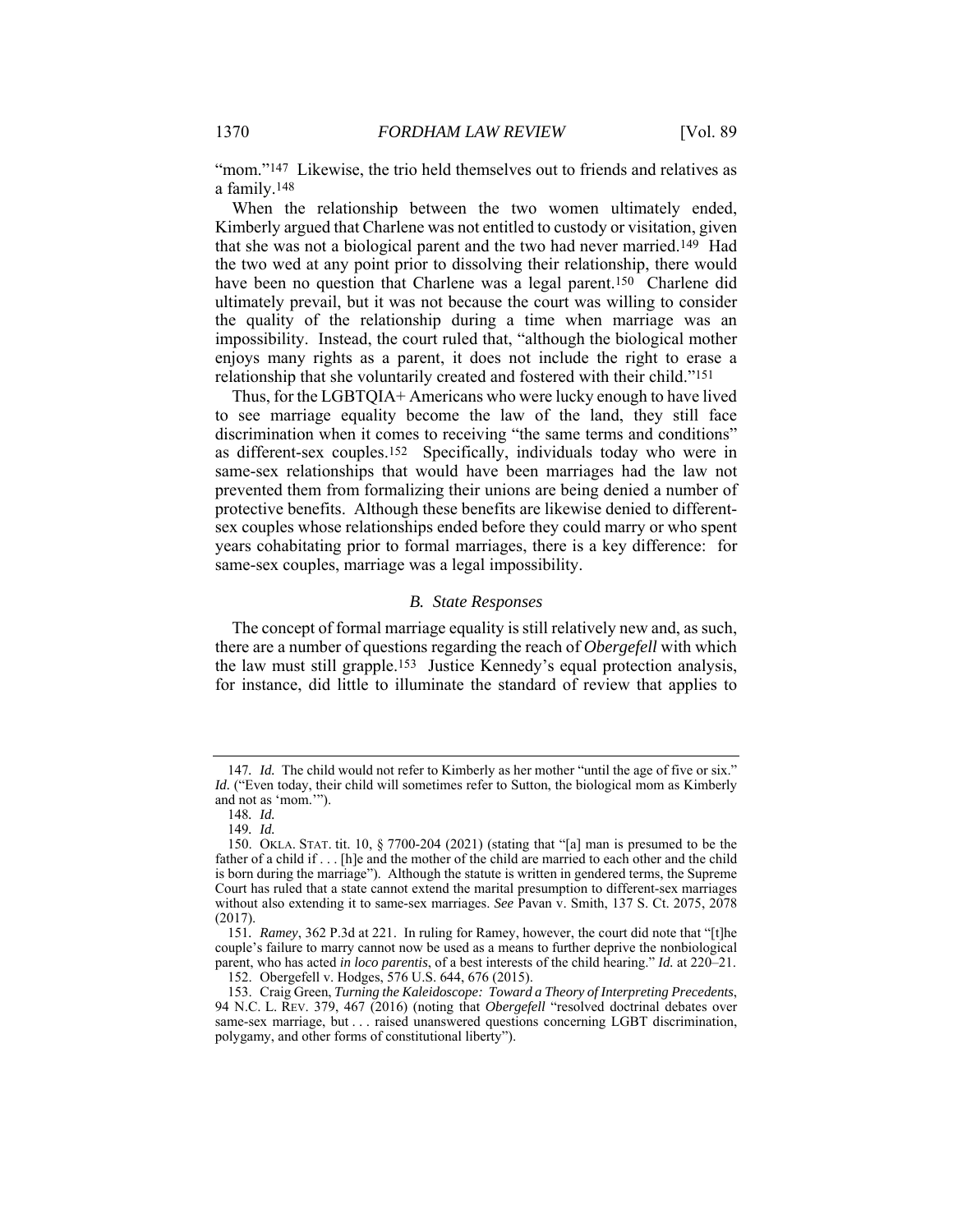"mom."[147] Likewise, the trio held themselves out to friends and relatives as a family.[148]

When the relationship between the two women ultimately ended, Kimberly argued that Charlene was not entitled to custody or visitation, given that she was not a biological parent and the two had never married.[149] Had the two wed at any point prior to dissolving their relationship, there would have been no question that Charlene was a legal parent.[150] Charlene did ultimately prevail, but it was not because the court was willing to consider the quality of the relationship during a time when marriage was an impossibility. Instead, the court ruled that, "although the biological mother enjoys many rights as a parent, it does not include the right to erase a relationship that she voluntarily created and fostered with their child."[151]

Thus, for the LGBTQIA+ Americans who were lucky enough to have lived to see marriage equality become the law of the land, they still face discrimination when it comes to receiving "the same terms and conditions" as different-sex couples.[152] Specifically, individuals today who were in same-sex relationships that would have been marriages had the law not prevented them from formalizing their unions are being denied a number of protective benefits. Although these benefits are likewise denied to different-sex couples whose relationships ended before they could marry or who spent years cohabitating prior to formal marriages, there is a key difference: for same-sex couples, marriage was a legal impossibility.

### *B. State Responses*

The concept of formal marriage equality is still relatively new and, as such, there are a number of questions regarding the reach of *Obergefell* with which the law must still grapple.[153] Justice Kennedy's equal protection analysis, for instance, did little to illuminate the standard of review that applies to

---

147. *Id.* The child would not refer to Kimberly as her mother "until the age of five or six." *Id.* ("Even today, their child will sometimes refer to Sutton, the biological mom as Kimberly and not as 'mom.'").

148. *Id.*

149. *Id.*

150. OKLA. STAT. tit. 10, § 7700-204 (2021) (stating that "[a] man is presumed to be the father of a child if . . . [h]e and the mother of the child are married to each other and the child is born during the marriage"). Although the statute is written in gendered terms, the Supreme Court has ruled that a state cannot extend the marital presumption to different-sex marriages without also extending it to same-sex marriages. *See* Pavan v. Smith, 137 S. Ct. 2075, 2078 (2017).

151. *Ramey*, 362 P.3d at 221. In ruling for Ramey, however, the court did note that "[t]he couple's failure to marry cannot now be used as a means to further deprive the nonbiological parent, who has acted *in loco parentis*, of a best interests of the child hearing." *Id.* at 220–21.

152. Obergefell v. Hodges, 576 U.S. 644, 676 (2015).

153. Craig Green, *Turning the Kaleidoscope: Toward a Theory of Interpreting Precedents*, 94 N.C. L. REV. 379, 467 (2016) (noting that *Obergefell* "resolved doctrinal debates over same-sex marriage, but . . . raised unanswered questions concerning LGBT discrimination, polygamy, and other forms of constitutional liberty").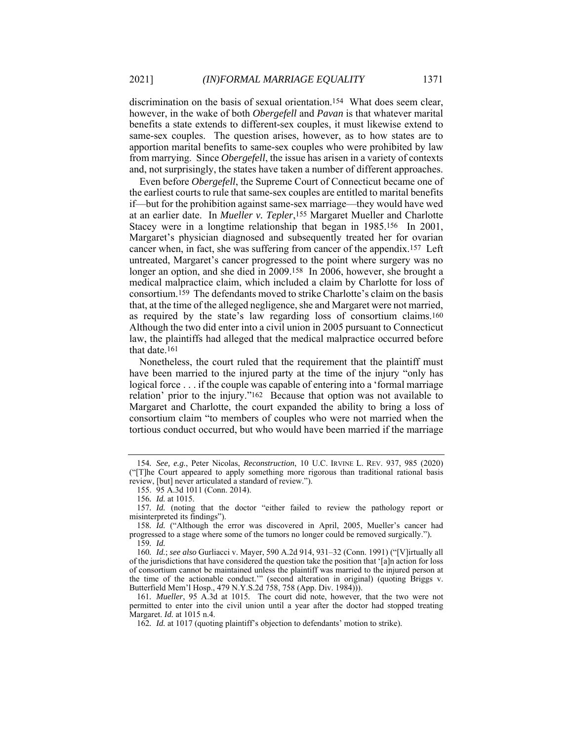discrimination on the basis of sexual orientation.[154] What does seem clear, however, in the wake of both *Obergefell* and *Pavan* is that whatever marital benefits a state extends to different-sex couples, it must likewise extend to same-sex couples. The question arises, however, as to how states are to apportion marital benefits to same-sex couples who were prohibited by law from marrying. Since *Obergefell*, the issue has arisen in a variety of contexts and, not surprisingly, the states have taken a number of different approaches.

Even before *Obergefell*, the Supreme Court of Connecticut became one of the earliest courts to rule that same-sex couples are entitled to marital benefits if—but for the prohibition against same-sex marriage—they would have wed at an earlier date. In *Mueller v. Tepler*,[155] Margaret Mueller and Charlotte Stacey were in a longtime relationship that began in 1985.[156] In 2001, Margaret's physician diagnosed and subsequently treated her for ovarian cancer when, in fact, she was suffering from cancer of the appendix.[157] Left untreated, Margaret's cancer progressed to the point where surgery was no longer an option, and she died in 2009.[158] In 2006, however, she brought a medical malpractice claim, which included a claim by Charlotte for loss of consortium.[159] The defendants moved to strike Charlotte's claim on the basis that, at the time of the alleged negligence, she and Margaret were not married, as required by the state's law regarding loss of consortium claims.[160] Although the two did enter into a civil union in 2005 pursuant to Connecticut law, the plaintiffs had alleged that the medical malpractice occurred before that date.[161]

Nonetheless, the court ruled that the requirement that the plaintiff must have been married to the injured party at the time of the injury "only has logical force . . . if the couple was capable of entering into a 'formal marriage relation' prior to the injury."[162] Because that option was not available to Margaret and Charlotte, the court expanded the ability to bring a loss of consortium claim "to members of couples who were not married when the tortious conduct occurred, but who would have been married if the marriage

---

154. *See, e.g.*, Peter Nicolas, *Reconstruction*, 10 U.C. IRVINE L. REV. 937, 985 (2020) ("[T]he Court appeared to apply something more rigorous than traditional rational basis review, [but] never articulated a standard of review.").

155. 95 A.3d 1011 (Conn. 2014).

156. *Id.* at 1015.

157. *Id.* (noting that the doctor "either failed to review the pathology report or misinterpreted its findings").

158. *Id.* ("Although the error was discovered in April, 2005, Mueller's cancer had progressed to a stage where some of the tumors no longer could be removed surgically.").

159. *Id.*

160. *Id.*; *see also* Gurliacci v. Mayer, 590 A.2d 914, 931–32 (Conn. 1991) ("[V]irtually all of the jurisdictions that have considered the question take the position that '[a]n action for loss of consortium cannot be maintained unless the plaintiff was married to the injured person at the time of the actionable conduct.'" (second alteration in original) (quoting Briggs v. Butterfield Mem'l Hosp., 479 N.Y.S.2d 758, 758 (App. Div. 1984))).

161. *Mueller*, 95 A.3d at 1015. The court did note, however, that the two were not permitted to enter into the civil union until a year after the doctor had stopped treating Margaret. *Id.* at 1015 n.4.

162. *Id.* at 1017 (quoting plaintiff's objection to defendants' motion to strike).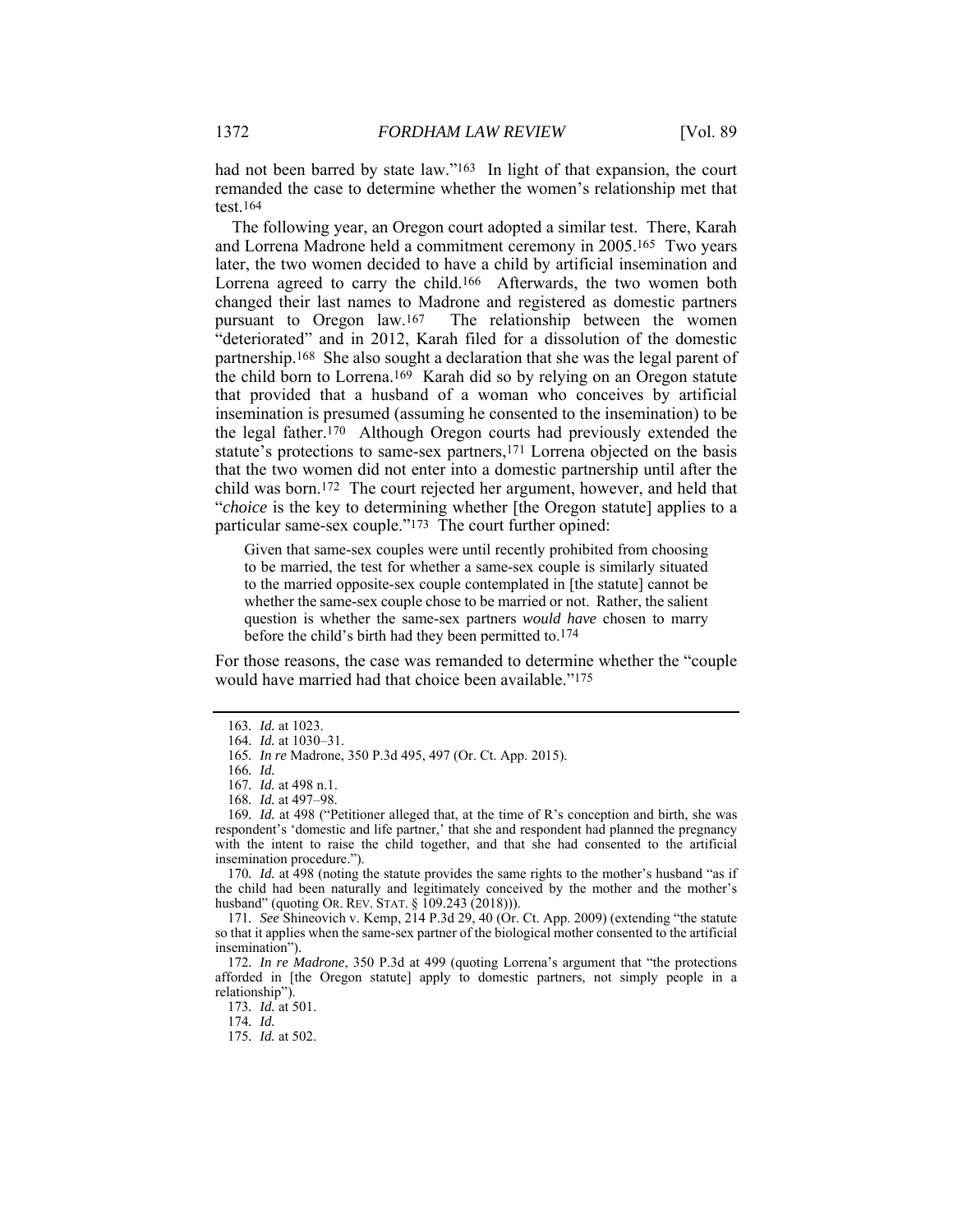had not been barred by state law."[163] In light of that expansion, the court remanded the case to determine whether the women's relationship met that test.[164]

The following year, an Oregon court adopted a similar test. There, Karah and Lorrena Madrone held a commitment ceremony in 2005.[165] Two years later, the two women decided to have a child by artificial insemination and Lorrena agreed to carry the child.[166] Afterwards, the two women both changed their last names to Madrone and registered as domestic partners pursuant to Oregon law.[167] The relationship between the women "deteriorated" and in 2012, Karah filed for a dissolution of the domestic partnership.[168] She also sought a declaration that she was the legal parent of the child born to Lorrena.[169] Karah did so by relying on an Oregon statute that provided that a husband of a woman who conceives by artificial insemination is presumed (assuming he consented to the insemination) to be the legal father.[170] Although Oregon courts had previously extended the statute's protections to same-sex partners,[171] Lorrena objected on the basis that the two women did not enter into a domestic partnership until after the child was born.[172] The court rejected her argument, however, and held that "*choice* is the key to determining whether [the Oregon statute] applies to a particular same-sex couple."[173] The court further opined:

> Given that same-sex couples were until recently prohibited from choosing to be married, the test for whether a same-sex couple is similarly situated to the married opposite-sex couple contemplated in [the statute] cannot be whether the same-sex couple chose to be married or not. Rather, the salient question is whether the same-sex partners *would have* chosen to marry before the child's birth had they been permitted to.[174]

For those reasons, the case was remanded to determine whether the "couple would have married had that choice been available."[175]

---

163. *Id.* at 1023.

164. *Id.* at 1030–31.

165. *In re* Madrone, 350 P.3d 495, 497 (Or. Ct. App. 2015).

166. *Id.*

167. *Id.* at 498 n.1.

168. *Id.* at 497–98.

169. *Id.* at 498 ("Petitioner alleged that, at the time of R's conception and birth, she was respondent's 'domestic and life partner,' that she and respondent had planned the pregnancy with the intent to raise the child together, and that she had consented to the artificial insemination procedure.").

170. *Id.* at 498 (noting the statute provides the same rights to the mother's husband "as if the child had been naturally and legitimately conceived by the mother and the mother's husband" (quoting OR. REV. STAT. § 109.243 (2018))).

171. *See* Shineovich v. Kemp, 214 P.3d 29, 40 (Or. Ct. App. 2009) (extending "the statute so that it applies when the same-sex partner of the biological mother consented to the artificial insemination").

172. *In re Madrone*, 350 P.3d at 499 (quoting Lorrena's argument that "the protections afforded in [the Oregon statute] apply to domestic partners, not simply people in a relationship").

173. *Id.* at 501.

174. *Id.*

175. *Id.* at 502.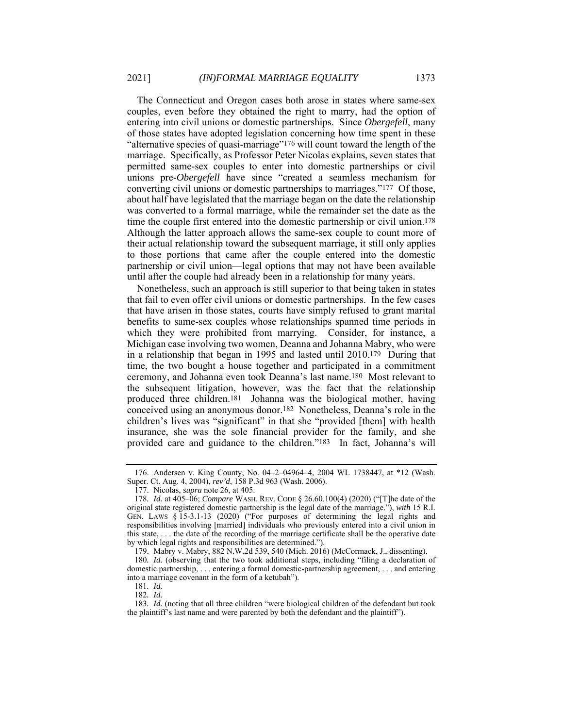The Connecticut and Oregon cases both arose in states where same-sex couples, even before they obtained the right to marry, had the option of entering into civil unions or domestic partnerships. Since *Obergefell*, many of those states have adopted legislation concerning how time spent in these "alternative species of quasi-marriage"[176] will count toward the length of the marriage. Specifically, as Professor Peter Nicolas explains, seven states that permitted same-sex couples to enter into domestic partnerships or civil unions pre-*Obergefell* have since "created a seamless mechanism for converting civil unions or domestic partnerships to marriages."[177] Of those, about half have legislated that the marriage began on the date the relationship was converted to a formal marriage, while the remainder set the date as the time the couple first entered into the domestic partnership or civil union.[178] Although the latter approach allows the same-sex couple to count more of their actual relationship toward the subsequent marriage, it still only applies to those portions that came after the couple entered into the domestic partnership or civil union—legal options that may not have been available until after the couple had already been in a relationship for many years.

Nonetheless, such an approach is still superior to that being taken in states that fail to even offer civil unions or domestic partnerships. In the few cases that have arisen in those states, courts have simply refused to grant marital benefits to same-sex couples whose relationships spanned time periods in which they were prohibited from marrying. Consider, for instance, a Michigan case involving two women, Deanna and Johanna Mabry, who were in a relationship that began in 1995 and lasted until 2010.[179] During that time, the two bought a house together and participated in a commitment ceremony, and Johanna even took Deanna's last name.[180] Most relevant to the subsequent litigation, however, was the fact that the relationship produced three children.[181] Johanna was the biological mother, having conceived using an anonymous donor.[182] Nonetheless, Deanna's role in the children's lives was "significant" in that she "provided [them] with health insurance, she was the sole financial provider for the family, and she provided care and guidance to the children."[183] In fact, Johanna's will

---

176. Andersen v. King County, No. 04–2–04964–4, 2004 WL 1738447, at *12 (Wash. Super. Ct. Aug. 4, 2004), *rev'd*, 158 P.3d 963 (Wash. 2006).

177. Nicolas, *supra* note 26, at 405.

178. *Id.* at 405–06; *Compare* WASH. REV. CODE § 26.60.100(4) (2020) ("[T]he date of the original state registered domestic partnership is the legal date of the marriage."), *with* 15 R.I. GEN. LAWS § 15-3.1-13 (2020) ("For purposes of determining the legal rights and responsibilities involving [married] individuals who previously entered into a civil union in this state, . . . the date of the recording of the marriage certificate shall be the operative date by which legal rights and responsibilities are determined.").

179. Mabry v. Mabry, 882 N.W.2d 539, 540 (Mich. 2016) (McCormack, J., dissenting).

180. *Id.* (observing that the two took additional steps, including "filing a declaration of domestic partnership, . . . entering a formal domestic-partnership agreement, . . . and entering into a marriage covenant in the form of a ketubah").

181. *Id.*

182. *Id.*

183. *Id.* (noting that all three children "were biological children of the defendant but took the plaintiff's last name and were parented by both the defendant and the plaintiff").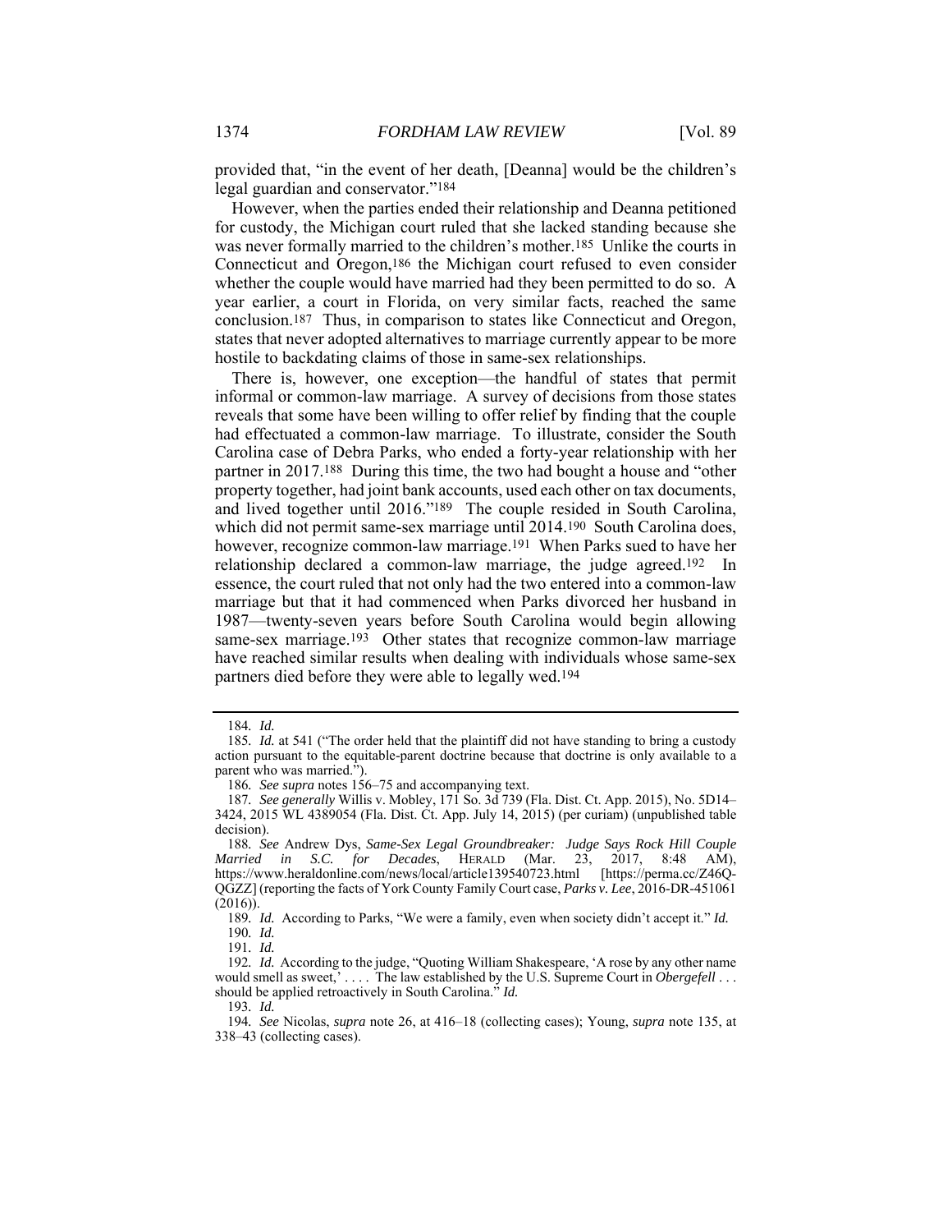provided that, "in the event of her death, [Deanna] would be the children's legal guardian and conservator."[184]

However, when the parties ended their relationship and Deanna petitioned for custody, the Michigan court ruled that she lacked standing because she was never formally married to the children's mother.[185] Unlike the courts in Connecticut and Oregon,[186] the Michigan court refused to even consider whether the couple would have married had they been permitted to do so. A year earlier, a court in Florida, on very similar facts, reached the same conclusion.[187] Thus, in comparison to states like Connecticut and Oregon, states that never adopted alternatives to marriage currently appear to be more hostile to backdating claims of those in same-sex relationships.

There is, however, one exception—the handful of states that permit informal or common-law marriage. A survey of decisions from those states reveals that some have been willing to offer relief by finding that the couple had effectuated a common-law marriage. To illustrate, consider the South Carolina case of Debra Parks, who ended a forty-year relationship with her partner in 2017.[188] During this time, the two had bought a house and "other property together, had joint bank accounts, used each other on tax documents, and lived together until 2016."[189] The couple resided in South Carolina, which did not permit same-sex marriage until 2014.[190] South Carolina does, however, recognize common-law marriage.[191] When Parks sued to have her relationship declared a common-law marriage, the judge agreed.[192] In essence, the court ruled that not only had the two entered into a common-law marriage but that it had commenced when Parks divorced her husband in 1987—twenty-seven years before South Carolina would begin allowing same-sex marriage.[193] Other states that recognize common-law marriage have reached similar results when dealing with individuals whose same-sex partners died before they were able to legally wed.[194]

---

184. *Id.*

185. *Id.* at 541 ("The order held that the plaintiff did not have standing to bring a custody action pursuant to the equitable-parent doctrine because that doctrine is only available to a parent who was married.").

186. *See supra* notes 156–75 and accompanying text.

187. *See generally* Willis v. Mobley, 171 So. 3d 739 (Fla. Dist. Ct. App. 2015), No. 5D14–3424, 2015 WL 4389054 (Fla. Dist. Ct. App. July 14, 2015) (per curiam) (unpublished table decision).

188. *See* Andrew Dys, *Same-Sex Legal Groundbreaker: Judge Says Rock Hill Couple Married in S.C. for Decades*, HERALD (Mar. 23, 2017, 8:48 AM), https://www.heraldonline.com/news/local/article139540723.html [https://perma.cc/Z46Q-QGZZ] (reporting the facts of York County Family Court case, *Parks v. Lee*, 2016-DR-451061 (2016)).

189. *Id.* According to Parks, "We were a family, even when society didn't accept it." *Id.*

190. *Id.*

191. *Id.*

192. *Id.* According to the judge, "Quoting William Shakespeare, 'A rose by any other name would smell as sweet,' . . . . The law established by the U.S. Supreme Court in *Obergefell* . . . should be applied retroactively in South Carolina." *Id.*

193. *Id.*

194. *See* Nicolas, *supra* note 26, at 416–18 (collecting cases); Young, *supra* note 135, at 338–43 (collecting cases).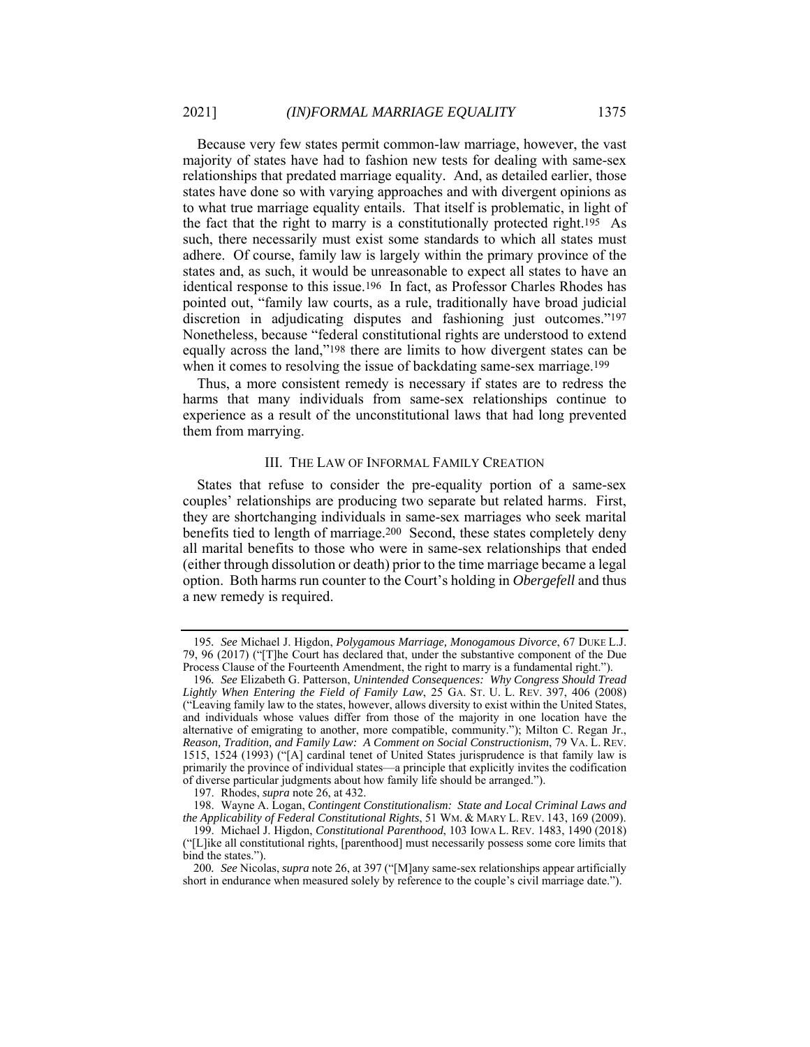Because very few states permit common-law marriage, however, the vast majority of states have had to fashion new tests for dealing with same-sex relationships that predated marriage equality. And, as detailed earlier, those states have done so with varying approaches and with divergent opinions as to what true marriage equality entails. That itself is problematic, in light of the fact that the right to marry is a constitutionally protected right.[195] As such, there necessarily must exist some standards to which all states must adhere. Of course, family law is largely within the primary province of the states and, as such, it would be unreasonable to expect all states to have an identical response to this issue.[196] In fact, as Professor Charles Rhodes has pointed out, "family law courts, as a rule, traditionally have broad judicial discretion in adjudicating disputes and fashioning just outcomes."[197] Nonetheless, because "federal constitutional rights are understood to extend equally across the land,"[198] there are limits to how divergent states can be when it comes to resolving the issue of backdating same-sex marriage.[199]

Thus, a more consistent remedy is necessary if states are to redress the harms that many individuals from same-sex relationships continue to experience as a result of the unconstitutional laws that had long prevented them from marrying.

## III. THE LAW OF INFORMAL FAMILY CREATION

States that refuse to consider the pre-equality portion of a same-sex couples' relationships are producing two separate but related harms. First, they are shortchanging individuals in same-sex marriages who seek marital benefits tied to length of marriage.[200] Second, these states completely deny all marital benefits to those who were in same-sex relationships that ended (either through dissolution or death) prior to the time marriage became a legal option. Both harms run counter to the Court's holding in *Obergefell* and thus a new remedy is required.

---

195. *See* Michael J. Higdon, *Polygamous Marriage, Monogamous Divorce*, 67 DUKE L.J. 79, 96 (2017) ("[T]he Court has declared that, under the substantive component of the Due Process Clause of the Fourteenth Amendment, the right to marry is a fundamental right.").

196. *See* Elizabeth G. Patterson, *Unintended Consequences: Why Congress Should Tread Lightly When Entering the Field of Family Law*, 25 GA. ST. U. L. REV. 397, 406 (2008) ("Leaving family law to the states, however, allows diversity to exist within the United States, and individuals whose values differ from those of the majority in one location have the alternative of emigrating to another, more compatible, community."); Milton C. Regan Jr., *Reason, Tradition, and Family Law: A Comment on Social Constructionism*, 79 VA. L. REV. 1515, 1524 (1993) ("[A] cardinal tenet of United States jurisprudence is that family law is primarily the province of individual states—a principle that explicitly invites the codification of diverse particular judgments about how family life should be arranged.").

197. Rhodes, *supra* note 26, at 432.

198. Wayne A. Logan, *Contingent Constitutionalism: State and Local Criminal Laws and the Applicability of Federal Constitutional Rights*, 51 WM. & MARY L. REV. 143, 169 (2009).

199. Michael J. Higdon, *Constitutional Parenthood*, 103 IOWA L. REV. 1483, 1490 (2018) ("[L]ike all constitutional rights, [parenthood] must necessarily possess some core limits that bind the states.").

200. *See* Nicolas, *supra* note 26, at 397 ("[M]any same-sex relationships appear artificially short in endurance when measured solely by reference to the couple's civil marriage date.").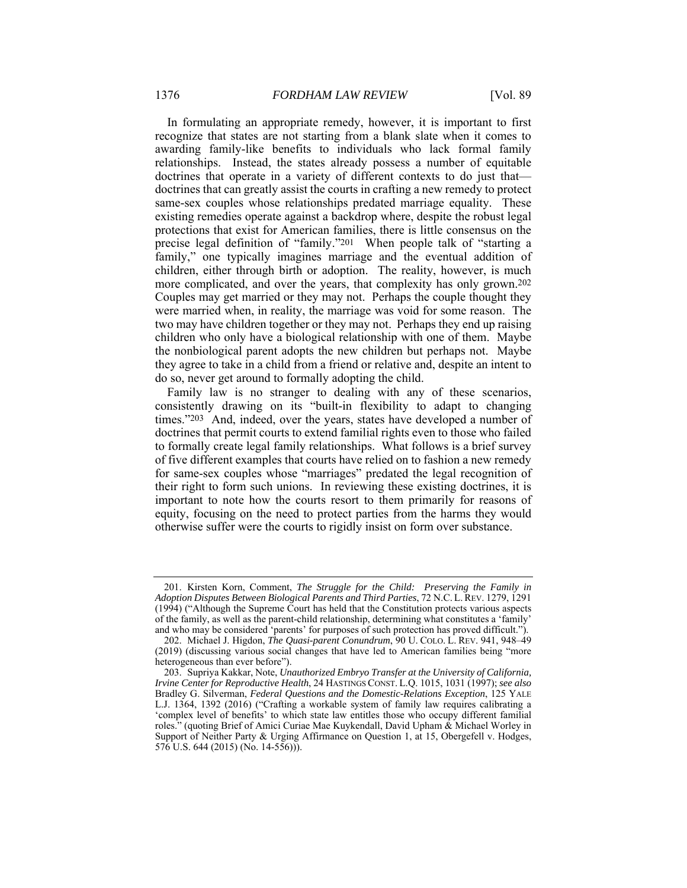In formulating an appropriate remedy, however, it is important to first recognize that states are not starting from a blank slate when it comes to awarding family-like benefits to individuals who lack formal family relationships. Instead, the states already possess a number of equitable doctrines that operate in a variety of different contexts to do just that—doctrines that can greatly assist the courts in crafting a new remedy to protect same-sex couples whose relationships predated marriage equality. These existing remedies operate against a backdrop where, despite the robust legal protections that exist for American families, there is little consensus on the precise legal definition of "family."[201] When people talk of "starting a family," one typically imagines marriage and the eventual addition of children, either through birth or adoption. The reality, however, is much more complicated, and over the years, that complexity has only grown.[202] Couples may get married or they may not. Perhaps the couple thought they were married when, in reality, the marriage was void for some reason. The two may have children together or they may not. Perhaps they end up raising children who only have a biological relationship with one of them. Maybe the nonbiological parent adopts the new children but perhaps not. Maybe they agree to take in a child from a friend or relative and, despite an intent to do so, never get around to formally adopting the child.

Family law is no stranger to dealing with any of these scenarios, consistently drawing on its "built-in flexibility to adapt to changing times."[203] And, indeed, over the years, states have developed a number of doctrines that permit courts to extend familial rights even to those who failed to formally create legal family relationships. What follows is a brief survey of five different examples that courts have relied on to fashion a new remedy for same-sex couples whose "marriages" predated the legal recognition of their right to form such unions. In reviewing these existing doctrines, it is important to note how the courts resort to them primarily for reasons of equity, focusing on the need to protect parties from the harms they would otherwise suffer were the courts to rigidly insist on form over substance.

---

201. Kirsten Korn, Comment, *The Struggle for the Child: Preserving the Family in Adoption Disputes Between Biological Parents and Third Parties*, 72 N.C. L. REV. 1279, 1291 (1994) ("Although the Supreme Court has held that the Constitution protects various aspects of the family, as well as the parent-child relationship, determining what constitutes a 'family' and who may be considered 'parents' for purposes of such protection has proved difficult.").

202. Michael J. Higdon, *The Quasi-parent Conundrum*, 90 U. COLO. L. REV. 941, 948–49 (2019) (discussing various social changes that have led to American families being "more heterogeneous than ever before").

203. Supriya Kakkar, Note, *Unauthorized Embryo Transfer at the University of California, Irvine Center for Reproductive Health*, 24 HASTINGS CONST. L.Q. 1015, 1031 (1997); *see also* Bradley G. Silverman, *Federal Questions and the Domestic-Relations Exception*, 125 YALE L.J. 1364, 1392 (2016) ("Crafting a workable system of family law requires calibrating a 'complex level of benefits' to which state law entitles those who occupy different familial roles." (quoting Brief of Amici Curiae Mae Kuykendall, David Upham & Michael Worley in Support of Neither Party & Urging Affirmance on Question 1, at 15, Obergefell v. Hodges, 576 U.S. 644 (2015) (No. 14-556))).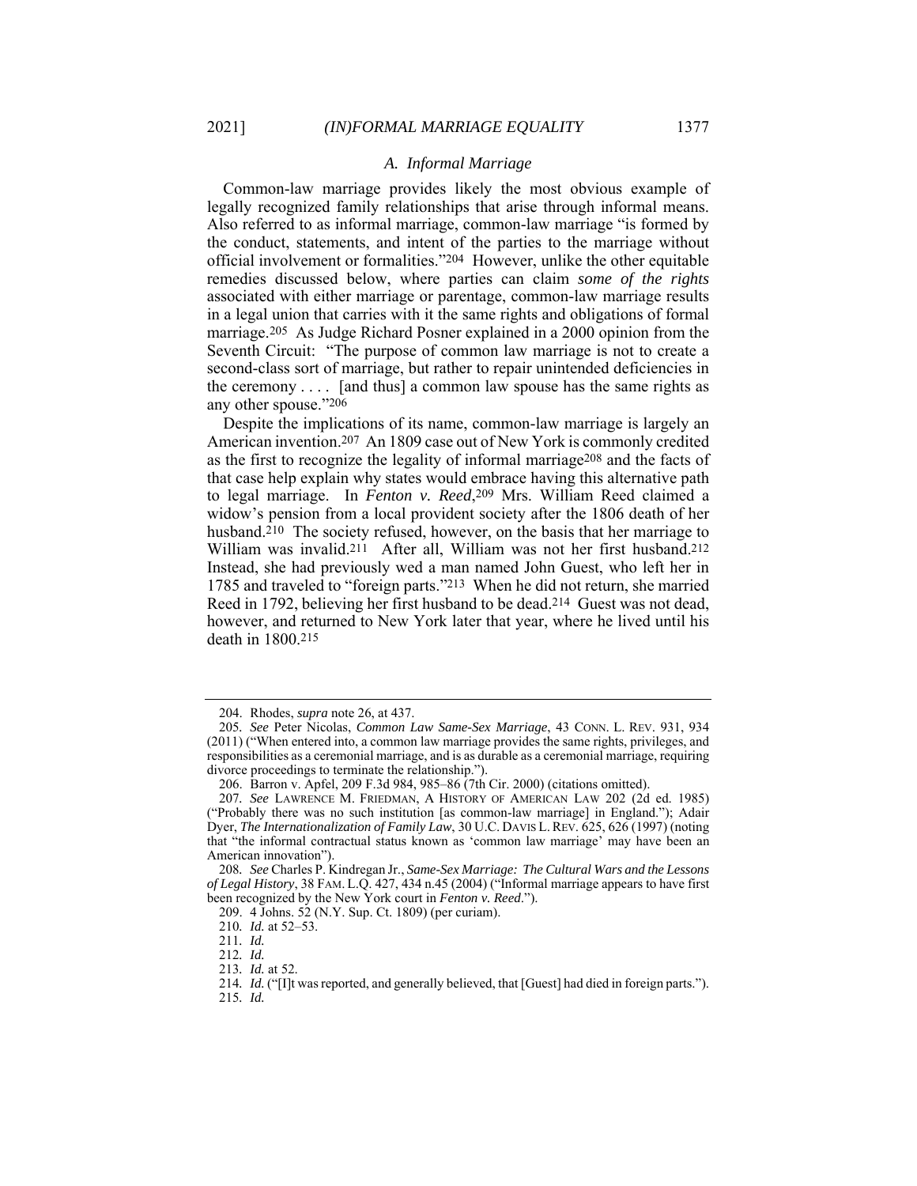### *A. Informal Marriage*

Common-law marriage provides likely the most obvious example of legally recognized family relationships that arise through informal means. Also referred to as informal marriage, common-law marriage "is formed by the conduct, statements, and intent of the parties to the marriage without official involvement or formalities."[204] However, unlike the other equitable remedies discussed below, where parties can claim *some of the rights* associated with either marriage or parentage, common-law marriage results in a legal union that carries with it the same rights and obligations of formal marriage.[205] As Judge Richard Posner explained in a 2000 opinion from the Seventh Circuit: "The purpose of common law marriage is not to create a second-class sort of marriage, but rather to repair unintended deficiencies in the ceremony . . . . [and thus] a common law spouse has the same rights as any other spouse."[206]

Despite the implications of its name, common-law marriage is largely an American invention.[207] An 1809 case out of New York is commonly credited as the first to recognize the legality of informal marriage[208] and the facts of that case help explain why states would embrace having this alternative path to legal marriage. In *Fenton v. Reed*,[209] Mrs. William Reed claimed a widow's pension from a local provident society after the 1806 death of her husband.[210] The society refused, however, on the basis that her marriage to William was invalid.[211] After all, William was not her first husband.[212] Instead, she had previously wed a man named John Guest, who left her in 1785 and traveled to "foreign parts."[213] When he did not return, she married Reed in 1792, believing her first husband to be dead.[214] Guest was not dead, however, and returned to New York later that year, where he lived until his death in 1800.[215]

---

204. Rhodes, *supra* note 26, at 437.

205. *See* Peter Nicolas, *Common Law Same-Sex Marriage*, 43 CONN. L. REV. 931, 934 (2011) ("When entered into, a common law marriage provides the same rights, privileges, and responsibilities as a ceremonial marriage, and is as durable as a ceremonial marriage, requiring divorce proceedings to terminate the relationship.").

206. Barron v. Apfel, 209 F.3d 984, 985–86 (7th Cir. 2000) (citations omitted).

207. *See* LAWRENCE M. FRIEDMAN, A HISTORY OF AMERICAN LAW 202 (2d ed. 1985) ("Probably there was no such institution [as common-law marriage] in England."); Adair Dyer, *The Internationalization of Family Law*, 30 U.C. DAVIS L. REV. 625, 626 (1997) (noting that "the informal contractual status known as 'common law marriage' may have been an American innovation").

208. *See* Charles P. Kindregan Jr., *Same-Sex Marriage: The Cultural Wars and the Lessons of Legal History*, 38 FAM. L.Q. 427, 434 n.45 (2004) ("Informal marriage appears to have first been recognized by the New York court in *Fenton v. Reed*.").

209. 4 Johns. 52 (N.Y. Sup. Ct. 1809) (per curiam).

210. *Id.* at 52–53.

211. *Id.*

212. *Id.*

213. *Id.* at 52.

214. *Id.* ("[I]t was reported, and generally believed, that [Guest] had died in foreign parts.").

215. *Id.*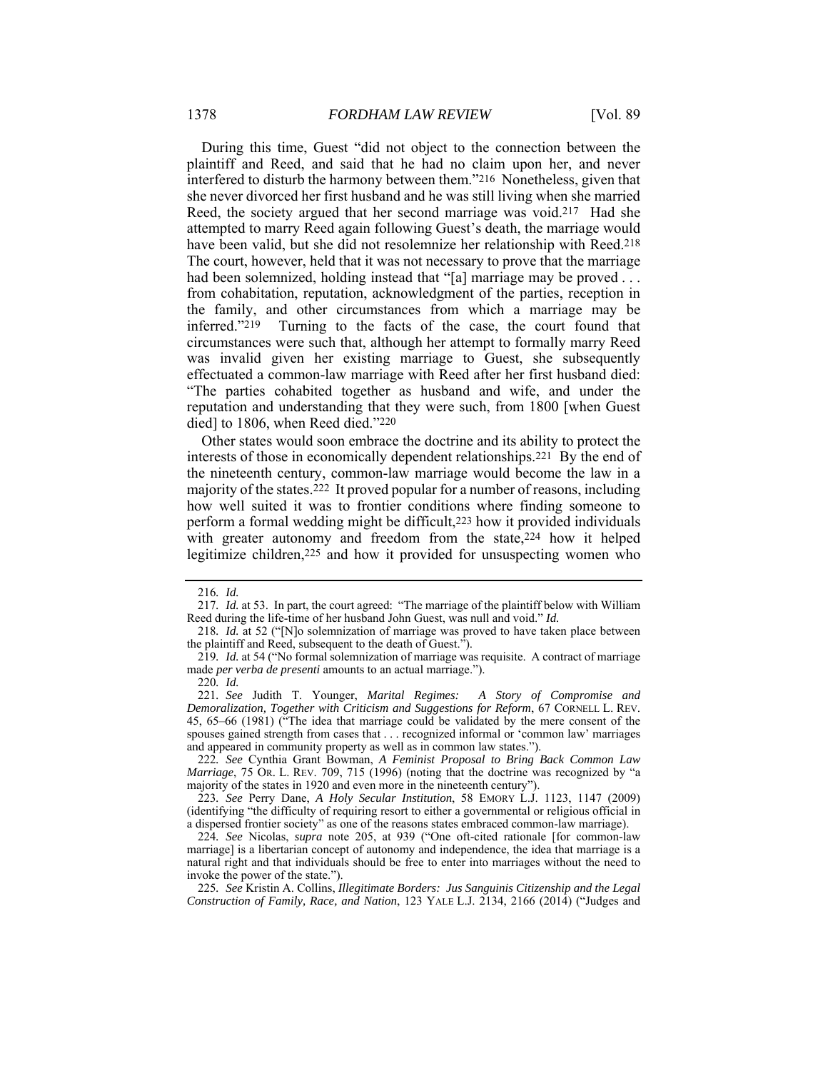During this time, Guest "did not object to the connection between the plaintiff and Reed, and said that he had no claim upon her, and never interfered to disturb the harmony between them."[216] Nonetheless, given that she never divorced her first husband and he was still living when she married Reed, the society argued that her second marriage was void.[217] Had she attempted to marry Reed again following Guest's death, the marriage would have been valid, but she did not resolemnize her relationship with Reed.[218] The court, however, held that it was not necessary to prove that the marriage had been solemnized, holding instead that "[a] marriage may be proved . . . from cohabitation, reputation, acknowledgment of the parties, reception in the family, and other circumstances from which a marriage may be inferred."[219] Turning to the facts of the case, the court found that circumstances were such that, although her attempt to formally marry Reed was invalid given her existing marriage to Guest, she subsequently effectuated a common-law marriage with Reed after her first husband died: "The parties cohabited together as husband and wife, and under the reputation and understanding that they were such, from 1800 [when Guest died] to 1806, when Reed died."[220]

Other states would soon embrace the doctrine and its ability to protect the interests of those in economically dependent relationships.[221] By the end of the nineteenth century, common-law marriage would become the law in a majority of the states.[222] It proved popular for a number of reasons, including how well suited it was to frontier conditions where finding someone to perform a formal wedding might be difficult,[223] how it provided individuals with greater autonomy and freedom from the state,[224] how it helped legitimize children,[225] and how it provided for unsuspecting women who

---

216. *Id.*

217. *Id.* at 53. In part, the court agreed: "The marriage of the plaintiff below with William Reed during the life-time of her husband John Guest, was null and void." *Id.*

218. *Id.* at 52 ("[N]o solemnization of marriage was proved to have taken place between the plaintiff and Reed, subsequent to the death of Guest.").

219. *Id.* at 54 ("No formal solemnization of marriage was requisite. A contract of marriage made *per verba de presenti* amounts to an actual marriage.").

220. *Id.*

221. *See* Judith T. Younger, *Marital Regimes: A Story of Compromise and Demoralization, Together with Criticism and Suggestions for Reform*, 67 CORNELL L. REV. 45, 65–66 (1981) ("The idea that marriage could be validated by the mere consent of the spouses gained strength from cases that . . . recognized informal or 'common law' marriages and appeared in community property as well as in common law states.").

222. *See* Cynthia Grant Bowman, *A Feminist Proposal to Bring Back Common Law Marriage*, 75 OR. L. REV. 709, 715 (1996) (noting that the doctrine was recognized by "a majority of the states in 1920 and even more in the nineteenth century").

223. *See* Perry Dane, *A Holy Secular Institution*, 58 EMORY L.J. 1123, 1147 (2009) (identifying "the difficulty of requiring resort to either a governmental or religious official in a dispersed frontier society" as one of the reasons states embraced common-law marriage).

224. *See* Nicolas, *supra* note 205, at 939 ("One oft-cited rationale [for common-law marriage] is a libertarian concept of autonomy and independence, the idea that marriage is a natural right and that individuals should be free to enter into marriages without the need to invoke the power of the state.").

225. *See* Kristin A. Collins, *Illegitimate Borders: Jus Sanguinis Citizenship and the Legal Construction of Family, Race, and Nation*, 123 YALE L.J. 2134, 2166 (2014) ("Judges and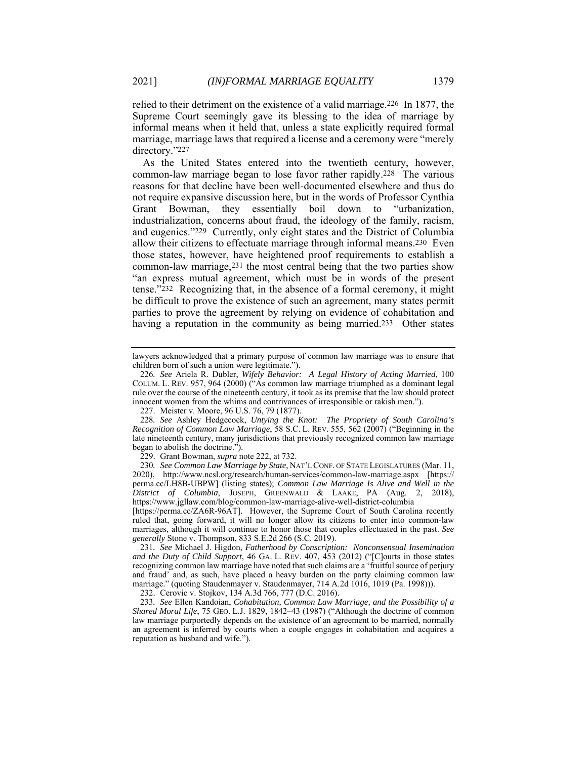relied to their detriment on the existence of a valid marriage.[226] In 1877, the Supreme Court seemingly gave its blessing to the idea of marriage by informal means when it held that, unless a state explicitly required formal marriage, marriage laws that required a license and a ceremony were "merely directory."[227]

As the United States entered into the twentieth century, however, common-law marriage began to lose favor rather rapidly.[228] The various reasons for that decline have been well-documented elsewhere and thus do not require expansive discussion here, but in the words of Professor Cynthia Grant Bowman, they essentially boil down to "urbanization, industrialization, concerns about fraud, the ideology of the family, racism, and eugenics."[229] Currently, only eight states and the District of Columbia allow their citizens to effectuate marriage through informal means.[230] Even those states, however, have heightened proof requirements to establish a common-law marriage,[231] the most central being that the two parties show "an express mutual agreement, which must be in words of the present tense."[232] Recognizing that, in the absence of a formal ceremony, it might be difficult to prove the existence of such an agreement, many states permit parties to prove the agreement by relying on evidence of cohabitation and having a reputation in the community as being married.[233] Other states

---

lawyers acknowledged that a primary purpose of common law marriage was to ensure that children born of such a union were legitimate.").

226. *See* Ariela R. Dubler, *Wifely Behavior: A Legal History of Acting Married*, 100 COLUM. L. REV. 957, 964 (2000) ("As common law marriage triumphed as a dominant legal rule over the course of the nineteenth century, it took as its premise that the law should protect innocent women from the whims and contrivances of irresponsible or rakish men.").

227. Meister v. Moore, 96 U.S. 76, 79 (1877).

228. *See* Ashley Hedgecock, *Untying the Knot: The Propriety of South Carolina's Recognition of Common Law Marriage*, 58 S.C. L. REV. 555, 562 (2007) ("Beginning in the late nineteenth century, many jurisdictions that previously recognized common law marriage began to abolish the doctrine.").

229. Grant Bowman, *supra* note 222, at 732.

230. *See Common Law Marriage by State*, NAT'L CONF. OF STATE LEGISLATURES (Mar. 11, 2020), http://www.ncsl.org/research/human-services/common-law-marriage.aspx [https://perma.cc/LH8B-UBPW] (listing states); *Common Law Marriage Is Alive and Well in the District of Columbia*, JOSEPH, GREENWALD & LAAKE, PA (Aug. 2, 2018), https://www.jgllaw.com/blog/common-law-marriage-alive-well-district-columbia [https://perma.cc/ZA6R-96AT]. However, the Supreme Court of South Carolina recently ruled that, going forward, it will no longer allow its citizens to enter into common-law marriages, although it will continue to honor those that couples effectuated in the past. *See generally* Stone v. Thompson, 833 S.E.2d 266 (S.C. 2019).

231. *See* Michael J. Higdon, *Fatherhood by Conscription: Nonconsensual Insemination and the Duty of Child Support*, 46 GA. L. REV. 407, 453 (2012) ("[C]ourts in those states recognizing common law marriage have noted that such claims are a 'fruitful source of perjury and fraud' and, as such, have placed a heavy burden on the party claiming common law marriage." (quoting Staudenmayer v. Staudenmayer, 714 A.2d 1016, 1019 (Pa. 1998))).

232. Cerovic v. Stojkov, 134 A.3d 766, 777 (D.C. 2016).

233. *See* Ellen Kandoian, *Cohabitation, Common Law Marriage, and the Possibility of a Shared Moral Life*, 75 GEO. L.J. 1829, 1842–43 (1987) ("Although the doctrine of common law marriage purportedly depends on the existence of an agreement to be married, normally an agreement is inferred by courts when a couple engages in cohabitation and acquires a reputation as husband and wife.").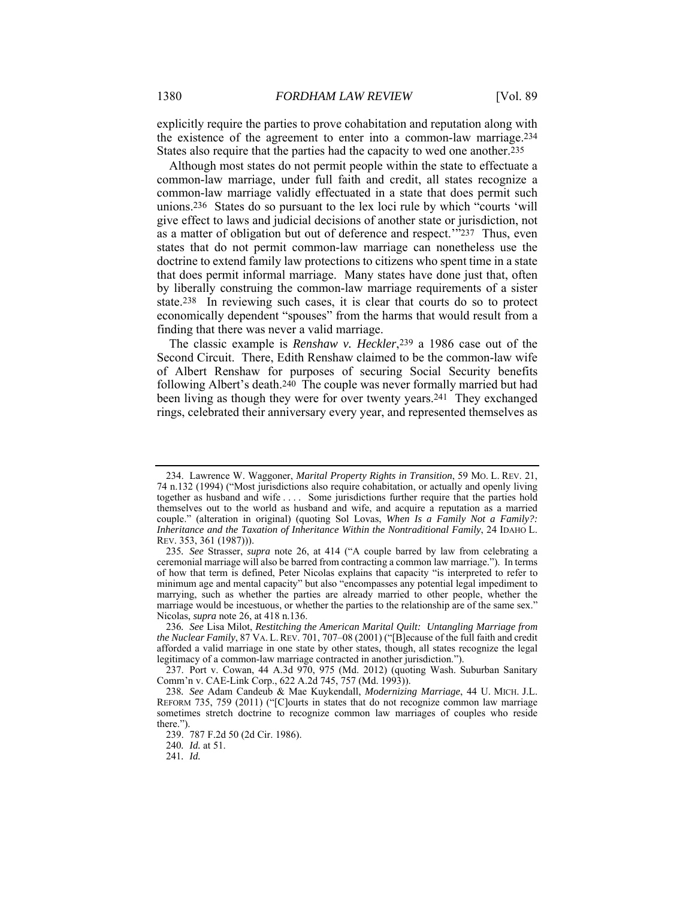explicitly require the parties to prove cohabitation and reputation along with the existence of the agreement to enter into a common-law marriage.[234] States also require that the parties had the capacity to wed one another.[235]

Although most states do not permit people within the state to effectuate a common-law marriage, under full faith and credit, all states recognize a common-law marriage validly effectuated in a state that does permit such unions.[236] States do so pursuant to the lex loci rule by which "courts 'will give effect to laws and judicial decisions of another state or jurisdiction, not as a matter of obligation but out of deference and respect.'"[237] Thus, even states that do not permit common-law marriage can nonetheless use the doctrine to extend family law protections to citizens who spent time in a state that does permit informal marriage. Many states have done just that, often by liberally construing the common-law marriage requirements of a sister state.[238] In reviewing such cases, it is clear that courts do so to protect economically dependent "spouses" from the harms that would result from a finding that there was never a valid marriage.

The classic example is *Renshaw v. Heckler*,[239] a 1986 case out of the Second Circuit. There, Edith Renshaw claimed to be the common-law wife of Albert Renshaw for purposes of securing Social Security benefits following Albert's death.[240] The couple was never formally married but had been living as though they were for over twenty years.[241] They exchanged rings, celebrated their anniversary every year, and represented themselves as

---

234. Lawrence W. Waggoner, *Marital Property Rights in Transition*, 59 MO. L. REV. 21, 74 n.132 (1994) ("Most jurisdictions also require cohabitation, or actually and openly living together as husband and wife . . . . Some jurisdictions further require that the parties hold themselves out to the world as husband and wife, and acquire a reputation as a married couple." (alteration in original) (quoting Sol Lovas, *When Is a Family Not a Family?: Inheritance and the Taxation of Inheritance Within the Nontraditional Family*, 24 IDAHO L. REV. 353, 361 (1987))).

235. *See* Strasser, *supra* note 26, at 414 ("A couple barred by law from celebrating a ceremonial marriage will also be barred from contracting a common law marriage."). In terms of how that term is defined, Peter Nicolas explains that capacity "is interpreted to refer to minimum age and mental capacity" but also "encompasses any potential legal impediment to marrying, such as whether the parties are already married to other people, whether the marriage would be incestuous, or whether the parties to the relationship are of the same sex." Nicolas, *supra* note 26, at 418 n.136.

236. *See* Lisa Milot, *Restitching the American Marital Quilt: Untangling Marriage from the Nuclear Family*, 87 VA. L. REV. 701, 707–08 (2001) ("[B]ecause of the full faith and credit afforded a valid marriage in one state by other states, though, all states recognize the legal legitimacy of a common-law marriage contracted in another jurisdiction.").

237. Port v. Cowan, 44 A.3d 970, 975 (Md. 2012) (quoting Wash. Suburban Sanitary Comm'n v. CAE-Link Corp., 622 A.2d 745, 757 (Md. 1993)).

238. *See* Adam Candeub & Mae Kuykendall, *Modernizing Marriage*, 44 U. MICH. J.L. REFORM 735, 759 (2011) ("[C]ourts in states that do not recognize common law marriage sometimes stretch doctrine to recognize common law marriages of couples who reside there.").

239. 787 F.2d 50 (2d Cir. 1986).

240. *Id.* at 51.

241. *Id.*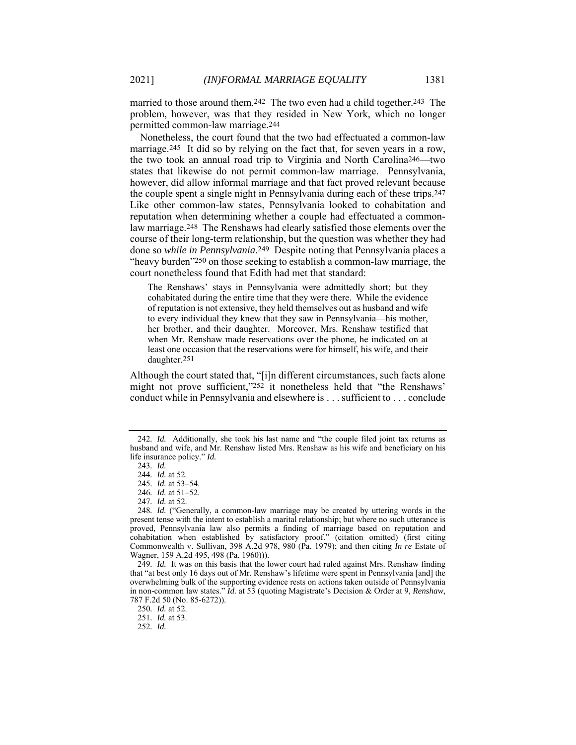married to those around them.[242] The two even had a child together.[243] The problem, however, was that they resided in New York, which no longer permitted common-law marriage.[244]

Nonetheless, the court found that the two had effectuated a common-law marriage.[245] It did so by relying on the fact that, for seven years in a row, the two took an annual road trip to Virginia and North Carolina[246]—two states that likewise do not permit common-law marriage. Pennsylvania, however, did allow informal marriage and that fact proved relevant because the couple spent a single night in Pennsylvania during each of these trips.[247] Like other common-law states, Pennsylvania looked to cohabitation and reputation when determining whether a couple had effectuated a common-law marriage.[248] The Renshaws had clearly satisfied those elements over the course of their long-term relationship, but the question was whether they had done so *while in Pennsylvania*.[249] Despite noting that Pennsylvania places a "heavy burden"[250] on those seeking to establish a common-law marriage, the court nonetheless found that Edith had met that standard:

> The Renshaws' stays in Pennsylvania were admittedly short; but they cohabitated during the entire time that they were there. While the evidence of reputation is not extensive, they held themselves out as husband and wife to every individual they knew that they saw in Pennsylvania—his mother, her brother, and their daughter. Moreover, Mrs. Renshaw testified that when Mr. Renshaw made reservations over the phone, he indicated on at least one occasion that the reservations were for himself, his wife, and their daughter.[251]

Although the court stated that, "[i]n different circumstances, such facts alone might not prove sufficient,"[252] it nonetheless held that "the Renshaws' conduct while in Pennsylvania and elsewhere is . . . sufficient to . . . conclude

---

242. *Id.* Additionally, she took his last name and "the couple filed joint tax returns as husband and wife, and Mr. Renshaw listed Mrs. Renshaw as his wife and beneficiary on his life insurance policy." *Id.*

243. *Id.*

244. *Id.* at 52.

245. *Id.* at 53–54.

246. *Id.* at 51–52.

247. *Id.* at 52.

248. *Id.* ("Generally, a common-law marriage may be created by uttering words in the present tense with the intent to establish a marital relationship; but where no such utterance is proved, Pennsylvania law also permits a finding of marriage based on reputation and cohabitation when established by satisfactory proof." (citation omitted) (first citing Commonwealth v. Sullivan, 398 A.2d 978, 980 (Pa. 1979); and then citing *In re* Estate of Wagner, 159 A.2d 495, 498 (Pa. 1960))).

249. *Id.* It was on this basis that the lower court had ruled against Mrs. Renshaw finding that "at best only 16 days out of Mr. Renshaw's lifetime were spent in Pennsylvania [and] the overwhelming bulk of the supporting evidence rests on actions taken outside of Pennsylvania in non-common law states." *Id.* at 53 (quoting Magistrate's Decision & Order at 9, *Renshaw*, 787 F.2d 50 (No. 85-6272)).

250. *Id.* at 52.

251. *Id.* at 53.

252. *Id.*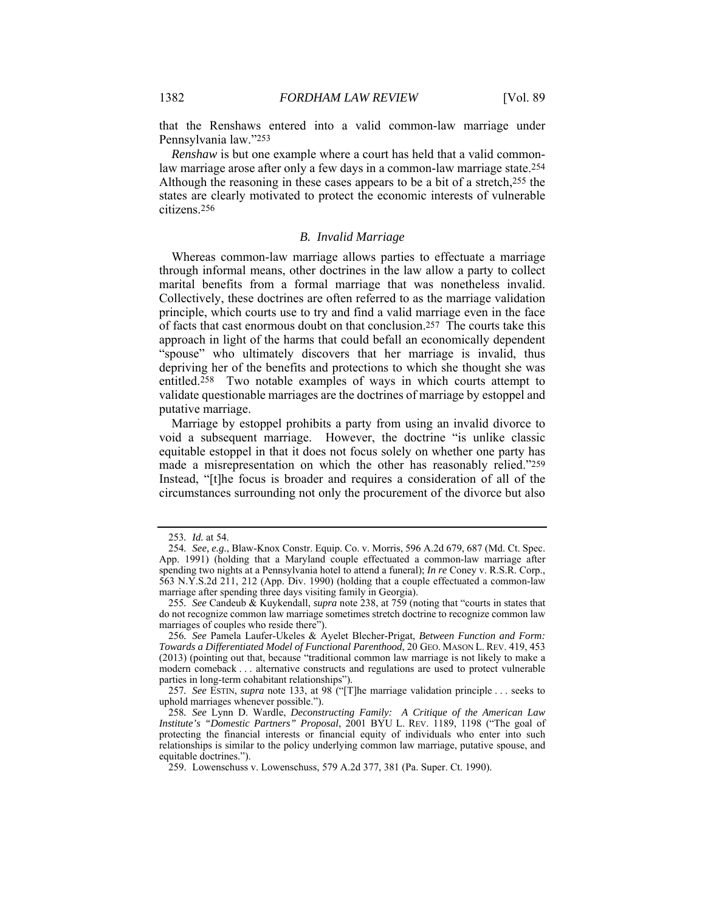that the Renshaws entered into a valid common-law marriage under Pennsylvania law."[253]

*Renshaw* is but one example where a court has held that a valid common-law marriage arose after only a few days in a common-law marriage state.[254] Although the reasoning in these cases appears to be a bit of a stretch,[255] the states are clearly motivated to protect the economic interests of vulnerable citizens.[256]

### *B. Invalid Marriage*

Whereas common-law marriage allows parties to effectuate a marriage through informal means, other doctrines in the law allow a party to collect marital benefits from a formal marriage that was nonetheless invalid. Collectively, these doctrines are often referred to as the marriage validation principle, which courts use to try and find a valid marriage even in the face of facts that cast enormous doubt on that conclusion.[257] The courts take this approach in light of the harms that could befall an economically dependent "spouse" who ultimately discovers that her marriage is invalid, thus depriving her of the benefits and protections to which she thought she was entitled.[258] Two notable examples of ways in which courts attempt to validate questionable marriages are the doctrines of marriage by estoppel and putative marriage.

Marriage by estoppel prohibits a party from using an invalid divorce to void a subsequent marriage. However, the doctrine "is unlike classic equitable estoppel in that it does not focus solely on whether one party has made a misrepresentation on which the other has reasonably relied."[259] Instead, "[t]he focus is broader and requires a consideration of all of the circumstances surrounding not only the procurement of the divorce but also

---

253. *Id.* at 54.

254. *See, e.g.*, Blaw-Knox Constr. Equip. Co. v. Morris, 596 A.2d 679, 687 (Md. Ct. Spec. App. 1991) (holding that a Maryland couple effectuated a common-law marriage after spending two nights at a Pennsylvania hotel to attend a funeral); *In re* Coney v. R.S.R. Corp., 563 N.Y.S.2d 211, 212 (App. Div. 1990) (holding that a couple effectuated a common-law marriage after spending three days visiting family in Georgia).

255. *See* Candeub & Kuykendall, *supra* note 238, at 759 (noting that "courts in states that do not recognize common law marriage sometimes stretch doctrine to recognize common law marriages of couples who reside there").

256. *See* Pamela Laufer-Ukeles & Ayelet Blecher-Prigat, *Between Function and Form: Towards a Differentiated Model of Functional Parenthood*, 20 GEO. MASON L. REV. 419, 453 (2013) (pointing out that, because "traditional common law marriage is not likely to make a modern comeback . . . alternative constructs and regulations are used to protect vulnerable parties in long-term cohabitant relationships").

257. *See* ESTIN, *supra* note 133, at 98 ("[T]he marriage validation principle . . . seeks to uphold marriages whenever possible.").

258. *See* Lynn D. Wardle, *Deconstructing Family: A Critique of the American Law Institute's "Domestic Partners" Proposal*, 2001 BYU L. REV. 1189, 1198 ("The goal of protecting the financial interests or financial equity of individuals who enter into such relationships is similar to the policy underlying common law marriage, putative spouse, and equitable doctrines.").

259. Lowenschuss v. Lowenschuss, 579 A.2d 377, 381 (Pa. Super. Ct. 1990).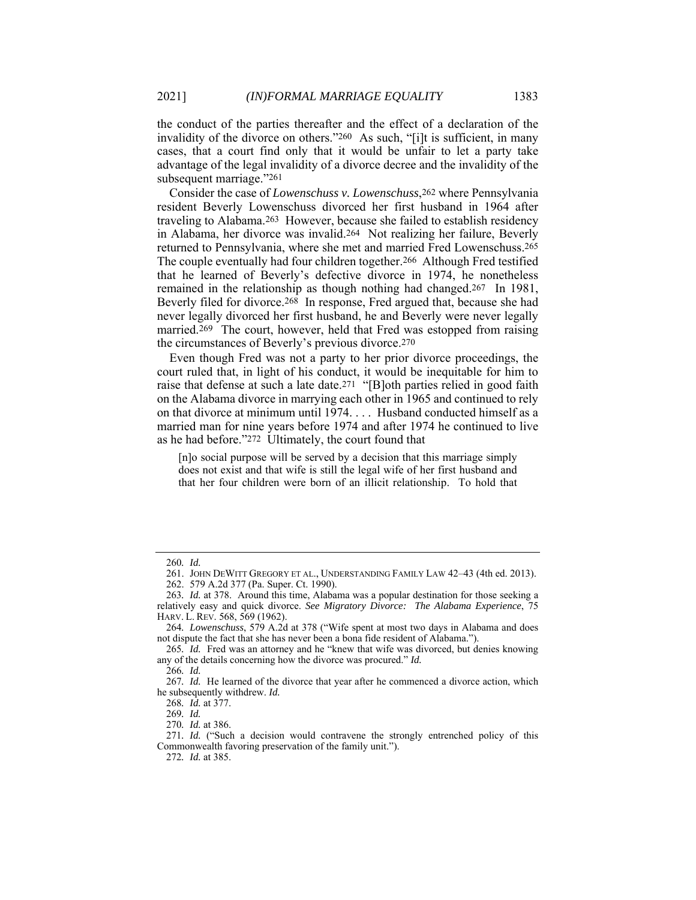the conduct of the parties thereafter and the effect of a declaration of the invalidity of the divorce on others."[260] As such, "[i]t is sufficient, in many cases, that a court find only that it would be unfair to let a party take advantage of the legal invalidity of a divorce decree and the invalidity of the subsequent marriage."[261]

Consider the case of *Lowenschuss v. Lowenschuss*,[262] where Pennsylvania resident Beverly Lowenschuss divorced her first husband in 1964 after traveling to Alabama.[263] However, because she failed to establish residency in Alabama, her divorce was invalid.[264] Not realizing her failure, Beverly returned to Pennsylvania, where she met and married Fred Lowenschuss.[265] The couple eventually had four children together.[266] Although Fred testified that he learned of Beverly's defective divorce in 1974, he nonetheless remained in the relationship as though nothing had changed.[267] In 1981, Beverly filed for divorce.[268] In response, Fred argued that, because she had never legally divorced her first husband, he and Beverly were never legally married.[269] The court, however, held that Fred was estopped from raising the circumstances of Beverly's previous divorce.[270]

Even though Fred was not a party to her prior divorce proceedings, the court ruled that, in light of his conduct, it would be inequitable for him to raise that defense at such a late date.[271] "[B]oth parties relied in good faith on the Alabama divorce in marrying each other in 1965 and continued to rely on that divorce at minimum until 1974. . . . Husband conducted himself as a married man for nine years before 1974 and after 1974 he continued to live as he had before."[272] Ultimately, the court found that

> [n]o social purpose will be served by a decision that this marriage simply does not exist and that wife is still the legal wife of her first husband and that her four children were born of an illicit relationship. To hold that

---

260. *Id.*

261. JOHN DEWITT GREGORY ET AL., UNDERSTANDING FAMILY LAW 42–43 (4th ed. 2013).

262. 579 A.2d 377 (Pa. Super. Ct. 1990).

263. *Id.* at 378. Around this time, Alabama was a popular destination for those seeking a relatively easy and quick divorce. *See Migratory Divorce: The Alabama Experience*, 75 HARV. L. REV. 568, 569 (1962).

264. *Lowenschuss*, 579 A.2d at 378 ("Wife spent at most two days in Alabama and does not dispute the fact that she has never been a bona fide resident of Alabama.").

265. *Id.* Fred was an attorney and he "knew that wife was divorced, but denies knowing any of the details concerning how the divorce was procured." *Id.*

266. *Id.*

267. *Id.* He learned of the divorce that year after he commenced a divorce action, which he subsequently withdrew. *Id.*

268. *Id.* at 377.

269. *Id.*

270. *Id.* at 386.

271. *Id.* ("Such a decision would contravene the strongly entrenched policy of this Commonwealth favoring preservation of the family unit.").

272. *Id.* at 385.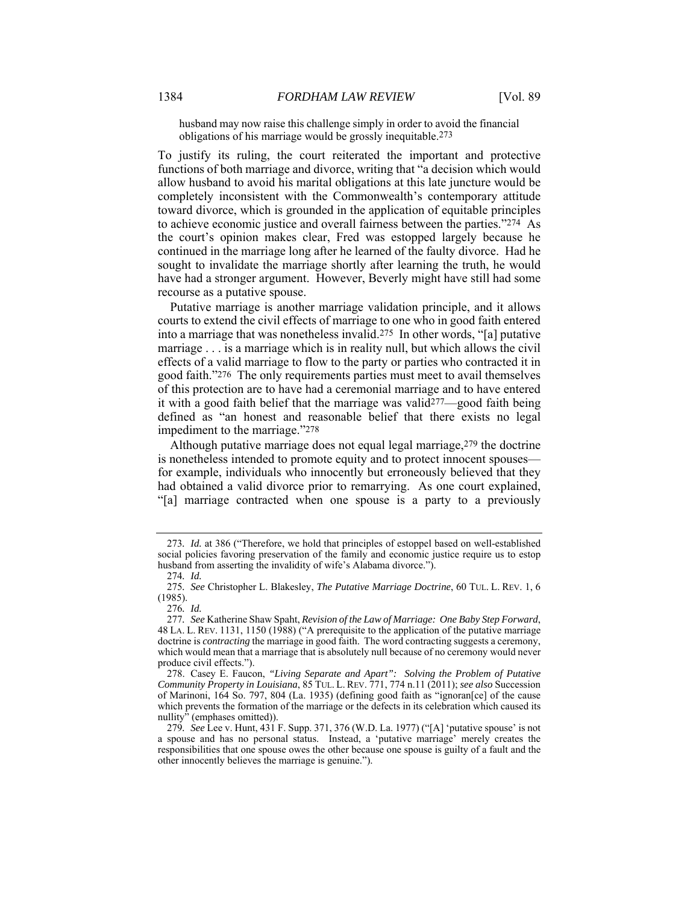husband may now raise this challenge simply in order to avoid the financial obligations of his marriage would be grossly inequitable.[273]

To justify its ruling, the court reiterated the important and protective functions of both marriage and divorce, writing that "a decision which would allow husband to avoid his marital obligations at this late juncture would be completely inconsistent with the Commonwealth's contemporary attitude toward divorce, which is grounded in the application of equitable principles to achieve economic justice and overall fairness between the parties."[274] As the court's opinion makes clear, Fred was estopped largely because he continued in the marriage long after he learned of the faulty divorce. Had he sought to invalidate the marriage shortly after learning the truth, he would have had a stronger argument. However, Beverly might have still had some recourse as a putative spouse.

Putative marriage is another marriage validation principle, and it allows courts to extend the civil effects of marriage to one who in good faith entered into a marriage that was nonetheless invalid.[275] In other words, "[a] putative marriage . . . is a marriage which is in reality null, but which allows the civil effects of a valid marriage to flow to the party or parties who contracted it in good faith."[276] The only requirements parties must meet to avail themselves of this protection are to have had a ceremonial marriage and to have entered it with a good faith belief that the marriage was valid[277]—good faith being defined as "an honest and reasonable belief that there exists no legal impediment to the marriage."[278]

Although putative marriage does not equal legal marriage,[279] the doctrine is nonetheless intended to promote equity and to protect innocent spouses—for example, individuals who innocently but erroneously believed that they had obtained a valid divorce prior to remarrying. As one court explained, "[a] marriage contracted when one spouse is a party to a previously

---

273. *Id.* at 386 ("Therefore, we hold that principles of estoppel based on well-established social policies favoring preservation of the family and economic justice require us to estop husband from asserting the invalidity of wife's Alabama divorce.").

274. *Id.*

275. *See* Christopher L. Blakesley, *The Putative Marriage Doctrine*, 60 TUL. L. REV. 1, 6 (1985).

276. *Id.*

277. *See* Katherine Shaw Spaht, *Revision of the Law of Marriage: One Baby Step Forward*, 48 LA. L. REV. 1131, 1150 (1988) ("A prerequisite to the application of the putative marriage doctrine is *contracting* the marriage in good faith. The word contracting suggests a ceremony, which would mean that a marriage that is absolutely null because of no ceremony would never produce civil effects.").

278. Casey E. Faucon, *"Living Separate and Apart": Solving the Problem of Putative Community Property in Louisiana*, 85 TUL. L. REV. 771, 774 n.11 (2011); *see also* Succession of Marinoni, 164 So. 797, 804 (La. 1935) (defining good faith as "ignoran[ce] of the cause which prevents the formation of the marriage or the defects in its celebration which caused its nullity" (emphases omitted)).

279. *See* Lee v. Hunt, 431 F. Supp. 371, 376 (W.D. La. 1977) ("[A] 'putative spouse' is not a spouse and has no personal status. Instead, a 'putative marriage' merely creates the responsibilities that one spouse owes the other because one spouse is guilty of a fault and the other innocently believes the marriage is genuine.").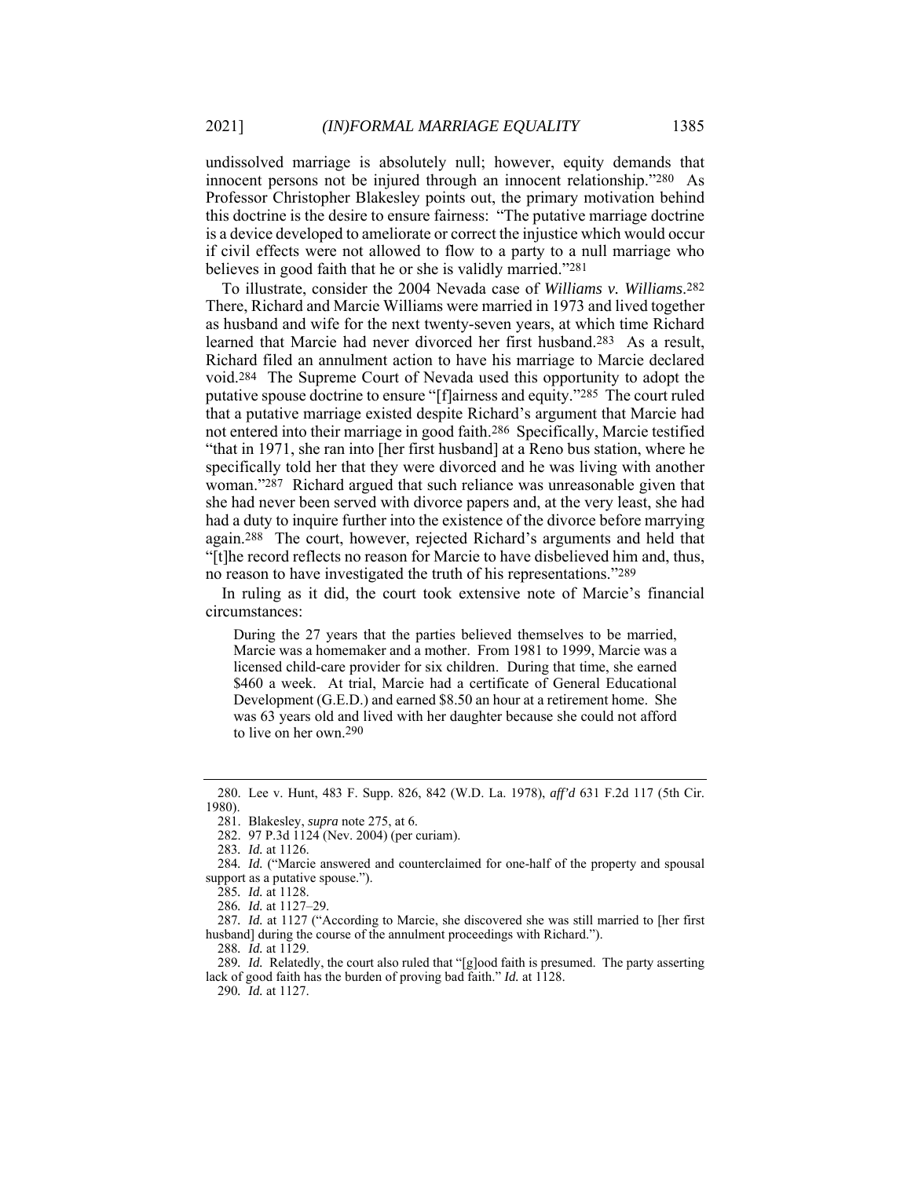undissolved marriage is absolutely null; however, equity demands that innocent persons not be injured through an innocent relationship."[280] As Professor Christopher Blakesley points out, the primary motivation behind this doctrine is the desire to ensure fairness: "The putative marriage doctrine is a device developed to ameliorate or correct the injustice which would occur if civil effects were not allowed to flow to a party to a null marriage who believes in good faith that he or she is validly married."[281]

To illustrate, consider the 2004 Nevada case of *Williams v. Williams*.[282] There, Richard and Marcie Williams were married in 1973 and lived together as husband and wife for the next twenty-seven years, at which time Richard learned that Marcie had never divorced her first husband.[283] As a result, Richard filed an annulment action to have his marriage to Marcie declared void.[284] The Supreme Court of Nevada used this opportunity to adopt the putative spouse doctrine to ensure "[f]airness and equity."[285] The court ruled that a putative marriage existed despite Richard's argument that Marcie had not entered into their marriage in good faith.[286] Specifically, Marcie testified "that in 1971, she ran into [her first husband] at a Reno bus station, where he specifically told her that they were divorced and he was living with another woman."[287] Richard argued that such reliance was unreasonable given that she had never been served with divorce papers and, at the very least, she had had a duty to inquire further into the existence of the divorce before marrying again.[288] The court, however, rejected Richard's arguments and held that "[t]he record reflects no reason for Marcie to have disbelieved him and, thus, no reason to have investigated the truth of his representations."[289]

In ruling as it did, the court took extensive note of Marcie's financial circumstances:

> During the 27 years that the parties believed themselves to be married, Marcie was a homemaker and a mother. From 1981 to 1999, Marcie was a licensed child-care provider for six children. During that time, she earned $460 a week. At trial, Marcie had a certificate of General Educational Development (G.E.D.) and earned $8.50 an hour at a retirement home. She was 63 years old and lived with her daughter because she could not afford to live on her own.[290]

---

280. Lee v. Hunt, 483 F. Supp. 826, 842 (W.D. La. 1978), *aff'd* 631 F.2d 117 (5th Cir. 1980).

281. Blakesley, *supra* note 275, at 6.

282. 97 P.3d 1124 (Nev. 2004) (per curiam).

283. *Id.* at 1126.

284. *Id.* ("Marcie answered and counterclaimed for one-half of the property and spousal support as a putative spouse.").

285. *Id.* at 1128.

286. *Id.* at 1127–29.

287. *Id.* at 1127 ("According to Marcie, she discovered she was still married to [her first husband] during the course of the annulment proceedings with Richard.").

288. *Id.* at 1129.

289. *Id.* Relatedly, the court also ruled that "[g]ood faith is presumed. The party asserting lack of good faith has the burden of proving bad faith." *Id.* at 1128.

290. *Id.* at 1127.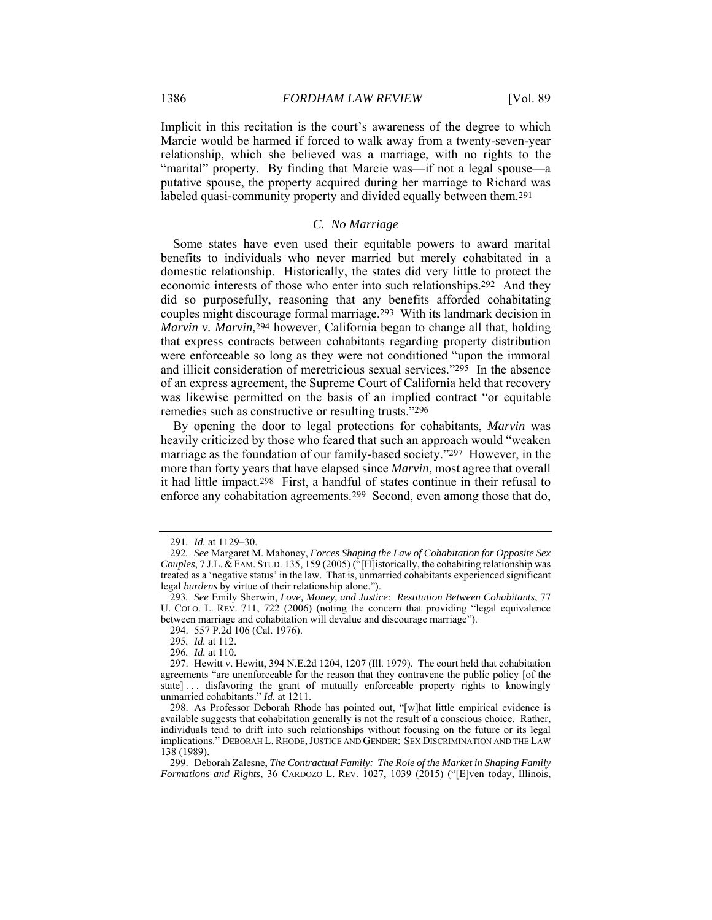Implicit in this recitation is the court's awareness of the degree to which Marcie would be harmed if forced to walk away from a twenty-seven-year relationship, which she believed was a marriage, with no rights to the "marital" property. By finding that Marcie was—if not a legal spouse—a putative spouse, the property acquired during her marriage to Richard was labeled quasi-community property and divided equally between them.[291]

### *C. No Marriage*

Some states have even used their equitable powers to award marital benefits to individuals who never married but merely cohabitated in a domestic relationship. Historically, the states did very little to protect the economic interests of those who enter into such relationships.[292] And they did so purposefully, reasoning that any benefits afforded cohabitating couples might discourage formal marriage.[293] With its landmark decision in *Marvin v. Marvin*,[294] however, California began to change all that, holding that express contracts between cohabitants regarding property distribution were enforceable so long as they were not conditioned "upon the immoral and illicit consideration of meretricious sexual services."[295] In the absence of an express agreement, the Supreme Court of California held that recovery was likewise permitted on the basis of an implied contract "or equitable remedies such as constructive or resulting trusts."[296]

By opening the door to legal protections for cohabitants, *Marvin* was heavily criticized by those who feared that such an approach would "weaken marriage as the foundation of our family-based society."[297] However, in the more than forty years that have elapsed since *Marvin*, most agree that overall it had little impact.[298] First, a handful of states continue in their refusal to enforce any cohabitation agreements.[299] Second, even among those that do,

---

291. *Id.* at 1129–30.

292. *See* Margaret M. Mahoney, *Forces Shaping the Law of Cohabitation for Opposite Sex Couples*, 7 J.L. & FAM. STUD. 135, 159 (2005) ("[H]istorically, the cohabiting relationship was treated as a 'negative status' in the law. That is, unmarried cohabitants experienced significant legal *burdens* by virtue of their relationship alone.").

293. *See* Emily Sherwin, *Love, Money, and Justice: Restitution Between Cohabitants*, 77 U. COLO. L. REV. 711, 722 (2006) (noting the concern that providing "legal equivalence between marriage and cohabitation will devalue and discourage marriage").

294. 557 P.2d 106 (Cal. 1976).

295. *Id.* at 112.

296. *Id.* at 110.

297. Hewitt v. Hewitt, 394 N.E.2d 1204, 1207 (Ill. 1979). The court held that cohabitation agreements "are unenforceable for the reason that they contravene the public policy [of the state] . . . disfavoring the grant of mutually enforceable property rights to knowingly unmarried cohabitants." *Id.* at 1211.

298. As Professor Deborah Rhode has pointed out, "[w]hat little empirical evidence is available suggests that cohabitation generally is not the result of a conscious choice. Rather, individuals tend to drift into such relationships without focusing on the future or its legal implications." DEBORAH L. RHODE, JUSTICE AND GENDER: SEX DISCRIMINATION AND THE LAW 138 (1989).

299. Deborah Zalesne, *The Contractual Family: The Role of the Market in Shaping Family Formations and Rights*, 36 CARDOZO L. REV. 1027, 1039 (2015) ("[E]ven today, Illinois,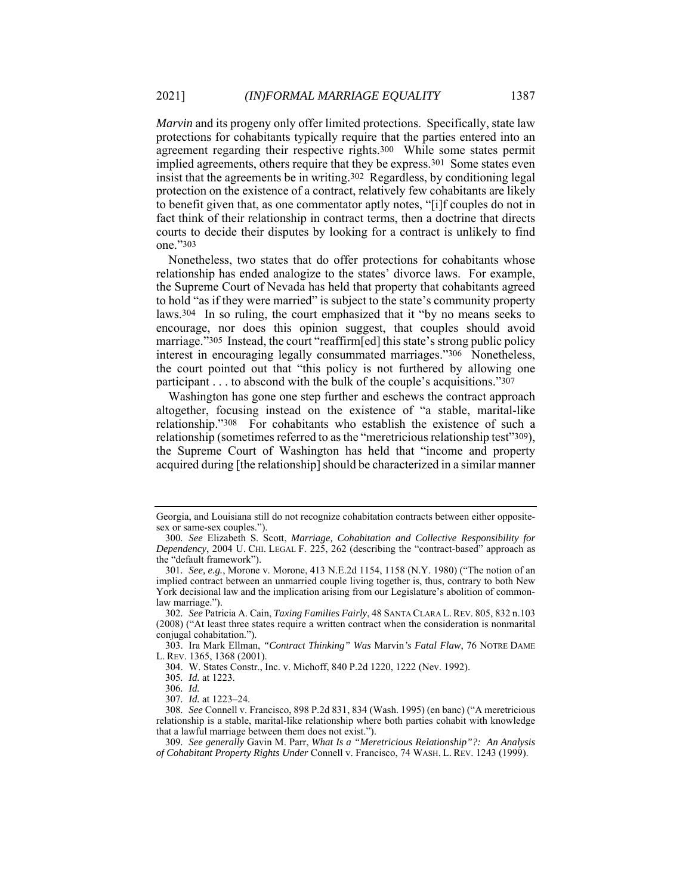*Marvin* and its progeny only offer limited protections. Specifically, state law protections for cohabitants typically require that the parties entered into an agreement regarding their respective rights.[300] While some states permit implied agreements, others require that they be express.[301] Some states even insist that the agreements be in writing.[302] Regardless, by conditioning legal protection on the existence of a contract, relatively few cohabitants are likely to benefit given that, as one commentator aptly notes, "[i]f couples do not in fact think of their relationship in contract terms, then a doctrine that directs courts to decide their disputes by looking for a contract is unlikely to find one."[303]

Nonetheless, two states that do offer protections for cohabitants whose relationship has ended analogize to the states' divorce laws. For example, the Supreme Court of Nevada has held that property that cohabitants agreed to hold "as if they were married" is subject to the state's community property laws.[304] In so ruling, the court emphasized that it "by no means seeks to encourage, nor does this opinion suggest, that couples should avoid marriage."[305] Instead, the court "reaffirm[ed] this state's strong public policy interest in encouraging legally consummated marriages."[306] Nonetheless, the court pointed out that "this policy is not furthered by allowing one participant . . . to abscond with the bulk of the couple's acquisitions."[307]

Washington has gone one step further and eschews the contract approach altogether, focusing instead on the existence of "a stable, marital-like relationship."[308] For cohabitants who establish the existence of such a relationship (sometimes referred to as the "meretricious relationship test"[309]), the Supreme Court of Washington has held that "income and property acquired during [the relationship] should be characterized in a similar manner

---

Georgia, and Louisiana still do not recognize cohabitation contracts between either opposite-sex or same-sex couples.").

300. *See* Elizabeth S. Scott, *Marriage, Cohabitation and Collective Responsibility for Dependency*, 2004 U. CHI. LEGAL F. 225, 262 (describing the "contract-based" approach as the "default framework").

301. *See, e.g.*, Morone v. Morone, 413 N.E.2d 1154, 1158 (N.Y. 1980) ("The notion of an implied contract between an unmarried couple living together is, thus, contrary to both New York decisional law and the implication arising from our Legislature's abolition of common-law marriage.").

302. *See* Patricia A. Cain, *Taxing Families Fairly*, 48 SANTA CLARA L. REV. 805, 832 n.103 (2008) ("At least three states require a written contract when the consideration is nonmarital conjugal cohabitation.").

303. Ira Mark Ellman, *"Contract Thinking" Was* Marvin*'s Fatal Flaw*, 76 NOTRE DAME L. REV. 1365, 1368 (2001).

304. W. States Constr., Inc. v. Michoff, 840 P.2d 1220, 1222 (Nev. 1992).

305. *Id.* at 1223.

306. *Id.*

307. *Id.* at 1223–24.

308. *See* Connell v. Francisco, 898 P.2d 831, 834 (Wash. 1995) (en banc) ("A meretricious relationship is a stable, marital-like relationship where both parties cohabit with knowledge that a lawful marriage between them does not exist.").

309. *See generally* Gavin M. Parr, *What Is a "Meretricious Relationship"?: An Analysis of Cohabitant Property Rights Under* Connell v. Francisco, 74 WASH. L. REV. 1243 (1999).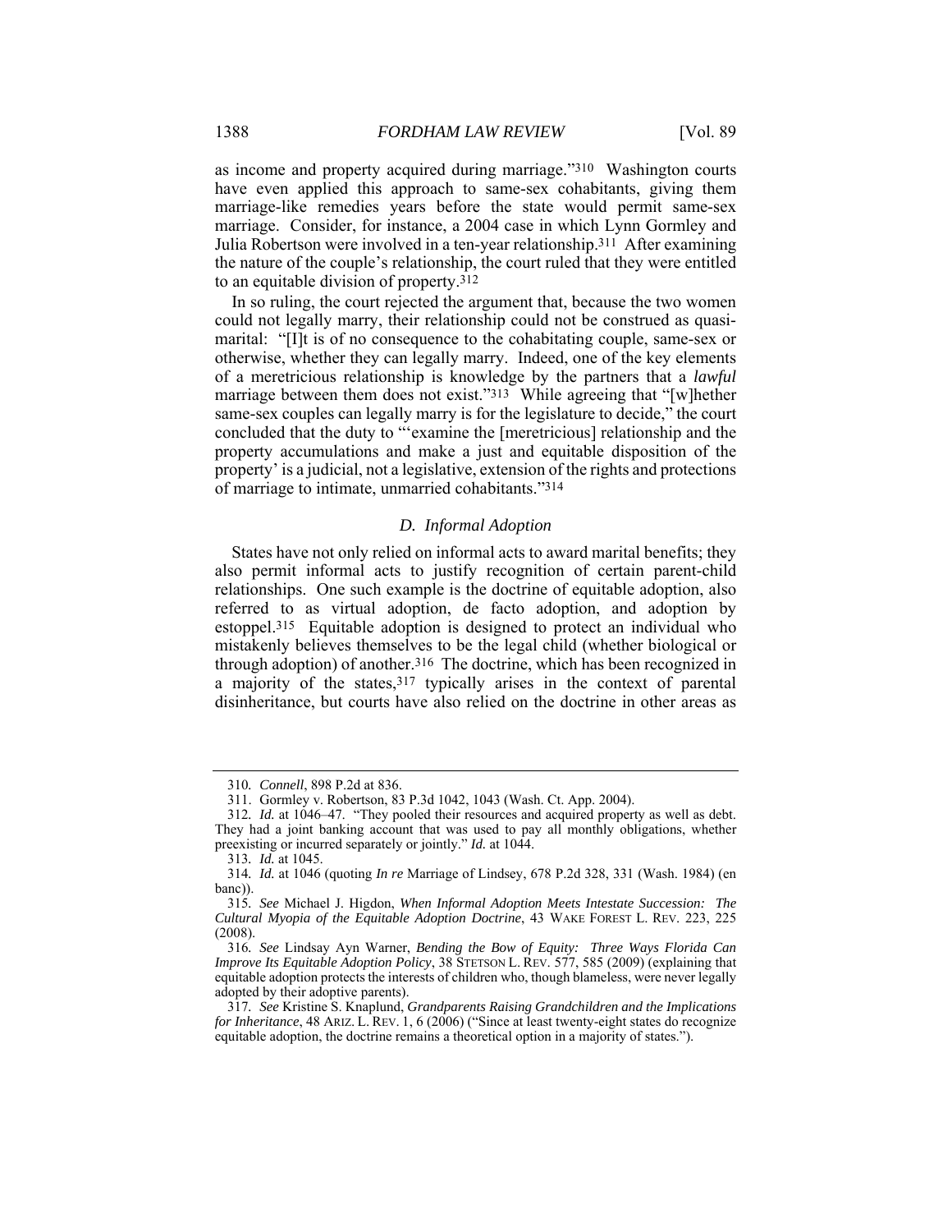as income and property acquired during marriage."[310] Washington courts have even applied this approach to same-sex cohabitants, giving them marriage-like remedies years before the state would permit same-sex marriage. Consider, for instance, a 2004 case in which Lynn Gormley and Julia Robertson were involved in a ten-year relationship.[311] After examining the nature of the couple's relationship, the court ruled that they were entitled to an equitable division of property.[312]

In so ruling, the court rejected the argument that, because the two women could not legally marry, their relationship could not be construed as quasi-marital: "[I]t is of no consequence to the cohabitating couple, same-sex or otherwise, whether they can legally marry. Indeed, one of the key elements of a meretricious relationship is knowledge by the partners that a *lawful* marriage between them does not exist."[313] While agreeing that "[w]hether same-sex couples can legally marry is for the legislature to decide," the court concluded that the duty to "'examine the [meretricious] relationship and the property accumulations and make a just and equitable disposition of the property' is a judicial, not a legislative, extension of the rights and protections of marriage to intimate, unmarried cohabitants."[314]

### *D. Informal Adoption*

States have not only relied on informal acts to award marital benefits; they also permit informal acts to justify recognition of certain parent-child relationships. One such example is the doctrine of equitable adoption, also referred to as virtual adoption, de facto adoption, and adoption by estoppel.[315] Equitable adoption is designed to protect an individual who mistakenly believes themselves to be the legal child (whether biological or through adoption) of another.[316] The doctrine, which has been recognized in a majority of the states,[317] typically arises in the context of parental disinheritance, but courts have also relied on the doctrine in other areas as

---

310. *Connell*, 898 P.2d at 836.

311. Gormley v. Robertson, 83 P.3d 1042, 1043 (Wash. Ct. App. 2004).

312. *Id.* at 1046–47. "They pooled their resources and acquired property as well as debt. They had a joint banking account that was used to pay all monthly obligations, whether preexisting or incurred separately or jointly." *Id.* at 1044.

313. *Id.* at 1045.

314. *Id.* at 1046 (quoting *In re* Marriage of Lindsey, 678 P.2d 328, 331 (Wash. 1984) (en banc)).

315. *See* Michael J. Higdon, *When Informal Adoption Meets Intestate Succession: The Cultural Myopia of the Equitable Adoption Doctrine*, 43 WAKE FOREST L. REV. 223, 225 (2008).

316. *See* Lindsay Ayn Warner, *Bending the Bow of Equity: Three Ways Florida Can Improve Its Equitable Adoption Policy*, 38 STETSON L. REV. 577, 585 (2009) (explaining that equitable adoption protects the interests of children who, though blameless, were never legally adopted by their adoptive parents).

317. *See* Kristine S. Knaplund, *Grandparents Raising Grandchildren and the Implications for Inheritance*, 48 ARIZ. L. REV. 1, 6 (2006) ("Since at least twenty-eight states do recognize equitable adoption, the doctrine remains a theoretical option in a majority of states.").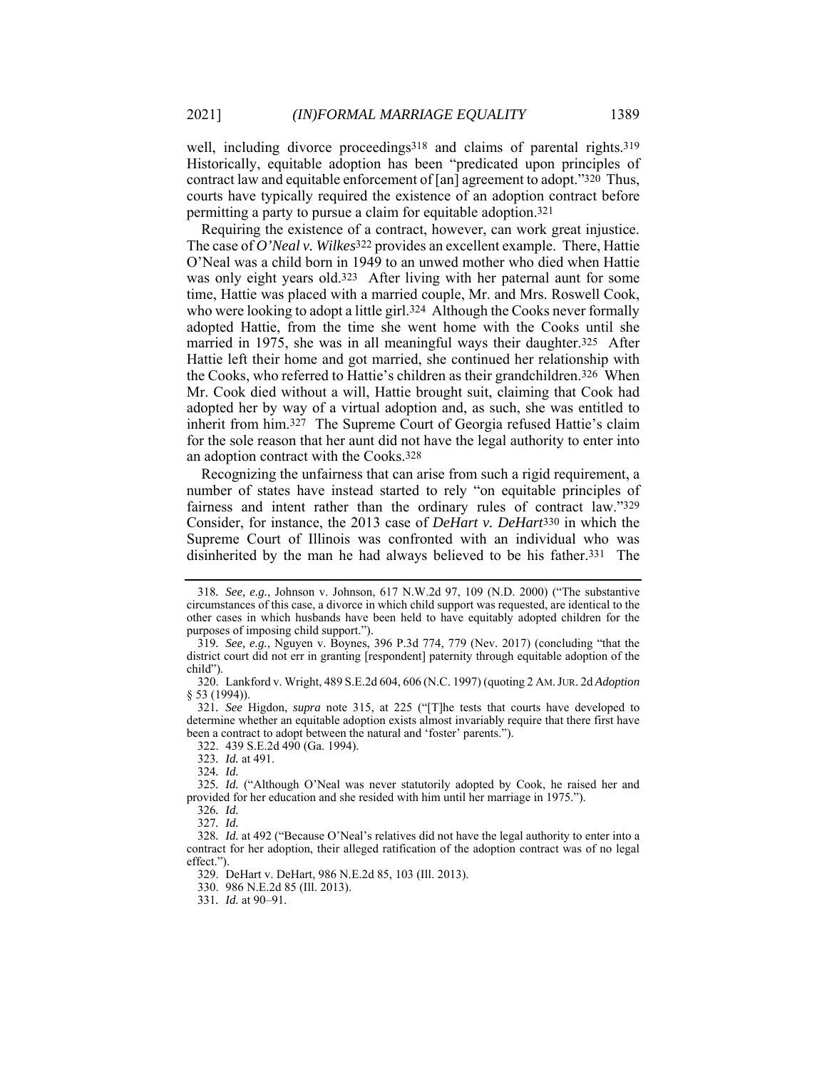well, including divorce proceedings[318] and claims of parental rights.[319] Historically, equitable adoption has been "predicated upon principles of contract law and equitable enforcement of [an] agreement to adopt."[320] Thus, courts have typically required the existence of an adoption contract before permitting a party to pursue a claim for equitable adoption.[321]

Requiring the existence of a contract, however, can work great injustice. The case of *O'Neal v. Wilkes*[322] provides an excellent example. There, Hattie O'Neal was a child born in 1949 to an unwed mother who died when Hattie was only eight years old.[323] After living with her paternal aunt for some time, Hattie was placed with a married couple, Mr. and Mrs. Roswell Cook, who were looking to adopt a little girl.[324] Although the Cooks never formally adopted Hattie, from the time she went home with the Cooks until she married in 1975, she was in all meaningful ways their daughter.[325] After Hattie left their home and got married, she continued her relationship with the Cooks, who referred to Hattie's children as their grandchildren.[326] When Mr. Cook died without a will, Hattie brought suit, claiming that Cook had adopted her by way of a virtual adoption and, as such, she was entitled to inherit from him.[327] The Supreme Court of Georgia refused Hattie's claim for the sole reason that her aunt did not have the legal authority to enter into an adoption contract with the Cooks.[328]

Recognizing the unfairness that can arise from such a rigid requirement, a number of states have instead started to rely "on equitable principles of fairness and intent rather than the ordinary rules of contract law."[329] Consider, for instance, the 2013 case of *DeHart v. DeHart*[330] in which the Supreme Court of Illinois was confronted with an individual who was disinherited by the man he had always believed to be his father.[331] The

---

318. *See, e.g.*, Johnson v. Johnson, 617 N.W.2d 97, 109 (N.D. 2000) ("The substantive circumstances of this case, a divorce in which child support was requested, are identical to the other cases in which husbands have been held to have equitably adopted children for the purposes of imposing child support.").

319. *See, e.g.*, Nguyen v. Boynes, 396 P.3d 774, 779 (Nev. 2017) (concluding "that the district court did not err in granting [respondent] paternity through equitable adoption of the child").

320. Lankford v. Wright, 489 S.E.2d 604, 606 (N.C. 1997) (quoting 2 AM. JUR. 2d *Adoption* § 53 (1994)).

321. *See* Higdon, *supra* note 315, at 225 ("[T]he tests that courts have developed to determine whether an equitable adoption exists almost invariably require that there first have been a contract to adopt between the natural and 'foster' parents.").

322. 439 S.E.2d 490 (Ga. 1994).

323. *Id.* at 491.

324. *Id.*

325. *Id.* ("Although O'Neal was never statutorily adopted by Cook, he raised her and provided for her education and she resided with him until her marriage in 1975.").

326. *Id.*

327. *Id.*

328. *Id.* at 492 ("Because O'Neal's relatives did not have the legal authority to enter into a contract for her adoption, their alleged ratification of the adoption contract was of no legal effect.").

329. DeHart v. DeHart, 986 N.E.2d 85, 103 (Ill. 2013).

330. 986 N.E.2d 85 (Ill. 2013).

331. *Id.* at 90–91.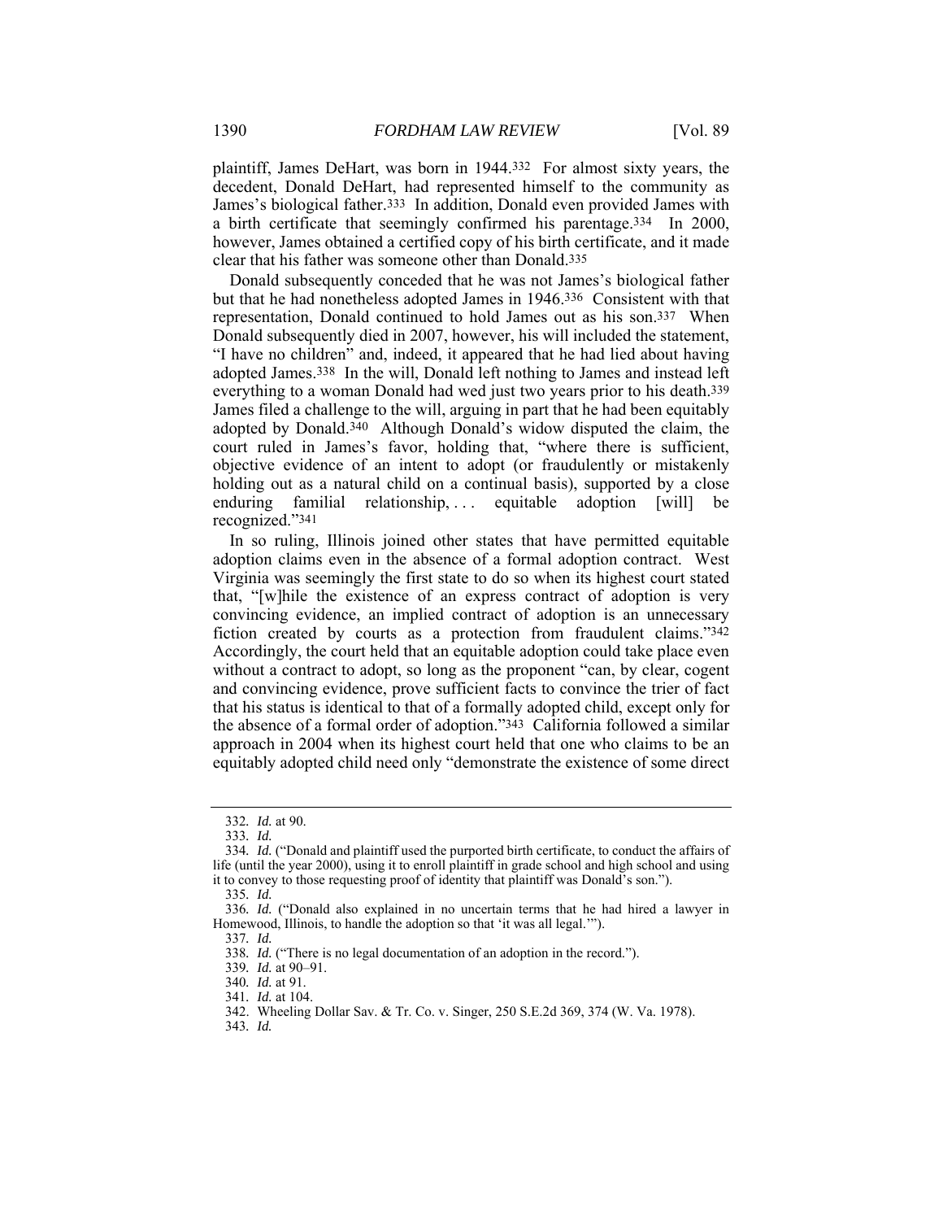plaintiff, James DeHart, was born in 1944.[332] For almost sixty years, the decedent, Donald DeHart, had represented himself to the community as James's biological father.[333] In addition, Donald even provided James with a birth certificate that seemingly confirmed his parentage.[334] In 2000, however, James obtained a certified copy of his birth certificate, and it made clear that his father was someone other than Donald.[335]

Donald subsequently conceded that he was not James's biological father but that he had nonetheless adopted James in 1946.[336] Consistent with that representation, Donald continued to hold James out as his son.[337] When Donald subsequently died in 2007, however, his will included the statement, "I have no children" and, indeed, it appeared that he had lied about having adopted James.[338] In the will, Donald left nothing to James and instead left everything to a woman Donald had wed just two years prior to his death.[339] James filed a challenge to the will, arguing in part that he had been equitably adopted by Donald.[340] Although Donald's widow disputed the claim, the court ruled in James's favor, holding that, "where there is sufficient, objective evidence of an intent to adopt (or fraudulently or mistakenly holding out as a natural child on a continual basis), supported by a close enduring familial relationship, . . . equitable adoption [will] be recognized."[341]

In so ruling, Illinois joined other states that have permitted equitable adoption claims even in the absence of a formal adoption contract. West Virginia was seemingly the first state to do so when its highest court stated that, "[w]hile the existence of an express contract of adoption is very convincing evidence, an implied contract of adoption is an unnecessary fiction created by courts as a protection from fraudulent claims."[342] Accordingly, the court held that an equitable adoption could take place even without a contract to adopt, so long as the proponent "can, by clear, cogent and convincing evidence, prove sufficient facts to convince the trier of fact that his status is identical to that of a formally adopted child, except only for the absence of a formal order of adoption."[343] California followed a similar approach in 2004 when its highest court held that one who claims to be an equitably adopted child need only "demonstrate the existence of some direct

---

332. *Id.* at 90.

333. *Id.*

334. *Id.* ("Donald and plaintiff used the purported birth certificate, to conduct the affairs of life (until the year 2000), using it to enroll plaintiff in grade school and high school and using it to convey to those requesting proof of identity that plaintiff was Donald's son.").

335. *Id.*

336. *Id.* ("Donald also explained in no uncertain terms that he had hired a lawyer in Homewood, Illinois, to handle the adoption so that 'it was all legal.'").

337. *Id.*

338. *Id.* ("There is no legal documentation of an adoption in the record.").

339. *Id.* at 90–91.

340. *Id.* at 91.

341. *Id.* at 104.

342. Wheeling Dollar Sav. & Tr. Co. v. Singer, 250 S.E.2d 369, 374 (W. Va. 1978).

343. *Id.*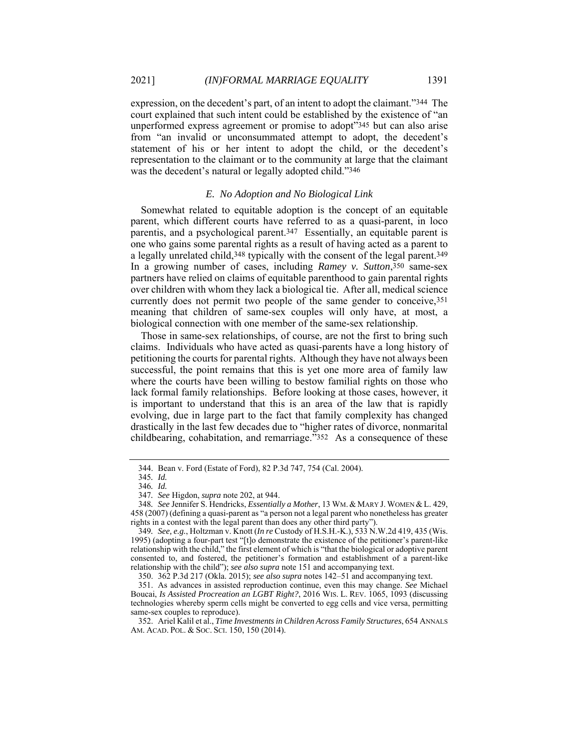expression, on the decedent's part, of an intent to adopt the claimant."[344] The court explained that such intent could be established by the existence of "an unperformed express agreement or promise to adopt"[345] but can also arise from "an invalid or unconsummated attempt to adopt, the decedent's statement of his or her intent to adopt the child, or the decedent's representation to the claimant or to the community at large that the claimant was the decedent's natural or legally adopted child."[346]

### *E. No Adoption and No Biological Link*

Somewhat related to equitable adoption is the concept of an equitable parent, which different courts have referred to as a quasi-parent, in loco parentis, and a psychological parent.[347] Essentially, an equitable parent is one who gains some parental rights as a result of having acted as a parent to a legally unrelated child,[348] typically with the consent of the legal parent.[349] In a growing number of cases, including *Ramey v. Sutton*,[350] same-sex partners have relied on claims of equitable parenthood to gain parental rights over children with whom they lack a biological tie. After all, medical science currently does not permit two people of the same gender to conceive,[351] meaning that children of same-sex couples will only have, at most, a biological connection with one member of the same-sex relationship.

Those in same-sex relationships, of course, are not the first to bring such claims. Individuals who have acted as quasi-parents have a long history of petitioning the courts for parental rights. Although they have not always been successful, the point remains that this is yet one more area of family law where the courts have been willing to bestow familial rights on those who lack formal family relationships. Before looking at those cases, however, it is important to understand that this is an area of the law that is rapidly evolving, due in large part to the fact that family complexity has changed drastically in the last few decades due to "higher rates of divorce, nonmarital childbearing, cohabitation, and remarriage."[352] As a consequence of these

---

344. Bean v. Ford (Estate of Ford), 82 P.3d 747, 754 (Cal. 2004).

345. *Id.*

346. *Id.*

347. *See* Higdon, *supra* note 202, at 944.

348. *See* Jennifer S. Hendricks, *Essentially a Mother*, 13 WM. & MARY J. WOMEN & L. 429, 458 (2007) (defining a quasi-parent as "a person not a legal parent who nonetheless has greater rights in a contest with the legal parent than does any other third party").

349. *See, e.g.*, Holtzman v. Knott (*In re* Custody of H.S.H.-K.), 533 N.W.2d 419, 435 (Wis. 1995) (adopting a four-part test "[t]o demonstrate the existence of the petitioner's parent-like relationship with the child," the first element of which is "that the biological or adoptive parent consented to, and fostered, the petitioner's formation and establishment of a parent-like relationship with the child"); *see also supra* note 151 and accompanying text.

350. 362 P.3d 217 (Okla. 2015); *see also supra* notes 142–51 and accompanying text.

351. As advances in assisted reproduction continue, even this may change. *See* Michael Boucai, *Is Assisted Procreation an LGBT Right?*, 2016 WIS. L. REV. 1065, 1093 (discussing technologies whereby sperm cells might be converted to egg cells and vice versa, permitting same-sex couples to reproduce).

352. Ariel Kalil et al., *Time Investments in Children Across Family Structures*, 654 ANNALS AM. ACAD. POL. & SOC. SCI. 150, 150 (2014).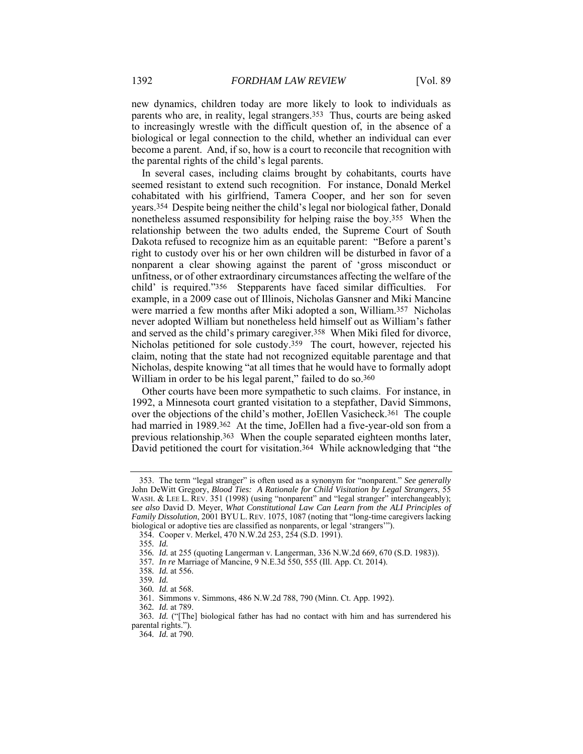new dynamics, children today are more likely to look to individuals as parents who are, in reality, legal strangers.[353] Thus, courts are being asked to increasingly wrestle with the difficult question of, in the absence of a biological or legal connection to the child, whether an individual can ever become a parent. And, if so, how is a court to reconcile that recognition with the parental rights of the child's legal parents.

In several cases, including claims brought by cohabitants, courts have seemed resistant to extend such recognition. For instance, Donald Merkel cohabitated with his girlfriend, Tamera Cooper, and her son for seven years.[354] Despite being neither the child's legal nor biological father, Donald nonetheless assumed responsibility for helping raise the boy.[355] When the relationship between the two adults ended, the Supreme Court of South Dakota refused to recognize him as an equitable parent: "Before a parent's right to custody over his or her own children will be disturbed in favor of a nonparent a clear showing against the parent of 'gross misconduct or unfitness, or of other extraordinary circumstances affecting the welfare of the child' is required."[356] Stepparents have faced similar difficulties. For example, in a 2009 case out of Illinois, Nicholas Gansner and Miki Mancine were married a few months after Miki adopted a son, William.[357] Nicholas never adopted William but nonetheless held himself out as William's father and served as the child's primary caregiver.[358] When Miki filed for divorce, Nicholas petitioned for sole custody.[359] The court, however, rejected his claim, noting that the state had not recognized equitable parentage and that Nicholas, despite knowing "at all times that he would have to formally adopt William in order to be his legal parent," failed to do so.[360]

Other courts have been more sympathetic to such claims. For instance, in 1992, a Minnesota court granted visitation to a stepfather, David Simmons, over the objections of the child's mother, JoEllen Vasicheck.[361] The couple had married in 1989.[362] At the time, JoEllen had a five-year-old son from a previous relationship.[363] When the couple separated eighteen months later, David petitioned the court for visitation.[364] While acknowledging that "the

---

353. The term "legal stranger" is often used as a synonym for "nonparent." *See generally* John DeWitt Gregory, *Blood Ties: A Rationale for Child Visitation by Legal Strangers*, 55 WASH. & LEE L. REV. 351 (1998) (using "nonparent" and "legal stranger" interchangeably); *see also* David D. Meyer, *What Constitutional Law Can Learn from the ALI Principles of Family Dissolution*, 2001 BYU L. REV. 1075, 1087 (noting that "long-time caregivers lacking biological or adoptive ties are classified as nonparents, or legal 'strangers'").

354. Cooper v. Merkel, 470 N.W.2d 253, 254 (S.D. 1991).

355. *Id.*

356. *Id.* at 255 (quoting Langerman v. Langerman, 336 N.W.2d 669, 670 (S.D. 1983)).

357. *In re* Marriage of Mancine, 9 N.E.3d 550, 555 (Ill. App. Ct. 2014).

358. *Id.* at 556.

359. *Id.*

360. *Id.* at 568.

361. Simmons v. Simmons, 486 N.W.2d 788, 790 (Minn. Ct. App. 1992).

362. *Id.* at 789.

363. *Id.* ("[The] biological father has had no contact with him and has surrendered his parental rights.").

364. *Id.* at 790.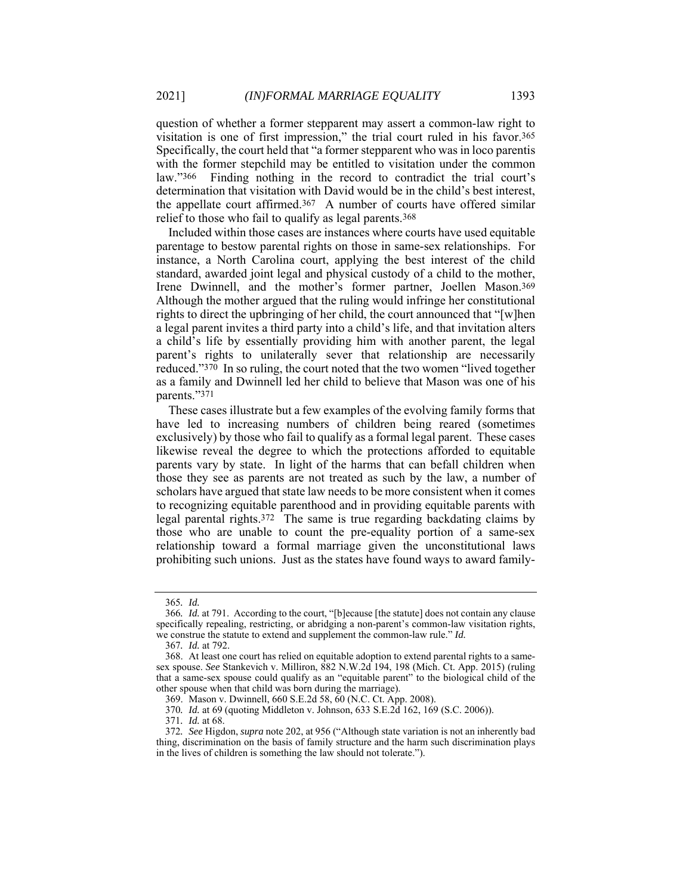question of whether a former stepparent may assert a common-law right to visitation is one of first impression," the trial court ruled in his favor.[365] Specifically, the court held that "a former stepparent who was in loco parentis with the former stepchild may be entitled to visitation under the common law."[366] Finding nothing in the record to contradict the trial court's determination that visitation with David would be in the child's best interest, the appellate court affirmed.[367] A number of courts have offered similar relief to those who fail to qualify as legal parents.[368]

Included within those cases are instances where courts have used equitable parentage to bestow parental rights on those in same-sex relationships. For instance, a North Carolina court, applying the best interest of the child standard, awarded joint legal and physical custody of a child to the mother, Irene Dwinnell, and the mother's former partner, Joellen Mason.[369] Although the mother argued that the ruling would infringe her constitutional rights to direct the upbringing of her child, the court announced that "[w]hen a legal parent invites a third party into a child's life, and that invitation alters a child's life by essentially providing him with another parent, the legal parent's rights to unilaterally sever that relationship are necessarily reduced."[370] In so ruling, the court noted that the two women "lived together as a family and Dwinnell led her child to believe that Mason was one of his parents."[371]

These cases illustrate but a few examples of the evolving family forms that have led to increasing numbers of children being reared (sometimes exclusively) by those who fail to qualify as a formal legal parent. These cases likewise reveal the degree to which the protections afforded to equitable parents vary by state. In light of the harms that can befall children when those they see as parents are not treated as such by the law, a number of scholars have argued that state law needs to be more consistent when it comes to recognizing equitable parenthood and in providing equitable parents with legal parental rights.[372] The same is true regarding backdating claims by those who are unable to count the pre-equality portion of a same-sex relationship toward a formal marriage given the unconstitutional laws prohibiting such unions. Just as the states have found ways to award family-

---

365. *Id.*

366. *Id.* at 791. According to the court, "[b]ecause [the statute] does not contain any clause specifically repealing, restricting, or abridging a non-parent's common-law visitation rights, we construe the statute to extend and supplement the common-law rule." *Id.*

367. *Id.* at 792.

368. At least one court has relied on equitable adoption to extend parental rights to a same-sex spouse. *See* Stankevich v. Milliron, 882 N.W.2d 194, 198 (Mich. Ct. App. 2015) (ruling that a same-sex spouse could qualify as an "equitable parent" to the biological child of the other spouse when that child was born during the marriage).

369. Mason v. Dwinnell, 660 S.E.2d 58, 60 (N.C. Ct. App. 2008).

370. *Id.* at 69 (quoting Middleton v. Johnson, 633 S.E.2d 162, 169 (S.C. 2006)).

371. *Id.* at 68.

372. *See* Higdon, *supra* note 202, at 956 ("Although state variation is not an inherently bad thing, discrimination on the basis of family structure and the harm such discrimination plays in the lives of children is something the law should not tolerate.").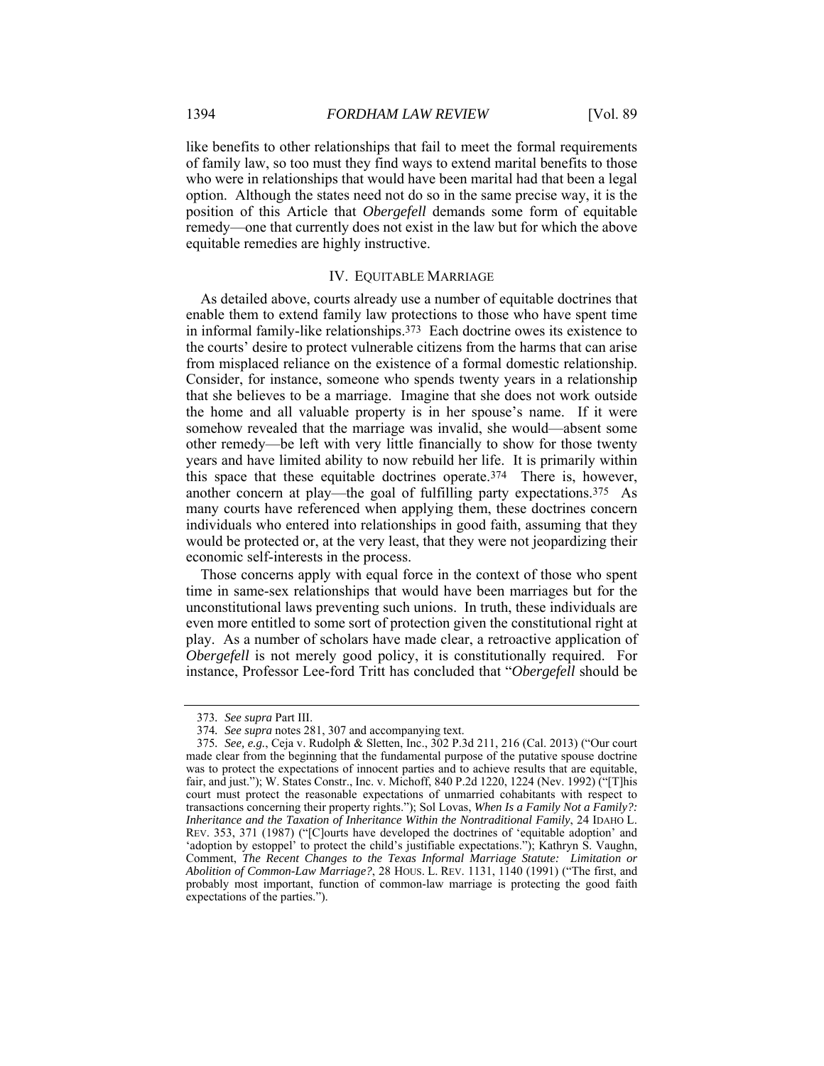like benefits to other relationships that fail to meet the formal requirements of family law, so too must they find ways to extend marital benefits to those who were in relationships that would have been marital had that been a legal option. Although the states need not do so in the same precise way, it is the position of this Article that *Obergefell* demands some form of equitable remedy—one that currently does not exist in the law but for which the above equitable remedies are highly instructive.

## IV. EQUITABLE MARRIAGE

As detailed above, courts already use a number of equitable doctrines that enable them to extend family law protections to those who have spent time in informal family-like relationships.[373] Each doctrine owes its existence to the courts' desire to protect vulnerable citizens from the harms that can arise from misplaced reliance on the existence of a formal domestic relationship. Consider, for instance, someone who spends twenty years in a relationship that she believes to be a marriage. Imagine that she does not work outside the home and all valuable property is in her spouse's name. If it were somehow revealed that the marriage was invalid, she would—absent some other remedy—be left with very little financially to show for those twenty years and have limited ability to now rebuild her life. It is primarily within this space that these equitable doctrines operate.[374] There is, however, another concern at play—the goal of fulfilling party expectations.[375] As many courts have referenced when applying them, these doctrines concern individuals who entered into relationships in good faith, assuming that they would be protected or, at the very least, that they were not jeopardizing their economic self-interests in the process.

Those concerns apply with equal force in the context of those who spent time in same-sex relationships that would have been marriages but for the unconstitutional laws preventing such unions. In truth, these individuals are even more entitled to some sort of protection given the constitutional right at play. As a number of scholars have made clear, a retroactive application of *Obergefell* is not merely good policy, it is constitutionally required. For instance, Professor Lee-ford Tritt has concluded that "*Obergefell* should be

---

373. *See supra* Part III.

374. *See supra* notes 281, 307 and accompanying text.

375. *See, e.g.*, Ceja v. Rudolph & Sletten, Inc., 302 P.3d 211, 216 (Cal. 2013) ("Our court made clear from the beginning that the fundamental purpose of the putative spouse doctrine was to protect the expectations of innocent parties and to achieve results that are equitable, fair, and just."); W. States Constr., Inc. v. Michoff, 840 P.2d 1220, 1224 (Nev. 1992) ("[T]his court must protect the reasonable expectations of unmarried cohabitants with respect to transactions concerning their property rights."); Sol Lovas, *When Is a Family Not a Family?: Inheritance and the Taxation of Inheritance Within the Nontraditional Family*, 24 IDAHO L. REV. 353, 371 (1987) ("[C]ourts have developed the doctrines of 'equitable adoption' and 'adoption by estoppel' to protect the child's justifiable expectations."); Kathryn S. Vaughn, Comment, *The Recent Changes to the Texas Informal Marriage Statute: Limitation or Abolition of Common-Law Marriage?*, 28 HOUS. L. REV. 1131, 1140 (1991) ("The first, and probably most important, function of common-law marriage is protecting the good faith expectations of the parties.").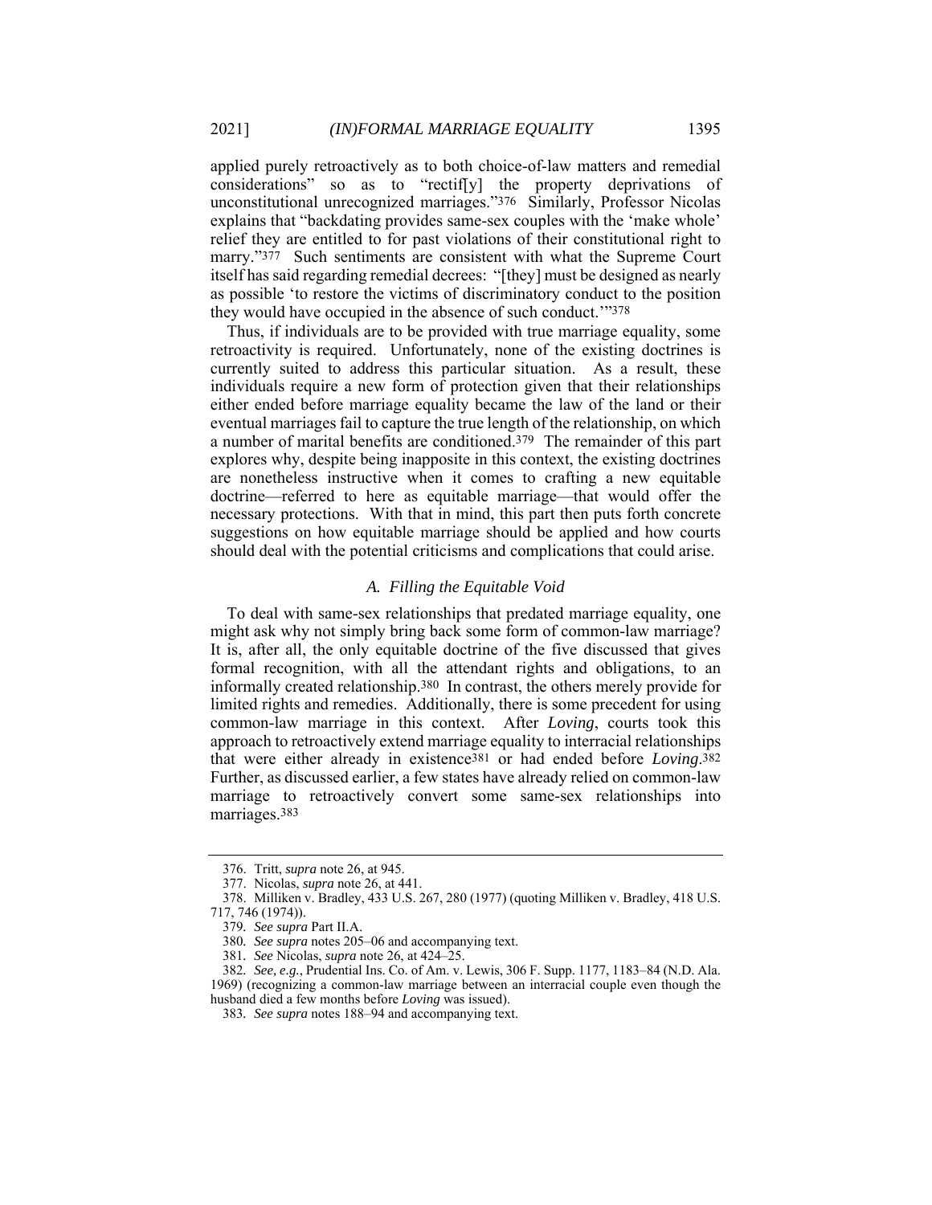applied purely retroactively as to both choice-of-law matters and remedial considerations" so as to "rectif[y] the property deprivations of unconstitutional unrecognized marriages."[376] Similarly, Professor Nicolas explains that "backdating provides same-sex couples with the 'make whole' relief they are entitled to for past violations of their constitutional right to marry."[377] Such sentiments are consistent with what the Supreme Court itself has said regarding remedial decrees: "[they] must be designed as nearly as possible 'to restore the victims of discriminatory conduct to the position they would have occupied in the absence of such conduct.'"[378]

Thus, if individuals are to be provided with true marriage equality, some retroactivity is required. Unfortunately, none of the existing doctrines is currently suited to address this particular situation. As a result, these individuals require a new form of protection given that their relationships either ended before marriage equality became the law of the land or their eventual marriages fail to capture the true length of the relationship, on which a number of marital benefits are conditioned.[379] The remainder of this part explores why, despite being inapposite in this context, the existing doctrines are nonetheless instructive when it comes to crafting a new equitable doctrine—referred to here as equitable marriage—that would offer the necessary protections. With that in mind, this part then puts forth concrete suggestions on how equitable marriage should be applied and how courts should deal with the potential criticisms and complications that could arise.

### *A. Filling the Equitable Void*

To deal with same-sex relationships that predated marriage equality, one might ask why not simply bring back some form of common-law marriage? It is, after all, the only equitable doctrine of the five discussed that gives formal recognition, with all the attendant rights and obligations, to an informally created relationship.[380] In contrast, the others merely provide for limited rights and remedies. Additionally, there is some precedent for using common-law marriage in this context. After *Loving*, courts took this approach to retroactively extend marriage equality to interracial relationships that were either already in existence[381] or had ended before *Loving*.[382] Further, as discussed earlier, a few states have already relied on common-law marriage to retroactively convert some same-sex relationships into marriages.[383]

---

376. Tritt, *supra* note 26, at 945.

377. Nicolas, *supra* note 26, at 441.

378. Milliken v. Bradley, 433 U.S. 267, 280 (1977) (quoting Milliken v. Bradley, 418 U.S. 717, 746 (1974)).

379. *See supra* Part II.A.

380. *See supra* notes 205–06 and accompanying text.

381. *See* Nicolas, *supra* note 26, at 424–25.

382. *See, e.g.*, Prudential Ins. Co. of Am. v. Lewis, 306 F. Supp. 1177, 1183–84 (N.D. Ala. 1969) (recognizing a common-law marriage between an interracial couple even though the husband died a few months before *Loving* was issued).

383. *See supra* notes 188–94 and accompanying text.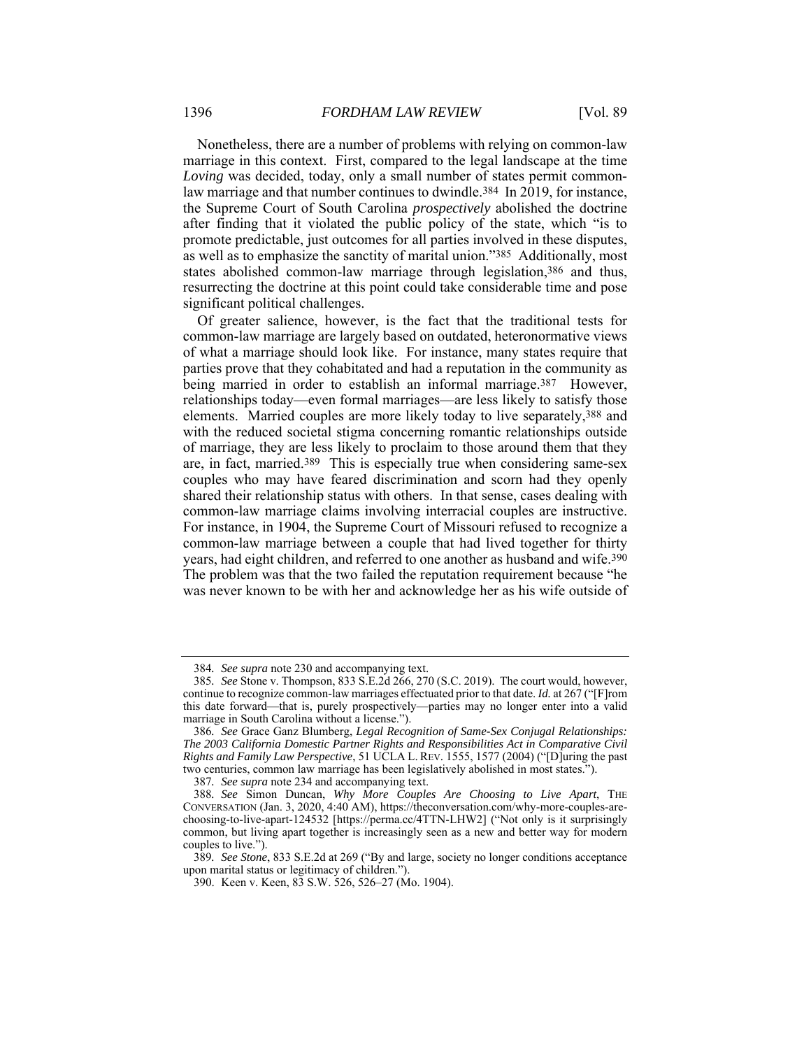Nonetheless, there are a number of problems with relying on common-law marriage in this context. First, compared to the legal landscape at the time *Loving* was decided, today, only a small number of states permit common-law marriage and that number continues to dwindle.[384] In 2019, for instance, the Supreme Court of South Carolina *prospectively* abolished the doctrine after finding that it violated the public policy of the state, which "is to promote predictable, just outcomes for all parties involved in these disputes, as well as to emphasize the sanctity of marital union."[385] Additionally, most states abolished common-law marriage through legislation,[386] and thus, resurrecting the doctrine at this point could take considerable time and pose significant political challenges.

Of greater salience, however, is the fact that the traditional tests for common-law marriage are largely based on outdated, heteronormative views of what a marriage should look like. For instance, many states require that parties prove that they cohabitated and had a reputation in the community as being married in order to establish an informal marriage.[387] However, relationships today—even formal marriages—are less likely to satisfy those elements. Married couples are more likely today to live separately,[388] and with the reduced societal stigma concerning romantic relationships outside of marriage, they are less likely to proclaim to those around them that they are, in fact, married.[389] This is especially true when considering same-sex couples who may have feared discrimination and scorn had they openly shared their relationship status with others. In that sense, cases dealing with common-law marriage claims involving interracial couples are instructive. For instance, in 1904, the Supreme Court of Missouri refused to recognize a common-law marriage between a couple that had lived together for thirty years, had eight children, and referred to one another as husband and wife.[390] The problem was that the two failed the reputation requirement because "he was never known to be with her and acknowledge her as his wife outside of

---

384. *See supra* note 230 and accompanying text.

385. *See* Stone v. Thompson, 833 S.E.2d 266, 270 (S.C. 2019). The court would, however, continue to recognize common-law marriages effectuated prior to that date. *Id.* at 267 ("[F]rom this date forward—that is, purely prospectively—parties may no longer enter into a valid marriage in South Carolina without a license.").

386. *See* Grace Ganz Blumberg, *Legal Recognition of Same-Sex Conjugal Relationships: The 2003 California Domestic Partner Rights and Responsibilities Act in Comparative Civil Rights and Family Law Perspective*, 51 UCLA L. REV. 1555, 1577 (2004) ("[D]uring the past two centuries, common law marriage has been legislatively abolished in most states.").

387. *See supra* note 234 and accompanying text.

388. *See* Simon Duncan, *Why More Couples Are Choosing to Live Apart*, THE CONVERSATION (Jan. 3, 2020, 4:40 AM), https://theconversation.com/why-more-couples-are-choosing-to-live-apart-124532 [https://perma.cc/4TTN-LHW2] ("Not only is it surprisingly common, but living apart together is increasingly seen as a new and better way for modern couples to live.").

389. *See Stone*, 833 S.E.2d at 269 ("By and large, society no longer conditions acceptance upon marital status or legitimacy of children.").

390. Keen v. Keen, 83 S.W. 526, 526–27 (Mo. 1904).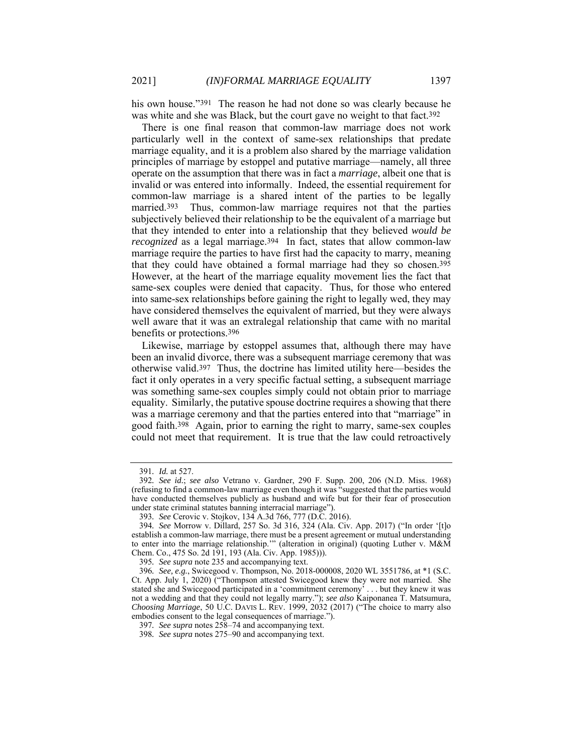his own house."[391] The reason he had not done so was clearly because he was white and she was Black, but the court gave no weight to that fact.[392]

There is one final reason that common-law marriage does not work particularly well in the context of same-sex relationships that predate marriage equality, and it is a problem also shared by the marriage validation principles of marriage by estoppel and putative marriage—namely, all three operate on the assumption that there was in fact a *marriage*, albeit one that is invalid or was entered into informally. Indeed, the essential requirement for common-law marriage is a shared intent of the parties to be legally married.[393] Thus, common-law marriage requires not that the parties subjectively believed their relationship to be the equivalent of a marriage but that they intended to enter into a relationship that they believed *would be recognized* as a legal marriage.[394] In fact, states that allow common-law marriage require the parties to have first had the capacity to marry, meaning that they could have obtained a formal marriage had they so chosen.[395] However, at the heart of the marriage equality movement lies the fact that same-sex couples were denied that capacity. Thus, for those who entered into same-sex relationships before gaining the right to legally wed, they may have considered themselves the equivalent of married, but they were always well aware that it was an extralegal relationship that came with no marital benefits or protections.[396]

Likewise, marriage by estoppel assumes that, although there may have been an invalid divorce, there was a subsequent marriage ceremony that was otherwise valid.[397] Thus, the doctrine has limited utility here—besides the fact it only operates in a very specific factual setting, a subsequent marriage was something same-sex couples simply could not obtain prior to marriage equality. Similarly, the putative spouse doctrine requires a showing that there was a marriage ceremony and that the parties entered into that "marriage" in good faith.[398] Again, prior to earning the right to marry, same-sex couples could not meet that requirement. It is true that the law could retroactively

391. *Id.* at 527.

392. *See id.*; *see also* Vetrano v. Gardner, 290 F. Supp. 200, 206 (N.D. Miss. 1968) (refusing to find a common-law marriage even though it was "suggested that the parties would have conducted themselves publicly as husband and wife but for their fear of prosecution under state criminal statutes banning interracial marriage").

393. *See* Cerovic v. Stojkov, 134 A.3d 766, 777 (D.C. 2016).

394. *See* Morrow v. Dillard, 257 So. 3d 316, 324 (Ala. Civ. App. 2017) ("In order '[t]o establish a common-law marriage, there must be a present agreement or mutual understanding to enter into the marriage relationship.'" (alteration in original) (quoting Luther v. M&M Chem. Co., 475 So. 2d 191, 193 (Ala. Civ. App. 1985))).

395. *See supra* note 235 and accompanying text.

396. *See, e.g.*, Swicegood v. Thompson, No. 2018-000008, 2020 WL 3551786, at *1 (S.C. Ct. App. July 1, 2020) ("Thompson attested Swicegood knew they were not married. She stated she and Swicegood participated in a 'commitment ceremony' . . . but they knew it was not a wedding and that they could not legally marry."); *see also* Kaiponanea T. Matsumura, *Choosing Marriage*, 50 U.C. DAVIS L. REV. 1999, 2032 (2017) ("The choice to marry also embodies consent to the legal consequences of marriage.").

397. *See supra* notes 258–74 and accompanying text.

398. *See supra* notes 275–90 and accompanying text.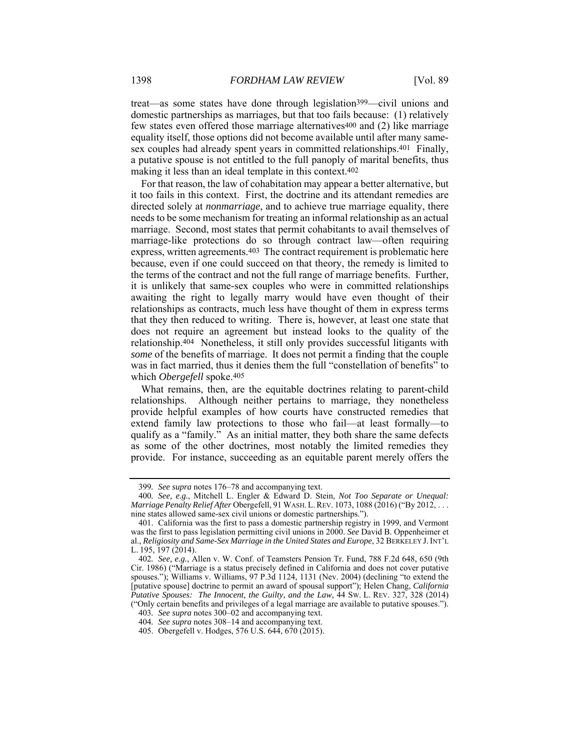treat—as some states have done through legislation[399]—civil unions and domestic partnerships as marriages, but that too fails because: (1) relatively few states even offered those marriage alternatives[400] and (2) like marriage equality itself, those options did not become available until after many same-sex couples had already spent years in committed relationships.[401] Finally, a putative spouse is not entitled to the full panoply of marital benefits, thus making it less than an ideal template in this context.[402]

For that reason, the law of cohabitation may appear a better alternative, but it too fails in this context. First, the doctrine and its attendant remedies are directed solely at *nonmarriage*, and to achieve true marriage equality, there needs to be some mechanism for treating an informal relationship as an actual marriage. Second, most states that permit cohabitants to avail themselves of marriage-like protections do so through contract law—often requiring express, written agreements.[403] The contract requirement is problematic here because, even if one could succeed on that theory, the remedy is limited to the terms of the contract and not the full range of marriage benefits. Further, it is unlikely that same-sex couples who were in committed relationships awaiting the right to legally marry would have even thought of their relationships as contracts, much less have thought of them in express terms that they then reduced to writing. There is, however, at least one state that does not require an agreement but instead looks to the quality of the relationship.[404] Nonetheless, it still only provides successful litigants with *some* of the benefits of marriage. It does not permit a finding that the couple was in fact married, thus it denies them the full "constellation of benefits" to which *Obergefell* spoke.[405]

What remains, then, are the equitable doctrines relating to parent-child relationships. Although neither pertains to marriage, they nonetheless provide helpful examples of how courts have constructed remedies that extend family law protections to those who fail—at least formally—to qualify as a "family." As an initial matter, they both share the same defects as some of the other doctrines, most notably the limited remedies they provide. For instance, succeeding as an equitable parent merely offers the

---

399. *See supra* notes 176–78 and accompanying text.

400. *See, e.g.*, Mitchell L. Engler & Edward D. Stein, *Not Too Separate or Unequal: Marriage Penalty Relief After* Obergefell, 91 WASH. L. REV. 1073, 1088 (2016) ("By 2012, . . . nine states allowed same-sex civil unions or domestic partnerships.").

401. California was the first to pass a domestic partnership registry in 1999, and Vermont was the first to pass legislation permitting civil unions in 2000. *See* David B. Oppenheimer et al., *Religiosity and Same-Sex Marriage in the United States and Europe*, 32 BERKELEY J. INT'L L. 195, 197 (2014).

402. *See, e.g.*, Allen v. W. Conf. of Teamsters Pension Tr. Fund, 788 F.2d 648, 650 (9th Cir. 1986) ("Marriage is a status precisely defined in California and does not cover putative spouses."); Williams v. Williams, 97 P.3d 1124, 1131 (Nev. 2004) (declining "to extend the [putative spouse] doctrine to permit an award of spousal support"); Helen Chang, *California Putative Spouses: The Innocent, the Guilty, and the Law*, 44 SW. L. REV. 327, 328 (2014) ("Only certain benefits and privileges of a legal marriage are available to putative spouses.").

403. *See supra* notes 300–02 and accompanying text.

404. *See supra* notes 308–14 and accompanying text.

405. Obergefell v. Hodges, 576 U.S. 644, 670 (2015).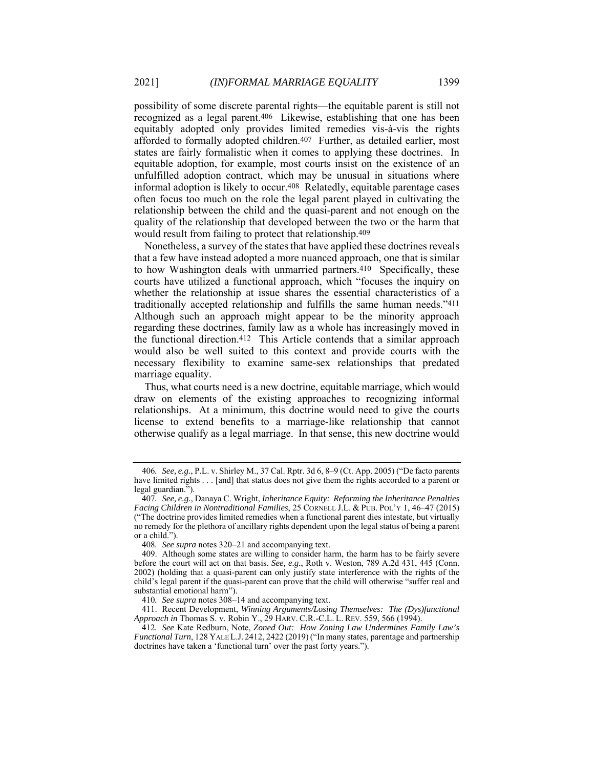possibility of some discrete parental rights—the equitable parent is still not recognized as a legal parent.[406] Likewise, establishing that one has been equitably adopted only provides limited remedies vis-à-vis the rights afforded to formally adopted children.[407] Further, as detailed earlier, most states are fairly formalistic when it comes to applying these doctrines. In equitable adoption, for example, most courts insist on the existence of an unfulfilled adoption contract, which may be unusual in situations where informal adoption is likely to occur.[408] Relatedly, equitable parentage cases often focus too much on the role the legal parent played in cultivating the relationship between the child and the quasi-parent and not enough on the quality of the relationship that developed between the two or the harm that would result from failing to protect that relationship.[409]

Nonetheless, a survey of the states that have applied these doctrines reveals that a few have instead adopted a more nuanced approach, one that is similar to how Washington deals with unmarried partners.[410] Specifically, these courts have utilized a functional approach, which "focuses the inquiry on whether the relationship at issue shares the essential characteristics of a traditionally accepted relationship and fulfills the same human needs."[411] Although such an approach might appear to be the minority approach regarding these doctrines, family law as a whole has increasingly moved in the functional direction.[412] This Article contends that a similar approach would also be well suited to this context and provide courts with the necessary flexibility to examine same-sex relationships that predated marriage equality.

Thus, what courts need is a new doctrine, equitable marriage, which would draw on elements of the existing approaches to recognizing informal relationships. At a minimum, this doctrine would need to give the courts license to extend benefits to a marriage-like relationship that cannot otherwise qualify as a legal marriage. In that sense, this new doctrine would

---

406. *See, e.g.*, P.L. v. Shirley M., 37 Cal. Rptr. 3d 6, 8–9 (Ct. App. 2005) ("De facto parents have limited rights . . . [and] that status does not give them the rights accorded to a parent or legal guardian.").

407. *See, e.g.*, Danaya C. Wright, *Inheritance Equity: Reforming the Inheritance Penalties Facing Children in Nontraditional Families*, 25 CORNELL J.L. & PUB. POL'Y 1, 46–47 (2015) ("The doctrine provides limited remedies when a functional parent dies intestate, but virtually no remedy for the plethora of ancillary rights dependent upon the legal status of being a parent or a child.").

408. *See supra* notes 320–21 and accompanying text.

409. Although some states are willing to consider harm, the harm has to be fairly severe before the court will act on that basis. *See, e.g.*, Roth v. Weston, 789 A.2d 431, 445 (Conn. 2002) (holding that a quasi-parent can only justify state interference with the rights of the child's legal parent if the quasi-parent can prove that the child will otherwise "suffer real and substantial emotional harm").

410. *See supra* notes 308–14 and accompanying text.

411. Recent Development, *Winning Arguments/Losing Themselves: The (Dys)functional Approach in* Thomas S. v. Robin Y., 29 HARV. C.R.-C.L. L. REV. 559, 566 (1994).

412. *See* Kate Redburn, Note, *Zoned Out: How Zoning Law Undermines Family Law's Functional Turn*, 128 YALE L.J. 2412, 2422 (2019) ("In many states, parentage and partnership doctrines have taken a 'functional turn' over the past forty years.").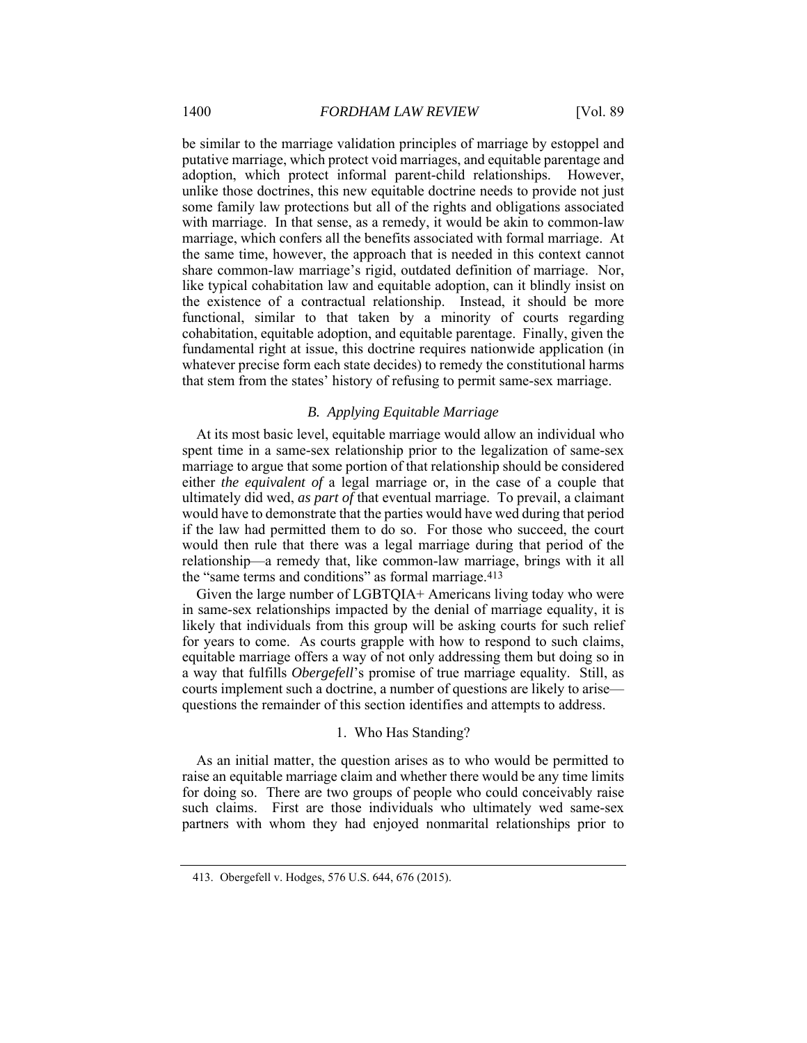be similar to the marriage validation principles of marriage by estoppel and putative marriage, which protect void marriages, and equitable parentage and adoption, which protect informal parent-child relationships. However, unlike those doctrines, this new equitable doctrine needs to provide not just some family law protections but all of the rights and obligations associated with marriage. In that sense, as a remedy, it would be akin to common-law marriage, which confers all the benefits associated with formal marriage. At the same time, however, the approach that is needed in this context cannot share common-law marriage's rigid, outdated definition of marriage. Nor, like typical cohabitation law and equitable adoption, can it blindly insist on the existence of a contractual relationship. Instead, it should be more functional, similar to that taken by a minority of courts regarding cohabitation, equitable adoption, and equitable parentage. Finally, given the fundamental right at issue, this doctrine requires nationwide application (in whatever precise form each state decides) to remedy the constitutional harms that stem from the states' history of refusing to permit same-sex marriage.

### *B. Applying Equitable Marriage*

At its most basic level, equitable marriage would allow an individual who spent time in a same-sex relationship prior to the legalization of same-sex marriage to argue that some portion of that relationship should be considered either *the equivalent of* a legal marriage or, in the case of a couple that ultimately did wed, *as part of* that eventual marriage. To prevail, a claimant would have to demonstrate that the parties would have wed during that period if the law had permitted them to do so. For those who succeed, the court would then rule that there was a legal marriage during that period of the relationship—a remedy that, like common-law marriage, brings with it all the "same terms and conditions" as formal marriage.[413]

Given the large number of LGBTQIA+ Americans living today who were in same-sex relationships impacted by the denial of marriage equality, it is likely that individuals from this group will be asking courts for such relief for years to come. As courts grapple with how to respond to such claims, equitable marriage offers a way of not only addressing them but doing so in a way that fulfills *Obergefell*'s promise of true marriage equality. Still, as courts implement such a doctrine, a number of questions are likely to arise—questions the remainder of this section identifies and attempts to address.

#### 1. Who Has Standing?

As an initial matter, the question arises as to who would be permitted to raise an equitable marriage claim and whether there would be any time limits for doing so. There are two groups of people who could conceivably raise such claims. First are those individuals who ultimately wed same-sex partners with whom they had enjoyed nonmarital relationships prior to

---

413. Obergefell v. Hodges, 576 U.S. 644, 676 (2015).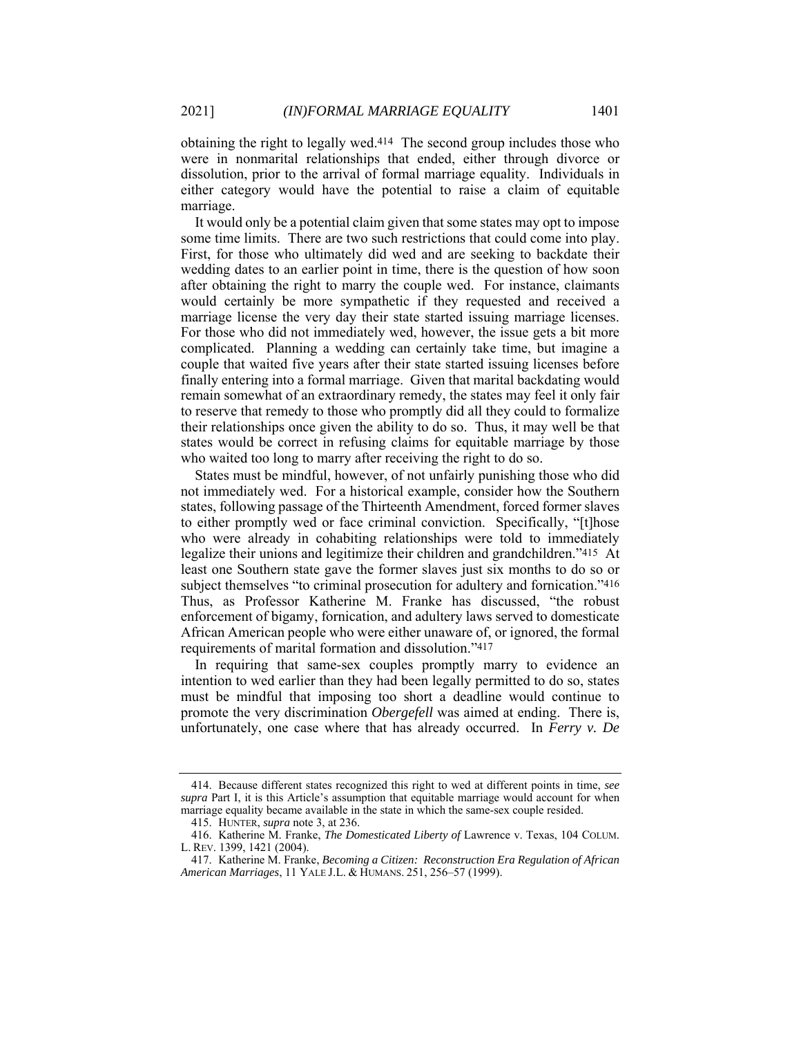obtaining the right to legally wed.[414] The second group includes those who were in nonmarital relationships that ended, either through divorce or dissolution, prior to the arrival of formal marriage equality. Individuals in either category would have the potential to raise a claim of equitable marriage.

It would only be a potential claim given that some states may opt to impose some time limits. There are two such restrictions that could come into play. First, for those who ultimately did wed and are seeking to backdate their wedding dates to an earlier point in time, there is the question of how soon after obtaining the right to marry the couple wed. For instance, claimants would certainly be more sympathetic if they requested and received a marriage license the very day their state started issuing marriage licenses. For those who did not immediately wed, however, the issue gets a bit more complicated. Planning a wedding can certainly take time, but imagine a couple that waited five years after their state started issuing licenses before finally entering into a formal marriage. Given that marital backdating would remain somewhat of an extraordinary remedy, the states may feel it only fair to reserve that remedy to those who promptly did all they could to formalize their relationships once given the ability to do so. Thus, it may well be that states would be correct in refusing claims for equitable marriage by those who waited too long to marry after receiving the right to do so.

States must be mindful, however, of not unfairly punishing those who did not immediately wed. For a historical example, consider how the Southern states, following passage of the Thirteenth Amendment, forced former slaves to either promptly wed or face criminal conviction. Specifically, "[t]hose who were already in cohabiting relationships were told to immediately legalize their unions and legitimize their children and grandchildren."[415] At least one Southern state gave the former slaves just six months to do so or subject themselves "to criminal prosecution for adultery and fornication."[416] Thus, as Professor Katherine M. Franke has discussed, "the robust enforcement of bigamy, fornication, and adultery laws served to domesticate African American people who were either unaware of, or ignored, the formal requirements of marital formation and dissolution."[417]

In requiring that same-sex couples promptly marry to evidence an intention to wed earlier than they had been legally permitted to do so, states must be mindful that imposing too short a deadline would continue to promote the very discrimination *Obergefell* was aimed at ending. There is, unfortunately, one case where that has already occurred. In *Ferry v. De*

---

414. Because different states recognized this right to wed at different points in time, *see supra* Part I, it is this Article's assumption that equitable marriage would account for when marriage equality became available in the state in which the same-sex couple resided.

415. HUNTER, *supra* note 3, at 236.

416. Katherine M. Franke, *The Domesticated Liberty of* Lawrence v. Texas, 104 COLUM. L. REV. 1399, 1421 (2004).

417. Katherine M. Franke, *Becoming a Citizen: Reconstruction Era Regulation of African American Marriages*, 11 YALE J.L. & HUMANS. 251, 256–57 (1999).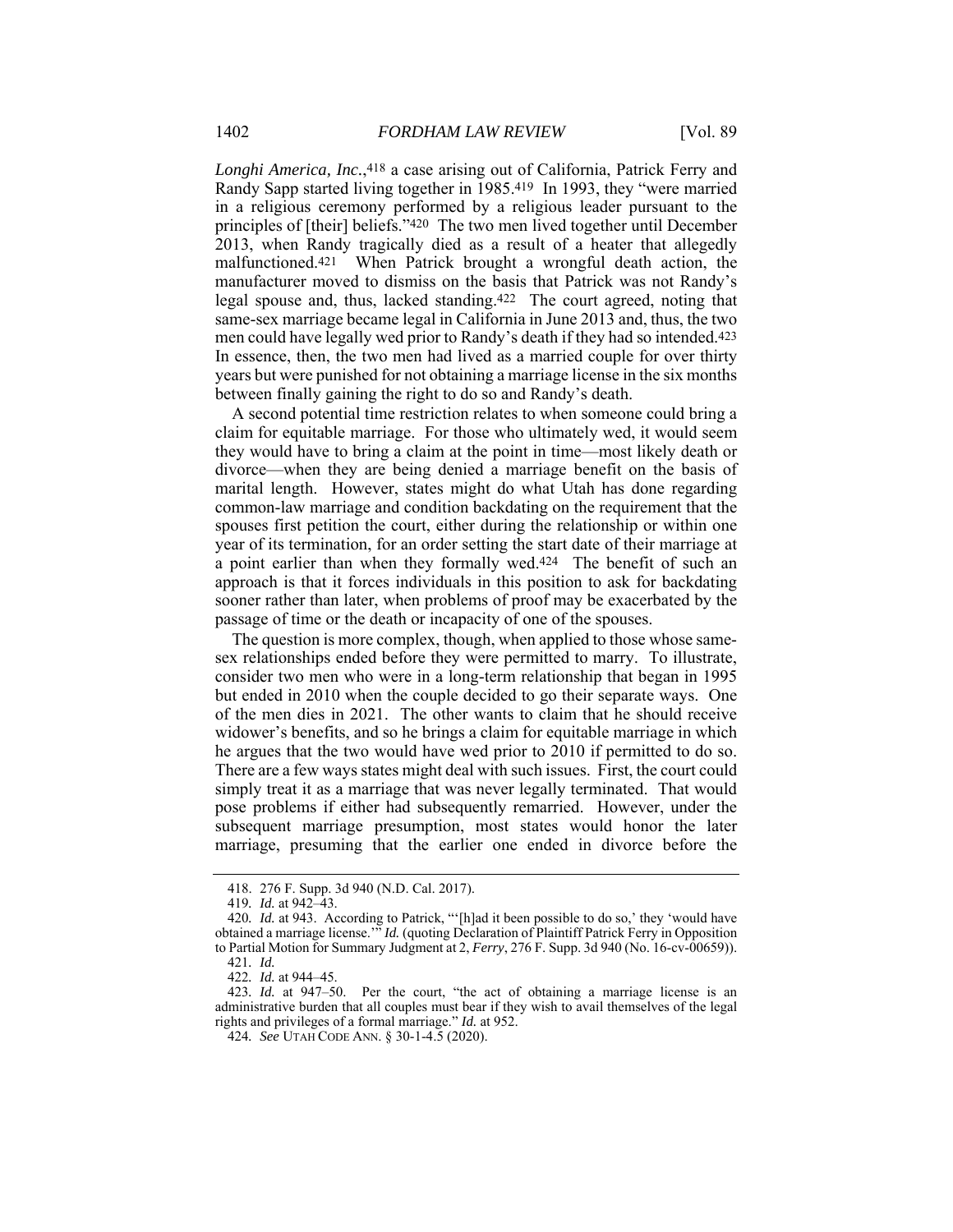*Longhi America, Inc.*,[418] a case arising out of California, Patrick Ferry and Randy Sapp started living together in 1985.[419] In 1993, they "were married in a religious ceremony performed by a religious leader pursuant to the principles of [their] beliefs."[420] The two men lived together until December 2013, when Randy tragically died as a result of a heater that allegedly malfunctioned.[421] When Patrick brought a wrongful death action, the manufacturer moved to dismiss on the basis that Patrick was not Randy's legal spouse and, thus, lacked standing.[422] The court agreed, noting that same-sex marriage became legal in California in June 2013 and, thus, the two men could have legally wed prior to Randy's death if they had so intended.[423] In essence, then, the two men had lived as a married couple for over thirty years but were punished for not obtaining a marriage license in the six months between finally gaining the right to do so and Randy's death.

A second potential time restriction relates to when someone could bring a claim for equitable marriage. For those who ultimately wed, it would seem they would have to bring a claim at the point in time—most likely death or divorce—when they are being denied a marriage benefit on the basis of marital length. However, states might do what Utah has done regarding common-law marriage and condition backdating on the requirement that the spouses first petition the court, either during the relationship or within one year of its termination, for an order setting the start date of their marriage at a point earlier than when they formally wed.[424] The benefit of such an approach is that it forces individuals in this position to ask for backdating sooner rather than later, when problems of proof may be exacerbated by the passage of time or the death or incapacity of one of the spouses.

The question is more complex, though, when applied to those whose same-sex relationships ended before they were permitted to marry. To illustrate, consider two men who were in a long-term relationship that began in 1995 but ended in 2010 when the couple decided to go their separate ways. One of the men dies in 2021. The other wants to claim that he should receive widower's benefits, and so he brings a claim for equitable marriage in which he argues that the two would have wed prior to 2010 if permitted to do so. There are a few ways states might deal with such issues. First, the court could simply treat it as a marriage that was never legally terminated. That would pose problems if either had subsequently remarried. However, under the subsequent marriage presumption, most states would honor the later marriage, presuming that the earlier one ended in divorce before the

---

418. 276 F. Supp. 3d 940 (N.D. Cal. 2017).

419. *Id.* at 942–43.

420. *Id.* at 943. According to Patrick, "'[h]ad it been possible to do so,' they 'would have obtained a marriage license.'" *Id.* (quoting Declaration of Plaintiff Patrick Ferry in Opposition to Partial Motion for Summary Judgment at 2, *Ferry*, 276 F. Supp. 3d 940 (No. 16-cv-00659)).

421. *Id.*

422. *Id.* at 944–45.

423. *Id.* at 947–50. Per the court, "the act of obtaining a marriage license is an administrative burden that all couples must bear if they wish to avail themselves of the legal rights and privileges of a formal marriage." *Id.* at 952.

424. *See* UTAH CODE ANN. § 30-1-4.5 (2020).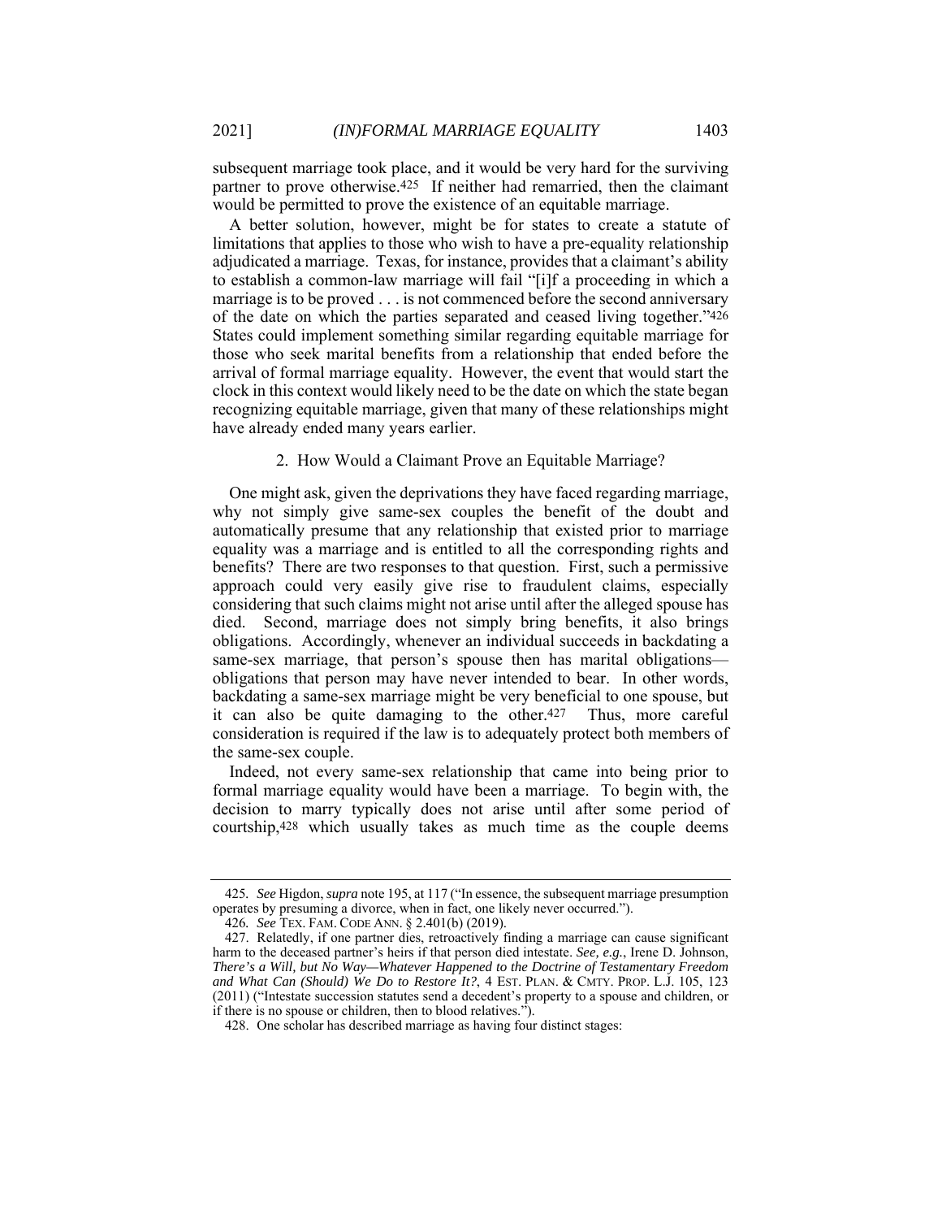subsequent marriage took place, and it would be very hard for the surviving partner to prove otherwise.[425] If neither had remarried, then the claimant would be permitted to prove the existence of an equitable marriage.

A better solution, however, might be for states to create a statute of limitations that applies to those who wish to have a pre-equality relationship adjudicated a marriage. Texas, for instance, provides that a claimant's ability to establish a common-law marriage will fail "[i]f a proceeding in which a marriage is to be proved . . . is not commenced before the second anniversary of the date on which the parties separated and ceased living together."[426] States could implement something similar regarding equitable marriage for those who seek marital benefits from a relationship that ended before the arrival of formal marriage equality. However, the event that would start the clock in this context would likely need to be the date on which the state began recognizing equitable marriage, given that many of these relationships might have already ended many years earlier.

### 2. How Would a Claimant Prove an Equitable Marriage?

One might ask, given the deprivations they have faced regarding marriage, why not simply give same-sex couples the benefit of the doubt and automatically presume that any relationship that existed prior to marriage equality was a marriage and is entitled to all the corresponding rights and benefits? There are two responses to that question. First, such a permissive approach could very easily give rise to fraudulent claims, especially considering that such claims might not arise until after the alleged spouse has died. Second, marriage does not simply bring benefits, it also brings obligations. Accordingly, whenever an individual succeeds in backdating a same-sex marriage, that person's spouse then has marital obligations—obligations that person may have never intended to bear. In other words, backdating a same-sex marriage might be very beneficial to one spouse, but it can also be quite damaging to the other.[427] Thus, more careful consideration is required if the law is to adequately protect both members of the same-sex couple.

Indeed, not every same-sex relationship that came into being prior to formal marriage equality would have been a marriage. To begin with, the decision to marry typically does not arise until after some period of courtship,[428] which usually takes as much time as the couple deems

---

425. *See* Higdon, *supra* note 195, at 117 ("In essence, the subsequent marriage presumption operates by presuming a divorce, when in fact, one likely never occurred.").

426. *See* TEX. FAM. CODE ANN. § 2.401(b) (2019).

427. Relatedly, if one partner dies, retroactively finding a marriage can cause significant harm to the deceased partner's heirs if that person died intestate. *See, e.g.*, Irene D. Johnson, *There's a Will, but No Way—Whatever Happened to the Doctrine of Testamentary Freedom and What Can (Should) We Do to Restore It?*, 4 EST. PLAN. & CMTY. PROP. L.J. 105, 123 (2011) ("Intestate succession statutes send a decedent's property to a spouse and children, or if there is no spouse or children, then to blood relatives.").

428. One scholar has described marriage as having four distinct stages: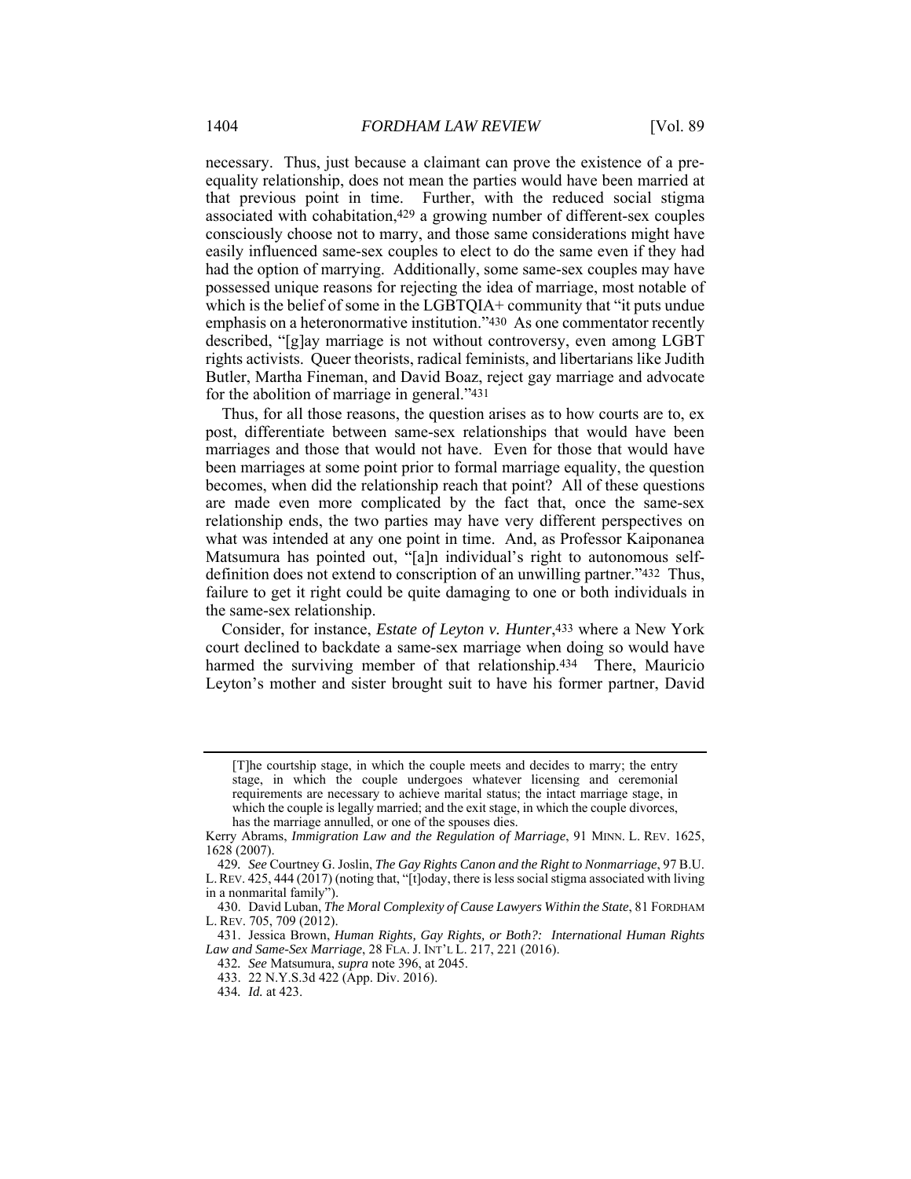necessary. Thus, just because a claimant can prove the existence of a pre-equality relationship, does not mean the parties would have been married at that previous point in time. Further, with the reduced social stigma associated with cohabitation,[429] a growing number of different-sex couples consciously choose not to marry, and those same considerations might have easily influenced same-sex couples to elect to do the same even if they had had the option of marrying. Additionally, some same-sex couples may have possessed unique reasons for rejecting the idea of marriage, most notable of which is the belief of some in the LGBTQIA+ community that "it puts undue emphasis on a heteronormative institution."[430] As one commentator recently described, "[g]ay marriage is not without controversy, even among LGBT rights activists. Queer theorists, radical feminists, and libertarians like Judith Butler, Martha Fineman, and David Boaz, reject gay marriage and advocate for the abolition of marriage in general."[431]

Thus, for all those reasons, the question arises as to how courts are to, ex post, differentiate between same-sex relationships that would have been marriages and those that would not have. Even for those that would have been marriages at some point prior to formal marriage equality, the question becomes, when did the relationship reach that point? All of these questions are made even more complicated by the fact that, once the same-sex relationship ends, the two parties may have very different perspectives on what was intended at any one point in time. And, as Professor Kaiponanea Matsumura has pointed out, "[a]n individual's right to autonomous self-definition does not extend to conscription of an unwilling partner."[432] Thus, failure to get it right could be quite damaging to one or both individuals in the same-sex relationship.

Consider, for instance, *Estate of Leyton v. Hunter*,[433] where a New York court declined to backdate a same-sex marriage when doing so would have harmed the surviving member of that relationship.[434] There, Mauricio Leyton's mother and sister brought suit to have his former partner, David

---

> [T]he courtship stage, in which the couple meets and decides to marry; the entry stage, in which the couple undergoes whatever licensing and ceremonial requirements are necessary to achieve marital status; the intact marriage stage, in which the couple is legally married; and the exit stage, in which the couple divorces, has the marriage annulled, or one of the spouses dies.

Kerry Abrams, *Immigration Law and the Regulation of Marriage*, 91 MINN. L. REV. 1625, 1628 (2007).

429. *See* Courtney G. Joslin, *The Gay Rights Canon and the Right to Nonmarriage*, 97 B.U. L. REV. 425, 444 (2017) (noting that, "[t]oday, there is less social stigma associated with living in a nonmarital family").

430. David Luban, *The Moral Complexity of Cause Lawyers Within the State*, 81 FORDHAM L. REV. 705, 709 (2012).

431. Jessica Brown, *Human Rights, Gay Rights, or Both?: International Human Rights Law and Same-Sex Marriage*, 28 FLA. J. INT'L L. 217, 221 (2016).

432. *See* Matsumura, *supra* note 396, at 2045.

433. 22 N.Y.S.3d 422 (App. Div. 2016).

434. *Id.* at 423.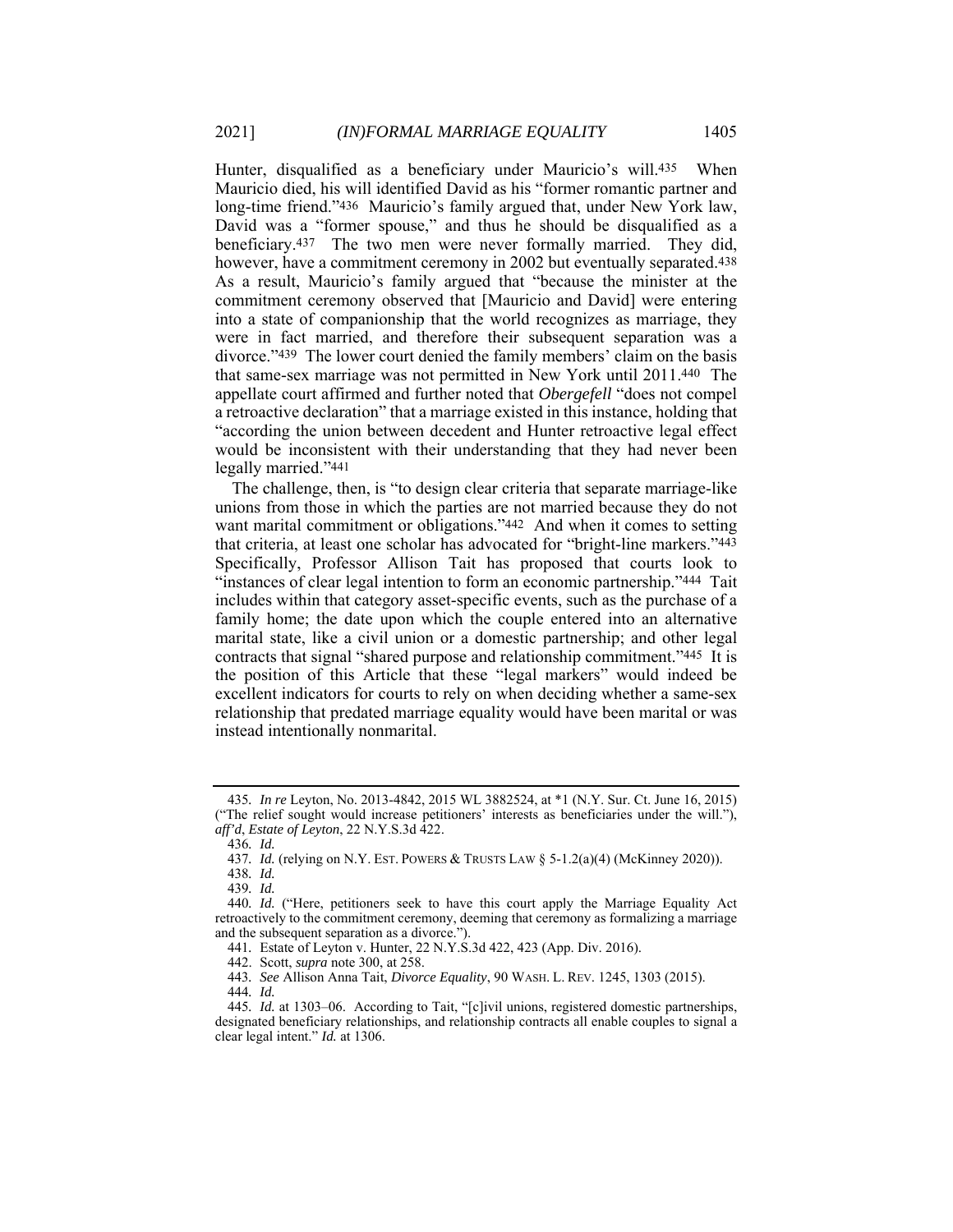Hunter, disqualified as a beneficiary under Mauricio's will.[435] When Mauricio died, his will identified David as his "former romantic partner and long-time friend."[436] Mauricio's family argued that, under New York law, David was a "former spouse," and thus he should be disqualified as a beneficiary.[437] The two men were never formally married. They did, however, have a commitment ceremony in 2002 but eventually separated.[438] As a result, Mauricio's family argued that "because the minister at the commitment ceremony observed that [Mauricio and David] were entering into a state of companionship that the world recognizes as marriage, they were in fact married, and therefore their subsequent separation was a divorce."[439] The lower court denied the family members' claim on the basis that same-sex marriage was not permitted in New York until 2011.[440] The appellate court affirmed and further noted that *Obergefell* "does not compel a retroactive declaration" that a marriage existed in this instance, holding that "according the union between decedent and Hunter retroactive legal effect would be inconsistent with their understanding that they had never been legally married."[441]

The challenge, then, is "to design clear criteria that separate marriage-like unions from those in which the parties are not married because they do not want marital commitment or obligations."[442] And when it comes to setting that criteria, at least one scholar has advocated for "bright-line markers."[443] Specifically, Professor Allison Tait has proposed that courts look to "instances of clear legal intention to form an economic partnership."[444] Tait includes within that category asset-specific events, such as the purchase of a family home; the date upon which the couple entered into an alternative marital state, like a civil union or a domestic partnership; and other legal contracts that signal "shared purpose and relationship commitment."[445] It is the position of this Article that these "legal markers" would indeed be excellent indicators for courts to rely on when deciding whether a same-sex relationship that predated marriage equality would have been marital or was instead intentionally nonmarital.

---

435. *In re* Leyton, No. 2013-4842, 2015 WL 3882524, at *1 (N.Y. Sur. Ct. June 16, 2015) ("The relief sought would increase petitioners' interests as beneficiaries under the will."), *aff'd*, *Estate of Leyton*, 22 N.Y.S.3d 422.

436. *Id.*

437. *Id.* (relying on N.Y. EST. POWERS & TRUSTS LAW § 5-1.2(a)(4) (McKinney 2020)).

438. *Id.*

439. *Id.*

440. *Id.* ("Here, petitioners seek to have this court apply the Marriage Equality Act retroactively to the commitment ceremony, deeming that ceremony as formalizing a marriage and the subsequent separation as a divorce.").

441. Estate of Leyton v. Hunter, 22 N.Y.S.3d 422, 423 (App. Div. 2016).

442. Scott, *supra* note 300, at 258.

443. *See* Allison Anna Tait, *Divorce Equality*, 90 WASH. L. REV. 1245, 1303 (2015).

444. *Id.*

445. *Id.* at 1303–06. According to Tait, "[c]ivil unions, registered domestic partnerships, designated beneficiary relationships, and relationship contracts all enable couples to signal a clear legal intent." *Id.* at 1306.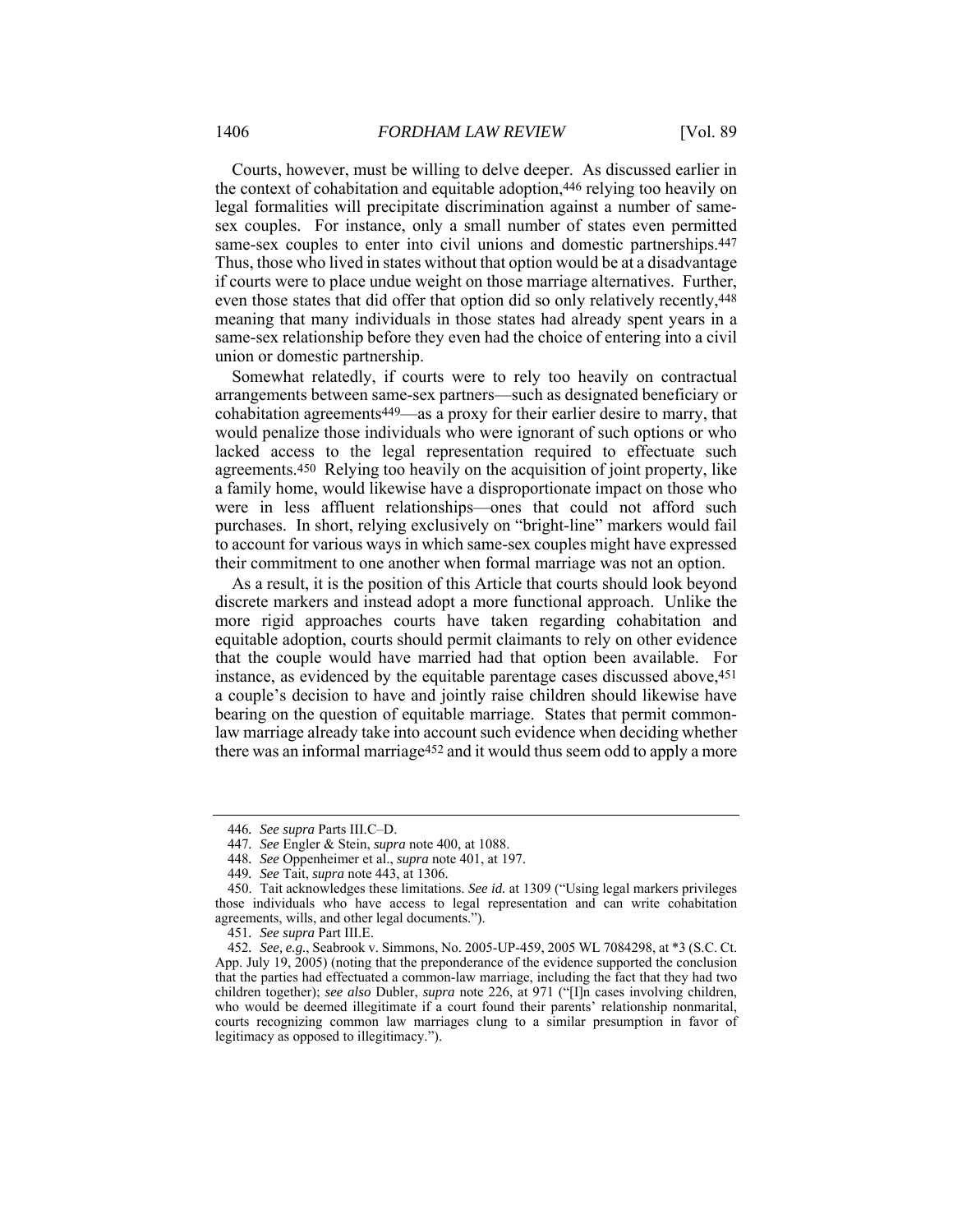Courts, however, must be willing to delve deeper. As discussed earlier in the context of cohabitation and equitable adoption,[446] relying too heavily on legal formalities will precipitate discrimination against a number of same-sex couples. For instance, only a small number of states even permitted same-sex couples to enter into civil unions and domestic partnerships.[447] Thus, those who lived in states without that option would be at a disadvantage if courts were to place undue weight on those marriage alternatives. Further, even those states that did offer that option did so only relatively recently,[448] meaning that many individuals in those states had already spent years in a same-sex relationship before they even had the choice of entering into a civil union or domestic partnership.

Somewhat relatedly, if courts were to rely too heavily on contractual arrangements between same-sex partners—such as designated beneficiary or cohabitation agreements[449]—as a proxy for their earlier desire to marry, that would penalize those individuals who were ignorant of such options or who lacked access to the legal representation required to effectuate such agreements.[450] Relying too heavily on the acquisition of joint property, like a family home, would likewise have a disproportionate impact on those who were in less affluent relationships—ones that could not afford such purchases. In short, relying exclusively on "bright-line" markers would fail to account for various ways in which same-sex couples might have expressed their commitment to one another when formal marriage was not an option.

As a result, it is the position of this Article that courts should look beyond discrete markers and instead adopt a more functional approach. Unlike the more rigid approaches courts have taken regarding cohabitation and equitable adoption, courts should permit claimants to rely on other evidence that the couple would have married had that option been available. For instance, as evidenced by the equitable parentage cases discussed above,[451] a couple's decision to have and jointly raise children should likewise have bearing on the question of equitable marriage. States that permit common-law marriage already take into account such evidence when deciding whether there was an informal marriage[452] and it would thus seem odd to apply a more

---

446. *See supra* Parts III.C–D.

447. *See* Engler & Stein, *supra* note 400, at 1088.

448. *See* Oppenheimer et al., *supra* note 401, at 197.

449. *See* Tait, *supra* note 443, at 1306.

450. Tait acknowledges these limitations. *See id.* at 1309 ("Using legal markers privileges those individuals who have access to legal representation and can write cohabitation agreements, wills, and other legal documents.").

451. *See supra* Part III.E.

452. *See, e.g.*, Seabrook v. Simmons, No. 2005-UP-459, 2005 WL 7084298, at *3 (S.C. Ct. App. July 19, 2005) (noting that the preponderance of the evidence supported the conclusion that the parties had effectuated a common-law marriage, including the fact that they had two children together); *see also* Dubler, *supra* note 226, at 971 ("[I]n cases involving children, who would be deemed illegitimate if a court found their parents' relationship nonmarital, courts recognizing common law marriages clung to a similar presumption in favor of legitimacy as opposed to illegitimacy.").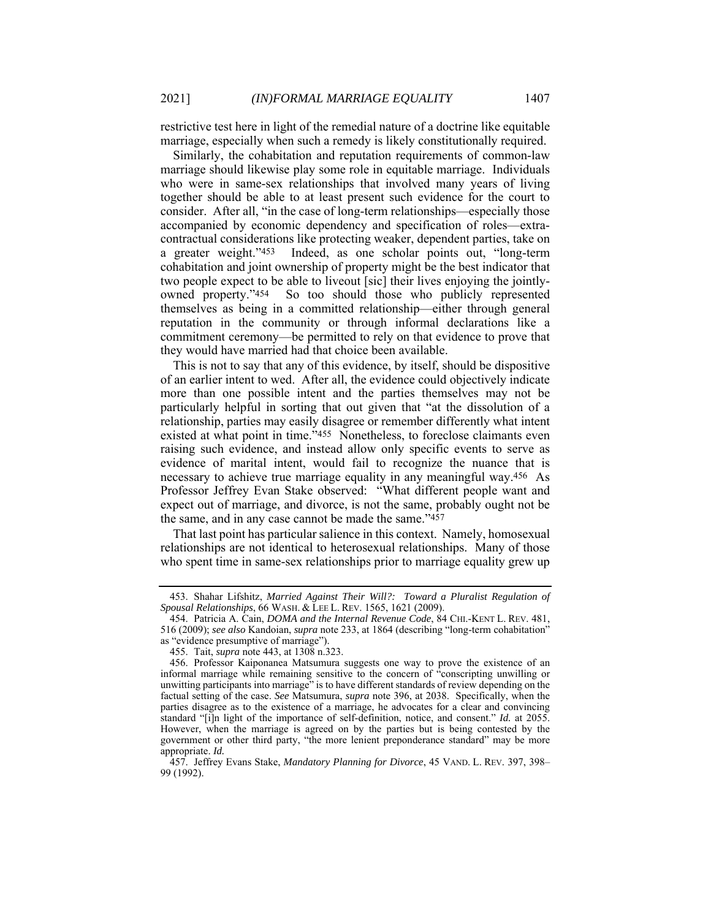restrictive test here in light of the remedial nature of a doctrine like equitable marriage, especially when such a remedy is likely constitutionally required.

Similarly, the cohabitation and reputation requirements of common-law marriage should likewise play some role in equitable marriage. Individuals who were in same-sex relationships that involved many years of living together should be able to at least present such evidence for the court to consider. After all, "in the case of long-term relationships—especially those accompanied by economic dependency and specification of roles—extra-contractual considerations like protecting weaker, dependent parties, take on a greater weight."[453] Indeed, as one scholar points out, "long-term cohabitation and joint ownership of property might be the best indicator that two people expect to be able to liveout [sic] their lives enjoying the jointly-owned property."[454] So too should those who publicly represented themselves as being in a committed relationship—either through general reputation in the community or through informal declarations like a commitment ceremony—be permitted to rely on that evidence to prove that they would have married had that choice been available.

This is not to say that any of this evidence, by itself, should be dispositive of an earlier intent to wed. After all, the evidence could objectively indicate more than one possible intent and the parties themselves may not be particularly helpful in sorting that out given that "at the dissolution of a relationship, parties may easily disagree or remember differently what intent existed at what point in time."[455] Nonetheless, to foreclose claimants even raising such evidence, and instead allow only specific events to serve as evidence of marital intent, would fail to recognize the nuance that is necessary to achieve true marriage equality in any meaningful way.[456] As Professor Jeffrey Evan Stake observed: "What different people want and expect out of marriage, and divorce, is not the same, probably ought not be the same, and in any case cannot be made the same."[457]

That last point has particular salience in this context. Namely, homosexual relationships are not identical to heterosexual relationships. Many of those who spent time in same-sex relationships prior to marriage equality grew up

---

453. Shahar Lifshitz, *Married Against Their Will?: Toward a Pluralist Regulation of Spousal Relationships*, 66 WASH. & LEE L. REV. 1565, 1621 (2009).

454. Patricia A. Cain, *DOMA and the Internal Revenue Code*, 84 CHI.-KENT L. REV. 481, 516 (2009); *see also* Kandoian, *supra* note 233, at 1864 (describing "long-term cohabitation" as "evidence presumptive of marriage").

455. Tait, *supra* note 443, at 1308 n.323.

456. Professor Kaiponanea Matsumura suggests one way to prove the existence of an informal marriage while remaining sensitive to the concern of "conscripting unwilling or unwitting participants into marriage" is to have different standards of review depending on the factual setting of the case. *See* Matsumura, *supra* note 396, at 2038. Specifically, when the parties disagree as to the existence of a marriage, he advocates for a clear and convincing standard "[i]n light of the importance of self-definition, notice, and consent." *Id.* at 2055. However, when the marriage is agreed on by the parties but is being contested by the government or other third party, "the more lenient preponderance standard" may be more appropriate. *Id.*

457. Jeffrey Evans Stake, *Mandatory Planning for Divorce*, 45 VAND. L. REV. 397, 398–99 (1992).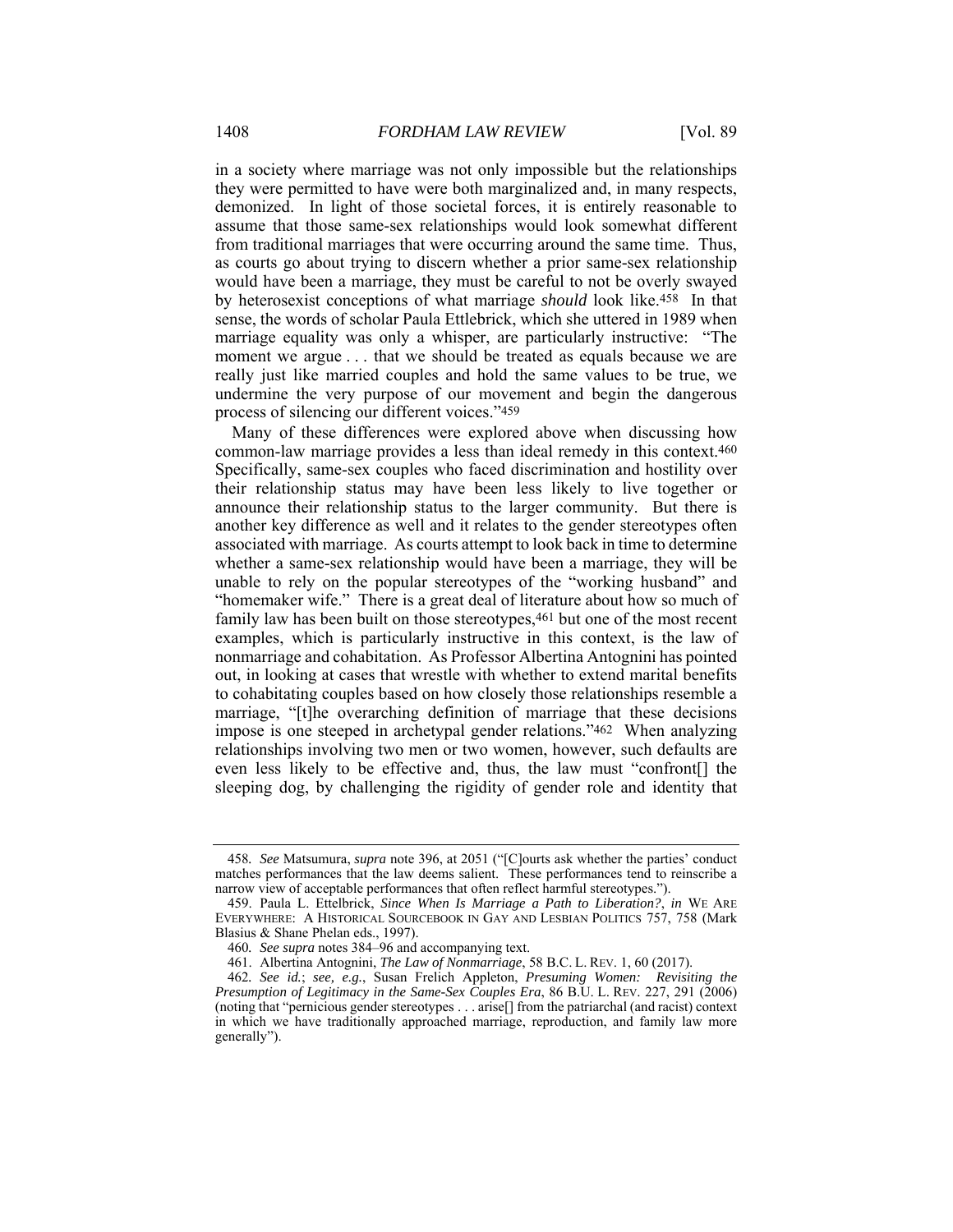in a society where marriage was not only impossible but the relationships they were permitted to have were both marginalized and, in many respects, demonized. In light of those societal forces, it is entirely reasonable to assume that those same-sex relationships would look somewhat different from traditional marriages that were occurring around the same time. Thus, as courts go about trying to discern whether a prior same-sex relationship would have been a marriage, they must be careful to not be overly swayed by heterosexist conceptions of what marriage *should* look like.[458] In that sense, the words of scholar Paula Ettlebrick, which she uttered in 1989 when marriage equality was only a whisper, are particularly instructive: "The moment we argue . . . that we should be treated as equals because we are really just like married couples and hold the same values to be true, we undermine the very purpose of our movement and begin the dangerous process of silencing our different voices."[459]

Many of these differences were explored above when discussing how common-law marriage provides a less than ideal remedy in this context.[460] Specifically, same-sex couples who faced discrimination and hostility over their relationship status may have been less likely to live together or announce their relationship status to the larger community. But there is another key difference as well and it relates to the gender stereotypes often associated with marriage. As courts attempt to look back in time to determine whether a same-sex relationship would have been a marriage, they will be unable to rely on the popular stereotypes of the "working husband" and "homemaker wife." There is a great deal of literature about how so much of family law has been built on those stereotypes,[461] but one of the most recent examples, which is particularly instructive in this context, is the law of nonmarriage and cohabitation. As Professor Albertina Antognini has pointed out, in looking at cases that wrestle with whether to extend marital benefits to cohabitating couples based on how closely those relationships resemble a marriage, "[t]he overarching definition of marriage that these decisions impose is one steeped in archetypal gender relations."[462] When analyzing relationships involving two men or two women, however, such defaults are even less likely to be effective and, thus, the law must "confront[] the sleeping dog, by challenging the rigidity of gender role and identity that

---

458. *See* Matsumura, *supra* note 396, at 2051 ("[C]ourts ask whether the parties' conduct matches performances that the law deems salient. These performances tend to reinscribe a narrow view of acceptable performances that often reflect harmful stereotypes.").

459. Paula L. Ettelbrick, *Since When Is Marriage a Path to Liberation?*, *in* WE ARE EVERYWHERE: A HISTORICAL SOURCEBOOK IN GAY AND LESBIAN POLITICS 757, 758 (Mark Blasius & Shane Phelan eds., 1997).

460. *See supra* notes 384–96 and accompanying text.

461. Albertina Antognini, *The Law of Nonmarriage*, 58 B.C. L. REV. 1, 60 (2017).

462. *See id.*; *see, e.g.*, Susan Frelich Appleton, *Presuming Women: Revisiting the Presumption of Legitimacy in the Same-Sex Couples Era*, 86 B.U. L. REV. 227, 291 (2006) (noting that "pernicious gender stereotypes . . . arise[] from the patriarchal (and racist) context in which we have traditionally approached marriage, reproduction, and family law more generally").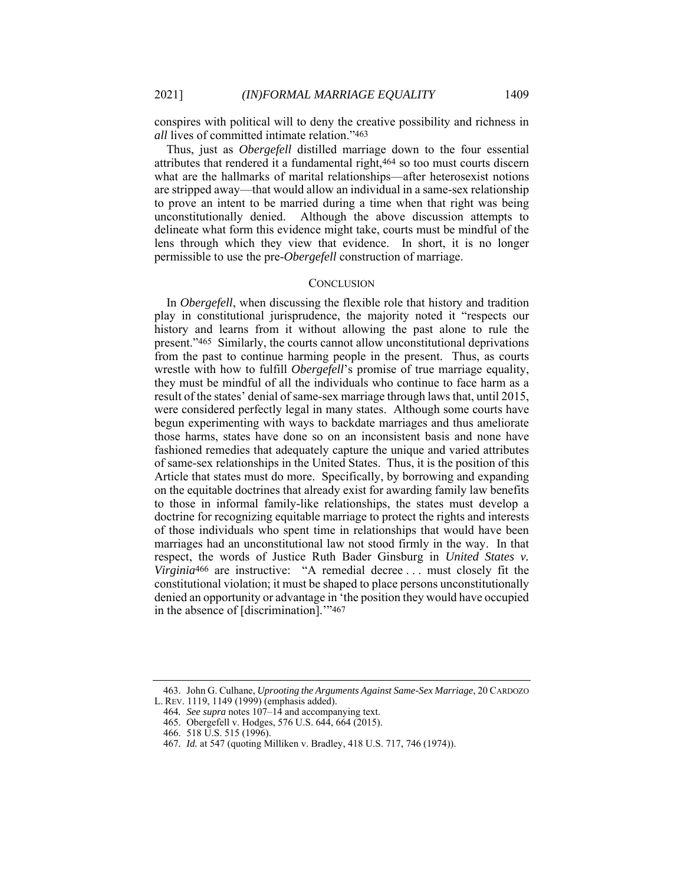conspires with political will to deny the creative possibility and richness in *all* lives of committed intimate relation."[463]

Thus, just as *Obergefell* distilled marriage down to the four essential attributes that rendered it a fundamental right,[464] so too must courts discern what are the hallmarks of marital relationships—after heterosexist notions are stripped away—that would allow an individual in a same-sex relationship to prove an intent to be married during a time when that right was being unconstitutionally denied. Although the above discussion attempts to delineate what form this evidence might take, courts must be mindful of the lens through which they view that evidence. In short, it is no longer permissible to use the pre-*Obergefell* construction of marriage.

## CONCLUSION

In *Obergefell*, when discussing the flexible role that history and tradition play in constitutional jurisprudence, the majority noted it "respects our history and learns from it without allowing the past alone to rule the present."[465] Similarly, the courts cannot allow unconstitutional deprivations from the past to continue harming people in the present. Thus, as courts wrestle with how to fulfill *Obergefell*'s promise of true marriage equality, they must be mindful of all the individuals who continue to face harm as a result of the states' denial of same-sex marriage through laws that, until 2015, were considered perfectly legal in many states. Although some courts have begun experimenting with ways to backdate marriages and thus ameliorate those harms, states have done so on an inconsistent basis and none have fashioned remedies that adequately capture the unique and varied attributes of same-sex relationships in the United States. Thus, it is the position of this Article that states must do more. Specifically, by borrowing and expanding on the equitable doctrines that already exist for awarding family law benefits to those in informal family-like relationships, the states must develop a doctrine for recognizing equitable marriage to protect the rights and interests of those individuals who spent time in relationships that would have been marriages had an unconstitutional law not stood firmly in the way. In that respect, the words of Justice Ruth Bader Ginsburg in *United States v. Virginia*[466] are instructive: "A remedial decree . . . must closely fit the constitutional violation; it must be shaped to place persons unconstitutionally denied an opportunity or advantage in 'the position they would have occupied in the absence of [discrimination].'"[467]

---

463. John G. Culhane, *Uprooting the Arguments Against Same-Sex Marriage*, 20 CARDOZO L. REV. 1119, 1149 (1999) (emphasis added).

464. *See supra* notes 107–14 and accompanying text.

465. Obergefell v. Hodges, 576 U.S. 644, 664 (2015).

466. 518 U.S. 515 (1996).

467. *Id.* at 547 (quoting Milliken v. Bradley, 418 U.S. 717, 746 (1974)).